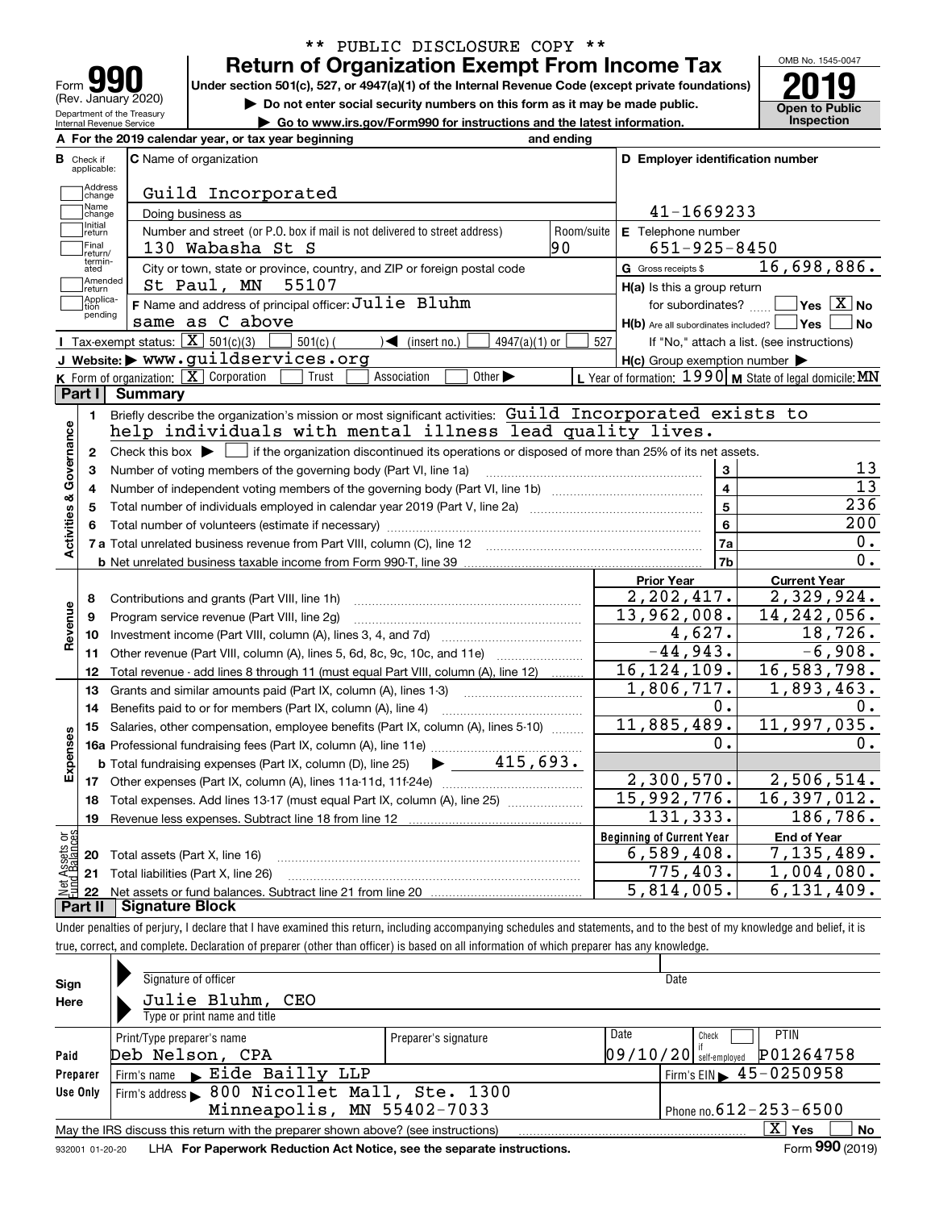\*\* PUBLIC DISCLOSURE COPY \*\*

# Form 990 — Return of Organization Exempt From Income Tax (2019)

Form **990** (Rev. January 2020)
Department of the Treasury
Internal Revenue Service

Under section 501(c), 527, or 4947(a)(1) of the Internal Revenue Code (except private foundations)

▶ Do not enter social security numbers on this form as it may be made public.

▶ Go to www.irs.gov/Form990 for instructions and the latest information.

OMB No. 1545-0047

**2019**

**Open to Public Inspection**

**A** For the 2019 calendar year, or tax year beginning and ending

**B** Check if applicable:
- Address change
- Name change
- Initial return
- Final return/terminated
- Amended return
- Application pending

**C** Name of organization: Guild Incorporated

Doing business as

Number and street (or P.O. box if mail is not delivered to street address): 130 Wabasha St S — Room/suite: 90

City or town, state or province, country, and ZIP or foreign postal code: St Paul, MN 55107

**F** Name and address of principal officer: Julie Bluhm, same as C above

**D** Employer identification number: 41-1669233

**E** Telephone number: 651-925-8450

**G** Gross receipts $ 16,698,886.

**H(a)** Is this a group return for subordinates? ☐ Yes ☒ No

**H(b)** Are all subordinates included? ☐ Yes ☐ No — If "No," attach a list. (see instructions)

**H(c)** Group exemption number ▶

**I** Tax-exempt status: ☒ 501(c)(3) ☐ 501(c) ( ) ◀ (insert no.) ☐ 4947(a)(1) or ☐ 527

**J** Website: ▶ www.guildservices.org

**K** Form of organization: ☒ Corporation ☐ Trust ☐ Association ☐ Other ▶

**L** Year of formation: 1990 **M** State of legal domicile: MN

## Part I Summary

### Activities & Governance

1. Briefly describe the organization's mission or most significant activities: Guild Incorporated exists to help individuals with mental illness lead quality lives.
2. Check this box ▶ ☐ if the organization discontinued its operations or disposed of more than 25% of its net assets.

| Line | Description | | Value |
|---|---|---|---|
| 3 | Number of voting members of the governing body (Part VI, line 1a) | 3 | 13 |
| 4 | Number of independent voting members of the governing body (Part VI, line 1b) | 4 | 13 |
| 5 | Total number of individuals employed in calendar year 2019 (Part V, line 2a) | 5 | 236 |
| 6 | Total number of volunteers (estimate if necessary) | 6 | 200 |
| 7a | Total unrelated business revenue from Part VIII, column (C), line 12 | 7a | 0. |
| 7b | Net unrelated business taxable income from Form 990-T, line 39 | 7b | 0. |

### Revenue, Expenses, and Net Assets

| Line | Description | Prior Year | Current Year |
|---|---|---|---|
| 8 | Contributions and grants (Part VIII, line 1h) | 2,202,417. | 2,329,924. |
| 9 | Program service revenue (Part VIII, line 2g) | 13,962,008. | 14,242,056. |
| 10 | Investment income (Part VIII, column (A), lines 3, 4, and 7d) | 4,627. | 18,726. |
| 11 | Other revenue (Part VIII, column (A), lines 5, 6d, 8c, 9c, 10c, and 11e) | -44,943. | -6,908. |
| 12 | Total revenue - add lines 8 through 11 (must equal Part VIII, column (A), line 12) | 16,124,109. | 16,583,798. |
| 13 | Grants and similar amounts paid (Part IX, column (A), lines 1-3) | 1,806,717. | 1,893,463. |
| 14 | Benefits paid to or for members (Part IX, column (A), line 4) | 0. | 0. |
| 15 | Salaries, other compensation, employee benefits (Part IX, column (A), lines 5-10) | 11,885,489. | 11,997,035. |
| 16a | Professional fundraising fees (Part IX, column (A), line 11e) | 0. | 0. |
| b | Total fundraising expenses (Part IX, column (D), line 25) ▶ 415,693. | | |
| 17 | Other expenses (Part IX, column (A), lines 11a-11d, 11f-24e) | 2,300,570. | 2,506,514. |
| 18 | Total expenses. Add lines 13-17 (must equal Part IX, column (A), line 25) | 15,992,776. | 16,397,012. |
| 19 | Revenue less expenses. Subtract line 18 from line 12 | 131,333. | 186,786. |

| Line | Description | Beginning of Current Year | End of Year |
|---|---|---|---|
| 20 | Total assets (Part X, line 16) | 6,589,408. | 7,135,489. |
| 21 | Total liabilities (Part X, line 26) | 775,403. | 1,004,080. |
| 22 | Net assets or fund balances. Subtract line 21 from line 20 | 5,814,005. | 6,131,409. |

## Part II Signature Block

Under penalties of perjury, I declare that I have examined this return, including accompanying schedules and statements, and to the best of my knowledge and belief, it is true, correct, and complete. Declaration of preparer (other than officer) is based on all information of which preparer has any knowledge.

**Sign Here**

Signature of officer — Date

Julie Bluhm, CEO
Type or print name and title

**Paid Preparer Use Only**

| Print/Type preparer's name | Preparer's signature | Date | Check if self-employed | PTIN |
|---|---|---|---|---|
| Deb Nelson, CPA | | 09/10/20 | ☐ | P01264758 |

Firm's name ▶ Eide Bailly LLP — Firm's EIN ▶ 45-0250958

Firm's address ▶ 800 Nicollet Mall, Ste. 1300, Minneapolis, MN 55402-7033 — Phone no. 612-253-6500

May the IRS discuss this return with the preparer shown above? (see instructions) ☒ Yes ☐ No

932001 01-20-20 LHA For Paperwork Reduction Act Notice, see the separate instructions. Form **990** (2019)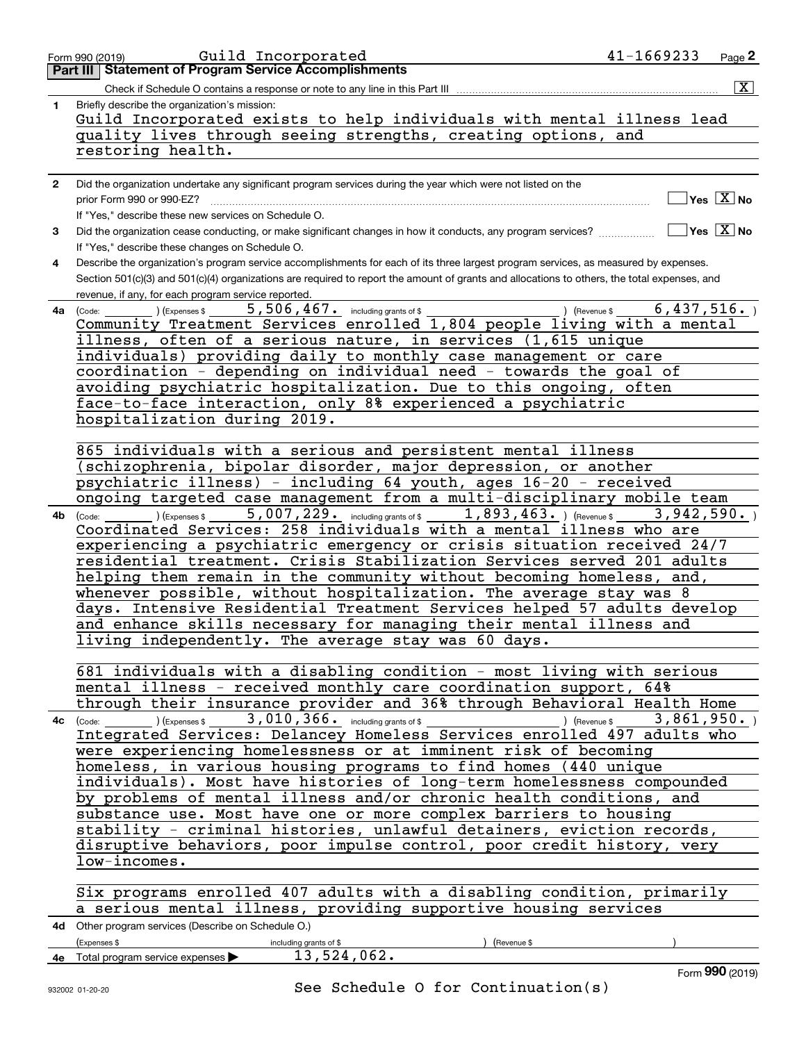Form 990 (2019) Guild Incorporated 41-1669233 Page 2

**Part III Statement of Program Service Accomplishments**

Check if Schedule O contains a response or note to any line in this Part III [X]

**1** Briefly describe the organization's mission:

Guild Incorporated exists to help individuals with mental illness lead quality lives through seeing strengths, creating options, and restoring health.

**2** Did the organization undertake any significant program services during the year which were not listed on the prior Form 990 or 990-EZ? Yes [ ] No [X]

If "Yes," describe these new services on Schedule O.

**3** Did the organization cease conducting, or make significant changes in how it conducts, any program services? Yes [ ] No [X]

If "Yes," describe these changes on Schedule O.

**4** Describe the organization's program service accomplishments for each of its three largest program services, as measured by expenses. Section 501(c)(3) and 501(c)(4) organizations are required to report the amount of grants and allocations to others, the total expenses, and revenue, if any, for each program service reported.

**4a** (Code: ) (Expenses $ 5,506,467. including grants of $ ) (Revenue $ 6,437,516. )

Community Treatment Services enrolled 1,804 people living with a mental illness, often of a serious nature, in services (1,615 unique individuals) providing daily to monthly case management or care coordination - depending on individual need - towards the goal of avoiding psychiatric hospitalization. Due to this ongoing, often face-to-face interaction, only 8% experienced a psychiatric hospitalization during 2019.

865 individuals with a serious and persistent mental illness (schizophrenia, bipolar disorder, major depression, or another psychiatric illness) - including 64 youth, ages 16-20 - received ongoing targeted case management from a multi-disciplinary mobile team

**4b** (Code: ) (Expenses $ 5,007,229. including grants of $ 1,893,463. ) (Revenue $ 3,942,590. )

Coordinated Services: 258 individuals with a mental illness who are experiencing a psychiatric emergency or crisis situation received 24/7 residential treatment. Crisis Stabilization Services served 201 adults helping them remain in the community without becoming homeless, and, whenever possible, without hospitalization. The average stay was 8 days. Intensive Residential Treatment Services helped 57 adults develop and enhance skills necessary for managing their mental illness and living independently. The average stay was 60 days.

681 individuals with a disabling condition - most living with serious mental illness - received monthly care coordination support, 64% through their insurance provider and 36% through Behavioral Health Home

**4c** (Code: ) (Expenses $ 3,010,366. including grants of $ ) (Revenue $ 3,861,950. )

Integrated Services: Delancey Homeless Services enrolled 497 adults who were experiencing homelessness or at imminent risk of becoming homeless, in various housing programs to find homes (440 unique individuals). Most have histories of long-term homelessness compounded by problems of mental illness and/or chronic health conditions, and substance use. Most have one or more complex barriers to housing stability - criminal histories, unlawful detainers, eviction records, disruptive behaviors, poor impulse control, poor credit history, very low-incomes.

Six programs enrolled 407 adults with a disabling condition, primarily a serious mental illness, providing supportive housing services

**4d** Other program services (Describe on Schedule O.)

(Expenses $ including grants of $ ) (Revenue $ )

**4e** Total program service expenses ▶ 13,524,062.

Form **990** (2019)

932002 01-20-20 See Schedule O for Continuation(s)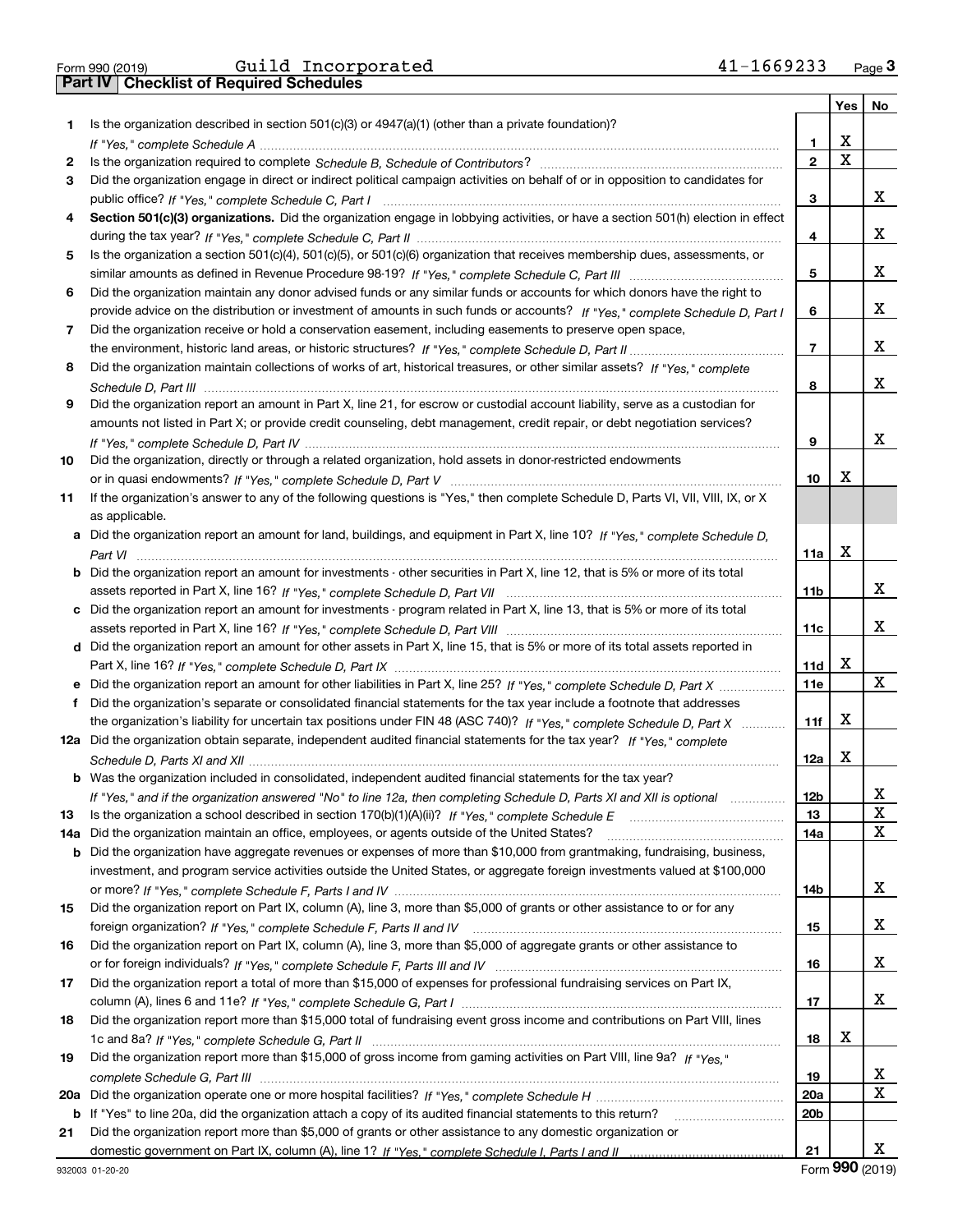Form 990 (2019) Guild Incorporated 41-1669233 Page **3**

## Part IV Checklist of Required Schedules

| | | | Yes | No |
|---|---|---|---|---|
| 1 | Is the organization described in section 501(c)(3) or 4947(a)(1) (other than a private foundation)? *If "Yes," complete Schedule A* | 1 | X | |
| 2 | Is the organization required to complete *Schedule B, Schedule of Contributors*? | 2 | X | |
| 3 | Did the organization engage in direct or indirect political campaign activities on behalf of or in opposition to candidates for public office? *If "Yes," complete Schedule C, Part I* | 3 | | X |
| 4 | **Section 501(c)(3) organizations.** Did the organization engage in lobbying activities, or have a section 501(h) election in effect during the tax year? *If "Yes," complete Schedule C, Part II* | 4 | | X |
| 5 | Is the organization a section 501(c)(4), 501(c)(5), or 501(c)(6) organization that receives membership dues, assessments, or similar amounts as defined in Revenue Procedure 98-19? *If "Yes," complete Schedule C, Part III* | 5 | | X |
| 6 | Did the organization maintain any donor advised funds or any similar funds or accounts for which donors have the right to provide advice on the distribution or investment of amounts in such funds or accounts? *If "Yes," complete Schedule D, Part I* | 6 | | X |
| 7 | Did the organization receive or hold a conservation easement, including easements to preserve open space, the environment, historic land areas, or historic structures? *If "Yes," complete Schedule D, Part II* | 7 | | X |
| 8 | Did the organization maintain collections of works of art, historical treasures, or other similar assets? *If "Yes," complete Schedule D, Part III* | 8 | | X |
| 9 | Did the organization report an amount in Part X, line 21, for escrow or custodial account liability, serve as a custodian for amounts not listed in Part X; or provide credit counseling, debt management, credit repair, or debt negotiation services? *If "Yes," complete Schedule D, Part IV* | 9 | | X |
| 10 | Did the organization, directly or through a related organization, hold assets in donor-restricted endowments or in quasi endowments? *If "Yes," complete Schedule D, Part V* | 10 | X | |
| 11 | If the organization's answer to any of the following questions is "Yes," then complete Schedule D, Parts VI, VII, VIII, IX, or X as applicable. | | | |
| a | Did the organization report an amount for land, buildings, and equipment in Part X, line 10? *If "Yes," complete Schedule D, Part VI* | 11a | X | |
| b | Did the organization report an amount for investments - other securities in Part X, line 12, that is 5% or more of its total assets reported in Part X, line 16? *If "Yes," complete Schedule D, Part VII* | 11b | | X |
| c | Did the organization report an amount for investments - program related in Part X, line 13, that is 5% or more of its total assets reported in Part X, line 16? *If "Yes," complete Schedule D, Part VIII* | 11c | | X |
| d | Did the organization report an amount for other assets in Part X, line 15, that is 5% or more of its total assets reported in Part X, line 16? *If "Yes," complete Schedule D, Part IX* | 11d | X | |
| e | Did the organization report an amount for other liabilities in Part X, line 25? *If "Yes," complete Schedule D, Part X* | 11e | | X |
| f | Did the organization's separate or consolidated financial statements for the tax year include a footnote that addresses the organization's liability for uncertain tax positions under FIN 48 (ASC 740)? *If "Yes," complete Schedule D, Part X* | 11f | X | |
| 12a | Did the organization obtain separate, independent audited financial statements for the tax year? *If "Yes," complete Schedule D, Parts XI and XII* | 12a | X | |
| b | Was the organization included in consolidated, independent audited financial statements for the tax year? *If "Yes," and if the organization answered "No" to line 12a, then completing Schedule D, Parts XI and XII is optional* | 12b | | X |
| 13 | Is the organization a school described in section 170(b)(1)(A)(ii)? *If "Yes," complete Schedule E* | 13 | | X |
| 14a | Did the organization maintain an office, employees, or agents outside of the United States? | 14a | | X |
| b | Did the organization have aggregate revenues or expenses of more than $10,000 from grantmaking, fundraising, business, investment, and program service activities outside the United States, or aggregate foreign investments valued at $100,000 or more? *If "Yes," complete Schedule F, Parts I and IV* | 14b | | X |
| 15 | Did the organization report on Part IX, column (A), line 3, more than $5,000 of grants or other assistance to or for any foreign organization? *If "Yes," complete Schedule F, Parts II and IV* | 15 | | X |
| 16 | Did the organization report on Part IX, column (A), line 3, more than $5,000 of aggregate grants or other assistance to or for foreign individuals? *If "Yes," complete Schedule F, Parts III and IV* | 16 | | X |
| 17 | Did the organization report a total of more than $15,000 of expenses for professional fundraising services on Part IX, column (A), lines 6 and 11e? *If "Yes," complete Schedule G, Part I* | 17 | | X |
| 18 | Did the organization report more than $15,000 total of fundraising event gross income and contributions on Part VIII, lines 1c and 8a? *If "Yes," complete Schedule G, Part II* | 18 | X | |
| 19 | Did the organization report more than $15,000 of gross income from gaming activities on Part VIII, line 9a? *If "Yes," complete Schedule G, Part III* | 19 | | X |
| 20a | Did the organization operate one or more hospital facilities? *If "Yes," complete Schedule H* | 20a | | X |
| b | If "Yes" to line 20a, did the organization attach a copy of its audited financial statements to this return? | 20b | | |
| 21 | Did the organization report more than $5,000 of grants or other assistance to any domestic organization or domestic government on Part IX, column (A), line 1? *If "Yes," complete Schedule I, Parts I and II* | 21 | | X |

932003 01-20-20 Form **990** (2019)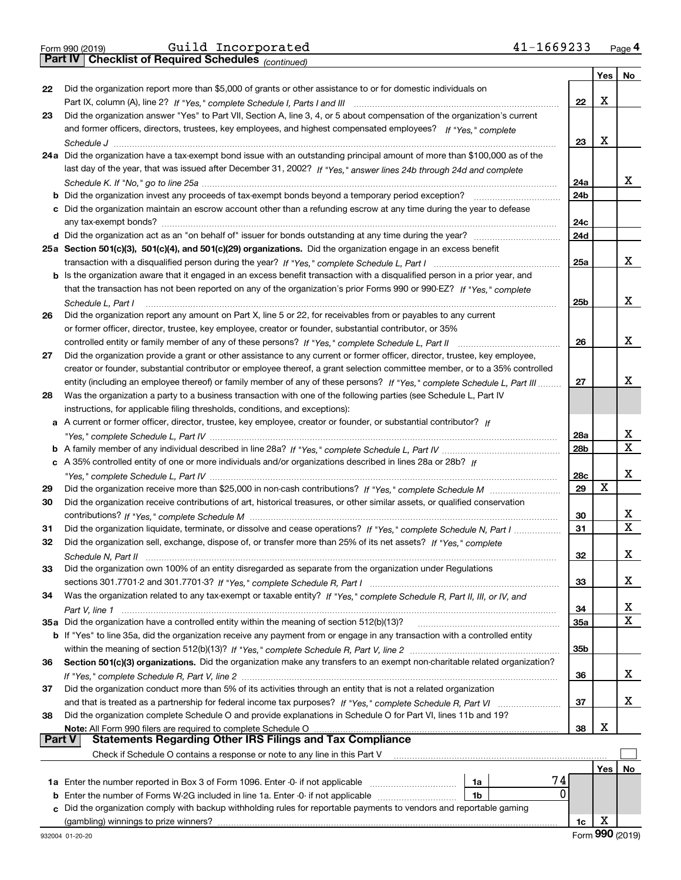Form 990 (2019) Guild Incorporated 41-1669233 Page **4**

## Part IV Checklist of Required Schedules *(continued)*

| | | | Yes | No |
|---|---|---|---|---|
| **22** | Did the organization report more than $5,000 of grants or other assistance to or for domestic individuals on Part IX, column (A), line 2? *If "Yes," complete Schedule I, Parts I and III* | **22** | X | |
| **23** | Did the organization answer "Yes" to Part VII, Section A, line 3, 4, or 5 about compensation of the organization's current and former officers, directors, trustees, key employees, and highest compensated employees? *If "Yes," complete Schedule J* | **23** | X | |
| **24a** | Did the organization have a tax-exempt bond issue with an outstanding principal amount of more than $100,000 as of the last day of the year, that was issued after December 31, 2002? *If "Yes," answer lines 24b through 24d and complete Schedule K. If "No," go to line 25a* | **24a** | | X |
| **b** | Did the organization invest any proceeds of tax-exempt bonds beyond a temporary period exception? | **24b** | | |
| **c** | Did the organization maintain an escrow account other than a refunding escrow at any time during the year to defease any tax-exempt bonds? | **24c** | | |
| **d** | Did the organization act as an "on behalf of" issuer for bonds outstanding at any time during the year? | **24d** | | |
| **25a** | **Section 501(c)(3), 501(c)(4), and 501(c)(29) organizations.** Did the organization engage in an excess benefit transaction with a disqualified person during the year? *If "Yes," complete Schedule L, Part I* | **25a** | | X |
| **b** | Is the organization aware that it engaged in an excess benefit transaction with a disqualified person in a prior year, and that the transaction has not been reported on any of the organization's prior Forms 990 or 990-EZ? *If "Yes," complete Schedule L, Part I* | **25b** | | X |
| **26** | Did the organization report any amount on Part X, line 5 or 22, for receivables from or payables to any current or former officer, director, trustee, key employee, creator or founder, substantial contributor, or 35% controlled entity or family member of any of these persons? *If "Yes," complete Schedule L, Part II* | **26** | | X |
| **27** | Did the organization provide a grant or other assistance to any current or former officer, director, trustee, key employee, creator or founder, substantial contributor or employee thereof, a grant selection committee member, or to a 35% controlled entity (including an employee thereof) or family member of any of these persons? *If "Yes," complete Schedule L, Part III* | **27** | | X |
| **28** | Was the organization a party to a business transaction with one of the following parties (see Schedule L, Part IV instructions, for applicable filing thresholds, conditions, and exceptions): | | | |
| **a** | A current or former officer, director, trustee, key employee, creator or founder, or substantial contributor? *If "Yes," complete Schedule L, Part IV* | **28a** | | X |
| **b** | A family member of any individual described in line 28a? *If "Yes," complete Schedule L, Part IV* | **28b** | | X |
| **c** | A 35% controlled entity of one or more individuals and/or organizations described in lines 28a or 28b? *If "Yes," complete Schedule L, Part IV* | **28c** | | X |
| **29** | Did the organization receive more than $25,000 in non-cash contributions? *If "Yes," complete Schedule M* | **29** | X | |
| **30** | Did the organization receive contributions of art, historical treasures, or other similar assets, or qualified conservation contributions? *If "Yes," complete Schedule M* | **30** | | X |
| **31** | Did the organization liquidate, terminate, or dissolve and cease operations? *If "Yes," complete Schedule N, Part I* | **31** | | X |
| **32** | Did the organization sell, exchange, dispose of, or transfer more than 25% of its net assets? *If "Yes," complete Schedule N, Part II* | **32** | | X |
| **33** | Did the organization own 100% of an entity disregarded as separate from the organization under Regulations sections 301.7701-2 and 301.7701-3? *If "Yes," complete Schedule R, Part I* | **33** | | X |
| **34** | Was the organization related to any tax-exempt or taxable entity? *If "Yes," complete Schedule R, Part II, III, or IV, and Part V, line 1* | **34** | | X |
| **35a** | Did the organization have a controlled entity within the meaning of section 512(b)(13)? | **35a** | | X |
| **b** | If "Yes" to line 35a, did the organization receive any payment from or engage in any transaction with a controlled entity within the meaning of section 512(b)(13)? *If "Yes," complete Schedule R, Part V, line 2* | **35b** | | |
| **36** | **Section 501(c)(3) organizations.** Did the organization make any transfers to an exempt non-charitable related organization? *If "Yes," complete Schedule R, Part V, line 2* | **36** | | X |
| **37** | Did the organization conduct more than 5% of its activities through an entity that is not a related organization and that is treated as a partnership for federal income tax purposes? *If "Yes," complete Schedule R, Part VI* | **37** | | X |
| **38** | Did the organization complete Schedule O and provide explanations in Schedule O for Part VI, lines 11b and 19? **Note:** All Form 990 filers are required to complete Schedule O | **38** | X | |

## Part V Statements Regarding Other IRS Filings and Tax Compliance

Check if Schedule O contains a response or note to any line in this Part V ☐

| | | | | | Yes | No |
|---|---|---|---|---|---|---|
| **1a** | Enter the number reported in Box 3 of Form 1096. Enter -0- if not applicable | **1a** | 74 | | | |
| **b** | Enter the number of Forms W-2G included in line 1a. Enter -0- if not applicable | **1b** | 0 | | | |
| **c** | Did the organization comply with backup withholding rules for reportable payments to vendors and reportable gaming (gambling) winnings to prize winners? | | | **1c** | X | |

932004 01-20-20 Form **990** (2019)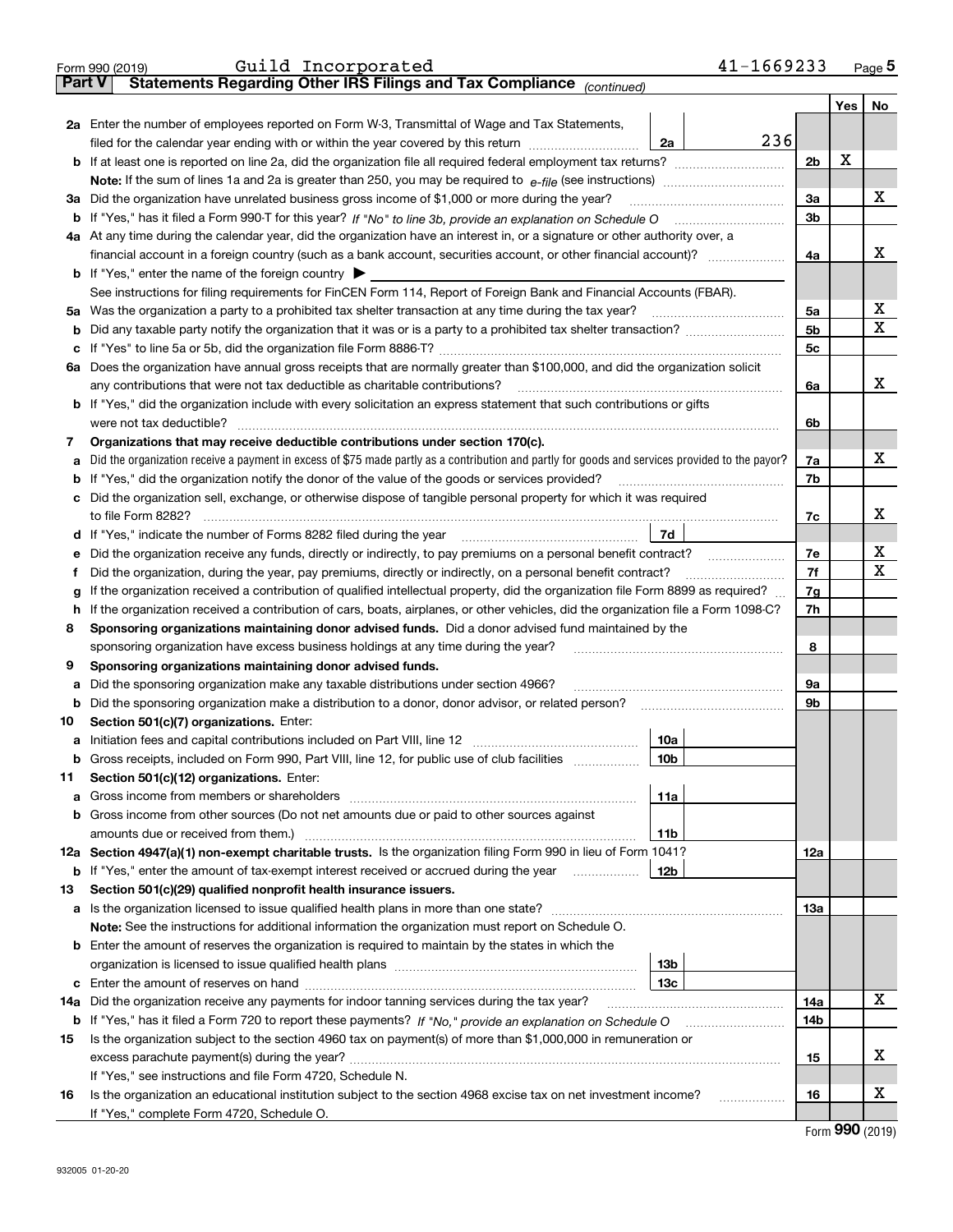Form 990 (2019) Guild Incorporated 41-1669233

## Part V Statements Regarding Other IRS Filings and Tax Compliance *(continued)*

| | | | | | Yes | No |
|---|---|---|---|---|---|---|
| **2a** | Enter the number of employees reported on Form W-3, Transmittal of Wage and Tax Statements, filed for the calendar year ending with or within the year covered by this return | 2a | 236 | | | |
| **b** | If at least one is reported on line 2a, did the organization file all required federal employment tax returns? | | | 2b | X | |
| | **Note:** If the sum of lines 1a and 2a is greater than 250, you may be required to *e-file* (see instructions) | | | | | |
| **3a** | Did the organization have unrelated business gross income of $1,000 or more during the year? | | | 3a | | X |
| **b** | If "Yes," has it filed a Form 990-T for this year? *If "No" to line 3b, provide an explanation on Schedule O* | | | 3b | | |
| **4a** | At any time during the calendar year, did the organization have an interest in, or a signature or other authority over, a financial account in a foreign country (such as a bank account, securities account, or other financial account)? | | | 4a | | X |
| **b** | If "Yes," enter the name of the foreign country ▶ | | | | | |
| | See instructions for filing requirements for FinCEN Form 114, Report of Foreign Bank and Financial Accounts (FBAR). | | | | | |
| **5a** | Was the organization a party to a prohibited tax shelter transaction at any time during the tax year? | | | 5a | | X |
| **b** | Did any taxable party notify the organization that it was or is a party to a prohibited tax shelter transaction? | | | 5b | | X |
| **c** | If "Yes" to line 5a or 5b, did the organization file Form 8886-T? | | | 5c | | |
| **6a** | Does the organization have annual gross receipts that are normally greater than $100,000, and did the organization solicit any contributions that were not tax deductible as charitable contributions? | | | 6a | | X |
| **b** | If "Yes," did the organization include with every solicitation an express statement that such contributions or gifts were not tax deductible? | | | 6b | | |
| **7** | **Organizations that may receive deductible contributions under section 170(c).** | | | | | |
| **a** | Did the organization receive a payment in excess of $75 made partly as a contribution and partly for goods and services provided to the payor? | | | 7a | | X |
| **b** | If "Yes," did the organization notify the donor of the value of the goods or services provided? | | | 7b | | |
| **c** | Did the organization sell, exchange, or otherwise dispose of tangible personal property for which it was required to file Form 8282? | | | 7c | | X |
| **d** | If "Yes," indicate the number of Forms 8282 filed during the year | 7d | | | | |
| **e** | Did the organization receive any funds, directly or indirectly, to pay premiums on a personal benefit contract? | | | 7e | | X |
| **f** | Did the organization, during the year, pay premiums, directly or indirectly, on a personal benefit contract? | | | 7f | | X |
| **g** | If the organization received a contribution of qualified intellectual property, did the organization file Form 8899 as required? | | | 7g | | |
| **h** | If the organization received a contribution of cars, boats, airplanes, or other vehicles, did the organization file a Form 1098-C? | | | 7h | | |
| **8** | **Sponsoring organizations maintaining donor advised funds.** Did a donor advised fund maintained by the sponsoring organization have excess business holdings at any time during the year? | | | 8 | | |
| **9** | **Sponsoring organizations maintaining donor advised funds.** | | | | | |
| **a** | Did the sponsoring organization make any taxable distributions under section 4966? | | | 9a | | |
| **b** | Did the sponsoring organization make a distribution to a donor, donor advisor, or related person? | | | 9b | | |
| **10** | **Section 501(c)(7) organizations.** Enter: | | | | | |
| **a** | Initiation fees and capital contributions included on Part VIII, line 12 | 10a | | | | |
| **b** | Gross receipts, included on Form 990, Part VIII, line 12, for public use of club facilities | 10b | | | | |
| **11** | **Section 501(c)(12) organizations.** Enter: | | | | | |
| **a** | Gross income from members or shareholders | 11a | | | | |
| **b** | Gross income from other sources (Do not net amounts due or paid to other sources against amounts due or received from them.) | 11b | | | | |
| **12a** | **Section 4947(a)(1) non-exempt charitable trusts.** Is the organization filing Form 990 in lieu of Form 1041? | | | 12a | | |
| **b** | If "Yes," enter the amount of tax-exempt interest received or accrued during the year | 12b | | | | |
| **13** | **Section 501(c)(29) qualified nonprofit health insurance issuers.** | | | | | |
| **a** | Is the organization licensed to issue qualified health plans in more than one state? | | | 13a | | |
| | **Note:** See the instructions for additional information the organization must report on Schedule O. | | | | | |
| **b** | Enter the amount of reserves the organization is required to maintain by the states in which the organization is licensed to issue qualified health plans | 13b | | | | |
| **c** | Enter the amount of reserves on hand | 13c | | | | |
| **14a** | Did the organization receive any payments for indoor tanning services during the tax year? | | | 14a | | X |
| **b** | If "Yes," has it filed a Form 720 to report these payments? *If "No," provide an explanation on Schedule O* | | | 14b | | |
| **15** | Is the organization subject to the section 4960 tax on payment(s) of more than $1,000,000 in remuneration or excess parachute payment(s) during the year? | | | 15 | | X |
| | If "Yes," see instructions and file Form 4720, Schedule N. | | | | | |
| **16** | Is the organization an educational institution subject to the section 4968 excise tax on net investment income? | | | 16 | | X |
| | If "Yes," complete Form 4720, Schedule O. | | | | | |

Form **990** (2019)

932005 01-20-20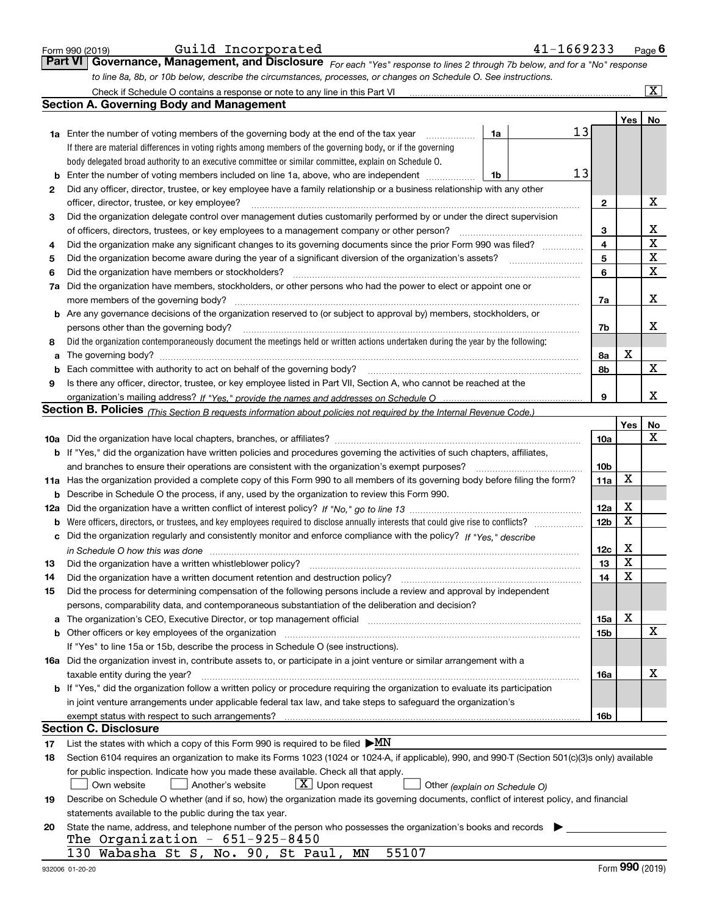Form 990 (2019) Guild Incorporated 41-1669233

## Part VI Governance, Management, and Disclosure

*For each "Yes" response to lines 2 through 7b below, and for a "No" response to line 8a, 8b, or 10b below, describe the circumstances, processes, or changes on Schedule O. See instructions.*

Check if Schedule O contains a response or note to any line in this Part VI [X]

### Section A. Governing Body and Management

| | | | | | Yes | No |
|---|---|---|---|---|---|---|
| **1a** | Enter the number of voting members of the governing body at the end of the tax year. If there are material differences in voting rights among members of the governing body, or if the governing body delegated broad authority to an executive committee or similar committee, explain on Schedule O. | 1a | 13 | | | |
| **b** | Enter the number of voting members included on line 1a, above, who are independent | 1b | 13 | | | |
| **2** | Did any officer, director, trustee, or key employee have a family relationship or a business relationship with any other officer, director, trustee, or key employee? | | | 2 | | X |
| **3** | Did the organization delegate control over management duties customarily performed by or under the direct supervision of officers, directors, trustees, or key employees to a management company or other person? | | | 3 | | X |
| **4** | Did the organization make any significant changes to its governing documents since the prior Form 990 was filed? | | | 4 | | X |
| **5** | Did the organization become aware during the year of a significant diversion of the organization's assets? | | | 5 | | X |
| **6** | Did the organization have members or stockholders? | | | 6 | | X |
| **7a** | Did the organization have members, stockholders, or other persons who had the power to elect or appoint one or more members of the governing body? | | | 7a | | X |
| **b** | Are any governance decisions of the organization reserved to (or subject to approval by) members, stockholders, or persons other than the governing body? | | | 7b | | X |
| **8** | Did the organization contemporaneously document the meetings held or written actions undertaken during the year by the following: | | | | | |
| **a** | The governing body? | | | 8a | X | |
| **b** | Each committee with authority to act on behalf of the governing body? | | | 8b | | X |
| **9** | Is there any officer, director, trustee, or key employee listed in Part VII, Section A, who cannot be reached at the organization's mailing address? *If "Yes," provide the names and addresses on Schedule O* | | | 9 | | X |

### Section B. Policies *(This Section B requests information about policies not required by the Internal Revenue Code.)*

| | | | Yes | No |
|---|---|---|---|---|
| **10a** | Did the organization have local chapters, branches, or affiliates? | 10a | | X |
| **b** | If "Yes," did the organization have written policies and procedures governing the activities of such chapters, affiliates, and branches to ensure their operations are consistent with the organization's exempt purposes? | 10b | | |
| **11a** | Has the organization provided a complete copy of this Form 990 to all members of its governing body before filing the form? | 11a | X | |
| **b** | Describe in Schedule O the process, if any, used by the organization to review this Form 990. | | | |
| **12a** | Did the organization have a written conflict of interest policy? *If "No," go to line 13* | 12a | X | |
| **b** | Were officers, directors, or trustees, and key employees required to disclose annually interests that could give rise to conflicts? | 12b | X | |
| **c** | Did the organization regularly and consistently monitor and enforce compliance with the policy? *If "Yes," describe in Schedule O how this was done* | 12c | X | |
| **13** | Did the organization have a written whistleblower policy? | 13 | X | |
| **14** | Did the organization have a written document retention and destruction policy? | 14 | X | |
| **15** | Did the process for determining compensation of the following persons include a review and approval by independent persons, comparability data, and contemporaneous substantiation of the deliberation and decision? | | | |
| **a** | The organization's CEO, Executive Director, or top management official | 15a | X | |
| **b** | Other officers or key employees of the organization. If "Yes" to line 15a or 15b, describe the process in Schedule O (see instructions). | 15b | | X |
| **16a** | Did the organization invest in, contribute assets to, or participate in a joint venture or similar arrangement with a taxable entity during the year? | 16a | | X |
| **b** | If "Yes," did the organization follow a written policy or procedure requiring the organization to evaluate its participation in joint venture arrangements under applicable federal tax law, and take steps to safeguard the organization's exempt status with respect to such arrangements? | 16b | | |

### Section C. Disclosure

**17** List the states with which a copy of this Form 990 is required to be filed ▶MN

**18** Section 6104 requires an organization to make its Forms 1023 (1024 or 1024-A, if applicable), 990, and 990-T (Section 501(c)(3)s only) available for public inspection. Indicate how you made these available. Check all that apply.

[ ] Own website [ ] Another's website [X] Upon request [ ] Other *(explain on Schedule O)*

**19** Describe on Schedule O whether (and if so, how) the organization made its governing documents, conflict of interest policy, and financial statements available to the public during the tax year.

**20** State the name, address, and telephone number of the person who possesses the organization's books and records ▶

The Organization - 651-925-8450
130 Wabasha St S, No. 90, St Paul, MN 55107

932006 01-20-20 Form **990** (2019)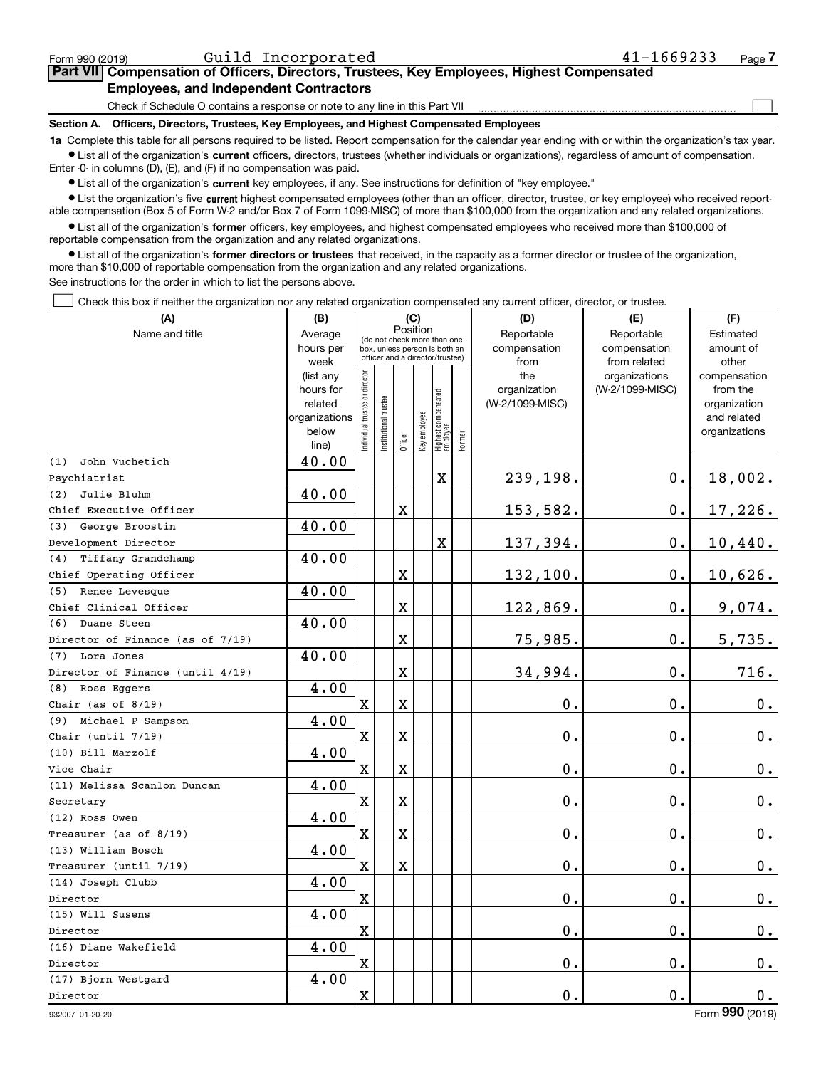Form 990 (2019) Guild Incorporated 41-1669233 Page 7

## Part VII Compensation of Officers, Directors, Trustees, Key Employees, Highest Compensated Employees, and Independent Contractors

Check if Schedule O contains a response or note to any line in this Part VII ☐

### Section A. Officers, Directors, Trustees, Key Employees, and Highest Compensated Employees

**1a** Complete this table for all persons required to be listed. Report compensation for the calendar year ending with or within the organization's tax year.

- List all of the organization's **current** officers, directors, trustees (whether individuals or organizations), regardless of amount of compensation. Enter -0- in columns (D), (E), and (F) if no compensation was paid.
- List all of the organization's **current** key employees, if any. See instructions for definition of "key employee."
- List the organization's five **current** highest compensated employees (other than an officer, director, trustee, or key employee) who received reportable compensation (Box 5 of Form W-2 and/or Box 7 of Form 1099-MISC) of more than $100,000 from the organization and any related organizations.
- List all of the organization's **former** officers, key employees, and highest compensated employees who received more than $100,000 of reportable compensation from the organization and any related organizations.
- List all of the organization's **former directors or trustees** that received, in the capacity as a former director or trustee of the organization, more than $10,000 of reportable compensation from the organization and any related organizations.

See instructions for the order in which to list the persons above.

☐ Check this box if neither the organization nor any related organization compensated any current officer, director, or trustee.

| (A) Name and title | (B) Average hours per week (list any hours for related organizations below line) | (C) Position: Individual trustee or director | Institutional trustee | Officer | Key employee | Highest compensated employee | Former | (D) Reportable compensation from the organization (W-2/1099-MISC) | (E) Reportable compensation from related organizations (W-2/1099-MISC) | (F) Estimated amount of other compensation from the organization and related organizations |
|---|---|---|---|---|---|---|---|---|---|---|
| (1) John Vuchetich<br>Psychiatrist | 40.00 | | | | | X | | 239,198. | 0. | 18,002. |
| (2) Julie Bluhm<br>Chief Executive Officer | 40.00 | | | X | | | | 153,582. | 0. | 17,226. |
| (3) George Broostin<br>Development Director | 40.00 | | | | | X | | 137,394. | 0. | 10,440. |
| (4) Tiffany Grandchamp<br>Chief Operating Officer | 40.00 | | | X | | | | 132,100. | 0. | 10,626. |
| (5) Renee Levesque<br>Chief Clinical Officer | 40.00 | | | X | | | | 122,869. | 0. | 9,074. |
| (6) Duane Steen<br>Director of Finance (as of 7/19) | 40.00 | | | X | | | | 75,985. | 0. | 5,735. |
| (7) Lora Jones<br>Director of Finance (until 4/19) | 40.00 | | | X | | | | 34,994. | 0. | 716. |
| (8) Ross Eggers<br>Chair (as of 8/19) | 4.00 | X | | X | | | | 0. | 0. | 0. |
| (9) Michael P Sampson<br>Chair (until 7/19) | 4.00 | X | | X | | | | 0. | 0. | 0. |
| (10) Bill Marzolf<br>Vice Chair | 4.00 | X | | X | | | | 0. | 0. | 0. |
| (11) Melissa Scanlon Duncan<br>Secretary | 4.00 | X | | X | | | | 0. | 0. | 0. |
| (12) Ross Owen<br>Treasurer (as of 8/19) | 4.00 | X | | X | | | | 0. | 0. | 0. |
| (13) William Bosch<br>Treasurer (until 7/19) | 4.00 | X | | X | | | | 0. | 0. | 0. |
| (14) Joseph Clubb<br>Director | 4.00 | X | | | | | | 0. | 0. | 0. |
| (15) Will Susens<br>Director | 4.00 | X | | | | | | 0. | 0. | 0. |
| (16) Diane Wakefield<br>Director | 4.00 | X | | | | | | 0. | 0. | 0. |
| (17) Bjorn Westgard<br>Director | 4.00 | X | | | | | | 0. | 0. | 0. |

932007 01-20-20 Form **990** (2019)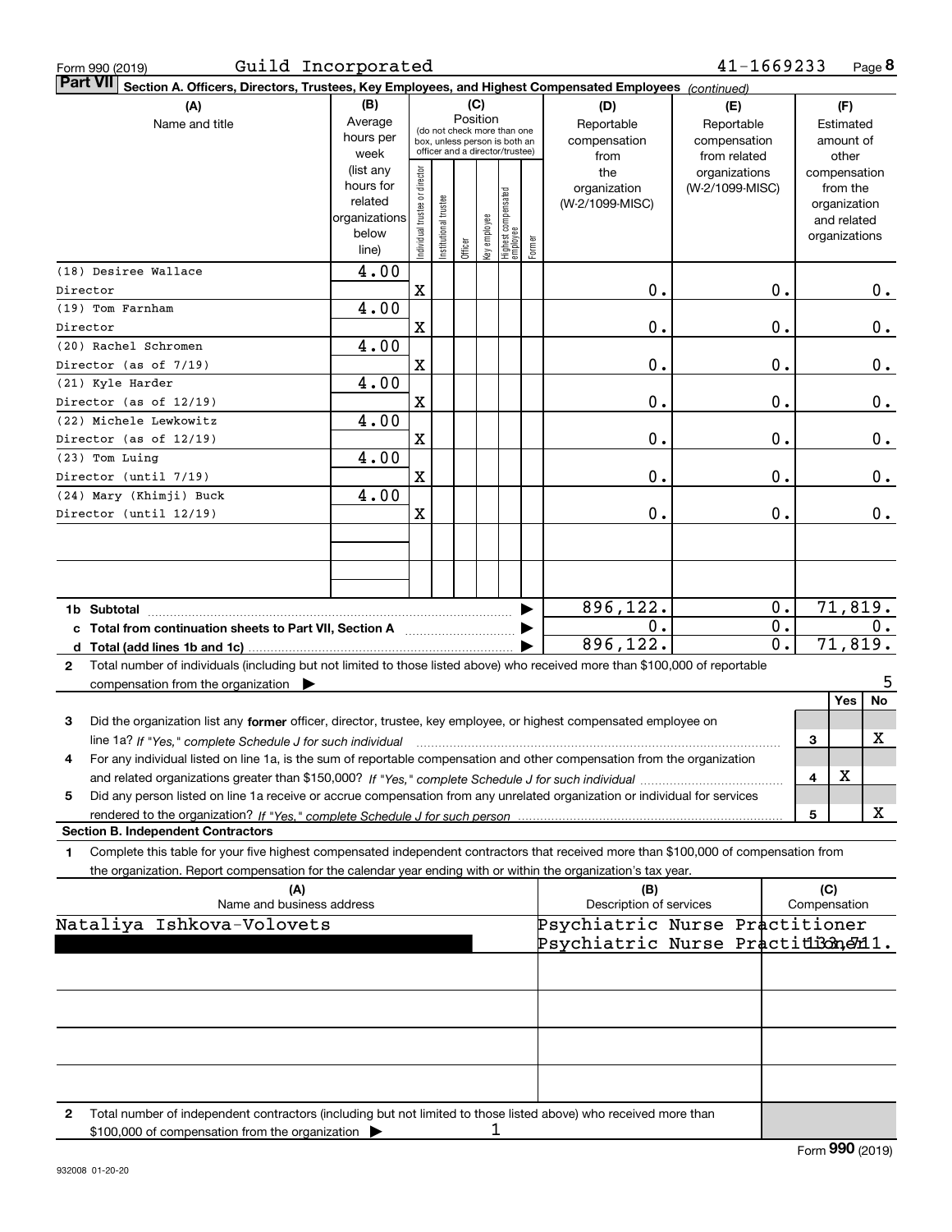Form 990 (2019) Guild Incorporated 41-1669233 Page 8

**Part VII Section A. Officers, Directors, Trustees, Key Employees, and Highest Compensated Employees** *(continued)*

| (A) Name and title | (B) Average hours per week (list any hours for related organizations below line) | (C) Position: Individual trustee or director | Institutional trustee | Officer | Key employee | Highest compensated employee | Former | (D) Reportable compensation from the organization (W-2/1099-MISC) | (E) Reportable compensation from related organizations (W-2/1099-MISC) | (F) Estimated amount of other compensation from the organization and related organizations |
|---|---|---|---|---|---|---|---|---|---|---|
| (18) Desiree Wallace Director | 4.00 | X | | | | | | 0. | 0. | 0. |
| (19) Tom Farnham Director | 4.00 | X | | | | | | 0. | 0. | 0. |
| (20) Rachel Schromen Director (as of 7/19) | 4.00 | X | | | | | | 0. | 0. | 0. |
| (21) Kyle Harder Director (as of 12/19) | 4.00 | X | | | | | | 0. | 0. | 0. |
| (22) Michele Lewkowitz Director (as of 12/19) | 4.00 | X | | | | | | 0. | 0. | 0. |
| (23) Tom Luing Director (until 7/19) | 4.00 | X | | | | | | 0. | 0. | 0. |
| (24) Mary (Khimji) Buck Director (until 12/19) | 4.00 | X | | | | | | 0. | 0. | 0. |
| | | | | | | | | | | |
| | | | | | | | | | | |
| **1b Subtotal** | | | | | | | ▶ | 896,122. | 0. | 71,819. |
| **c Total from continuation sheets to Part VII, Section A** | | | | | | | ▶ | 0. | 0. | 0. |
| **d Total (add lines 1b and 1c)** | | | | | | | ▶ | 896,122. | 0. | 71,819. |

**2** Total number of individuals (including but not limited to those listed above) who received more than $100,000 of reportable compensation from the organization ▶ 5

| | | Yes | No |
|---|---|---|---|
| **3** Did the organization list any **former** officer, director, trustee, key employee, or highest compensated employee on line 1a? *If "Yes," complete Schedule J for such individual* | 3 | | X |
| **4** For any individual listed on line 1a, is the sum of reportable compensation and other compensation from the organization and related organizations greater than $150,000? *If "Yes," complete Schedule J for such individual* | 4 | X | |
| **5** Did any person listed on line 1a receive or accrue compensation from any unrelated organization or individual for services rendered to the organization? *If "Yes," complete Schedule J for such person* | 5 | | X |

**Section B. Independent Contractors**

**1** Complete this table for your five highest compensated independent contractors that received more than $100,000 of compensation from the organization. Report compensation for the calendar year ending with or within the organization's tax year.

| (A) Name and business address | (B) Description of services | (C) Compensation |
|---|---|---|
| Nataliya Ishkova-Volovets | Psychiatric Nurse Practitioner Psychiatric Nurse Practitioner | 133,711. |
| | | |
| | | |
| | | |
| | | |

**2** Total number of independent contractors (including but not limited to those listed above) who received more than $100,000 of compensation from the organization ▶ 1

Form **990** (2019)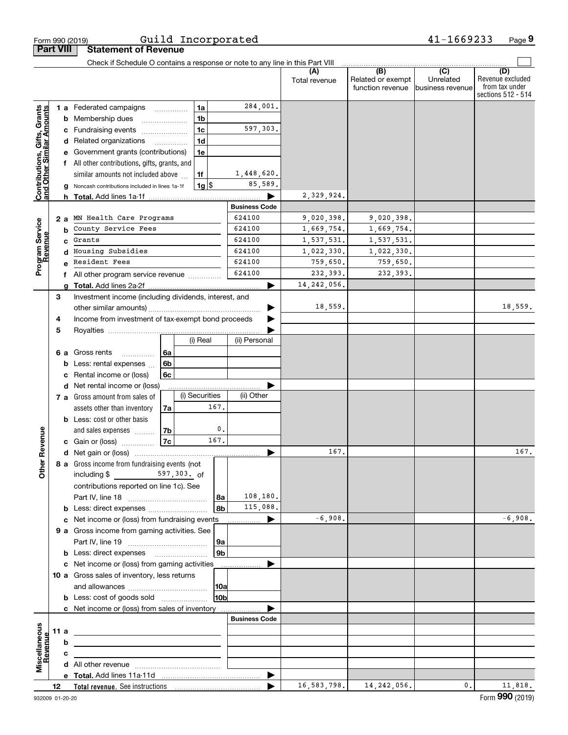Form 990 (2019) Guild Incorporated 41-1669233 Page 9

**Part VIII Statement of Revenue**

Check if Schedule O contains a response or note to any line in this Part VIII

| | | | (A) Total revenue | (B) Related or exempt function revenue | (C) Unrelated business revenue | (D) Revenue excluded from tax under sections 512 - 514 |
|---|---|---|---|---|---|---|
| **Contributions, Gifts, Grants and Other Similar Amounts** | 1a Federated campaigns | 1a 284,001. | | | | |
| | b Membership dues | 1b | | | | |
| | c Fundraising events | 1c 597,303. | | | | |
| | d Related organizations | 1d | | | | |
| | e Government grants (contributions) | 1e | | | | |
| | f All other contributions, gifts, grants, and similar amounts not included above | 1f 1,448,620. | | | | |
| | g Noncash contributions included in lines 1a-1f | 1g $ 85,589. | | | | |
| | h **Total.** Add lines 1a-1f | ▶ | 2,329,924. | | | |
| **Program Service Revenue** | | **Business Code** | | | | |
| | 2a MN Health Care Programs | 624100 | 9,020,398. | 9,020,398. | | |
| | b County Service Fees | 624100 | 1,669,754. | 1,669,754. | | |
| | c Grants | 624100 | 1,537,531. | 1,537,531. | | |
| | d Housing Subsidies | 624100 | 1,022,330. | 1,022,330. | | |
| | e Resident Fees | 624100 | 759,650. | 759,650. | | |
| | f All other program service revenue | 624100 | 232,393. | 232,393. | | |
| | g **Total.** Add lines 2a-2f | ▶ | 14,242,056. | | | |
| **Other Revenue** | 3 Investment income (including dividends, interest, and other similar amounts) | ▶ | 18,559. | | | 18,559. |
| | 4 Income from investment of tax-exempt bond proceeds | ▶ | | | | |
| | 5 Royalties | ▶ | | | | |
| | 6a Gross rents — 6a (i) Real / (ii) Personal | | | | | |
| | b Less: rental expenses — 6b | | | | | |
| | c Rental income or (loss) — 6c | | | | | |
| | d Net rental income or (loss) | ▶ | | | | |
| | 7a Gross amount from sales of assets other than inventory — 7a (i) Securities 167. / (ii) Other | | | | | |
| | b Less: cost or other basis and sales expenses — 7b (i) Securities 0. | | | | | |
| | c Gain or (loss) — 7c (i) Securities 167. | | | | | |
| | d Net gain or (loss) | ▶ | 167. | | | 167. |
| | 8a Gross income from fundraising events (not including $ 597,303. of contributions reported on line 1c). See Part IV, line 18 | 8a 108,180. | | | | |
| | b Less: direct expenses | 8b 115,088. | | | | |
| | c Net income or (loss) from fundraising events | ▶ | -6,908. | | | -6,908. |
| | 9a Gross income from gaming activities. See Part IV, line 19 | 9a | | | | |
| | b Less: direct expenses | 9b | | | | |
| | c Net income or (loss) from gaming activities | ▶ | | | | |
| | 10a Gross sales of inventory, less returns and allowances | 10a | | | | |
| | b Less: cost of goods sold | 10b | | | | |
| | c Net income or (loss) from sales of inventory | ▶ | | | | |
| **Miscellaneous Revenue** | | **Business Code** | | | | |
| | 11a | | | | | |
| | b | | | | | |
| | c | | | | | |
| | d All other revenue | | | | | |
| | e **Total.** Add lines 11a-11d | ▶ | | | | |
| | 12 **Total revenue.** See instructions | ▶ | 16,583,798. | 14,242,056. | 0. | 11,818. |

932009 01-20-20 Form **990** (2019)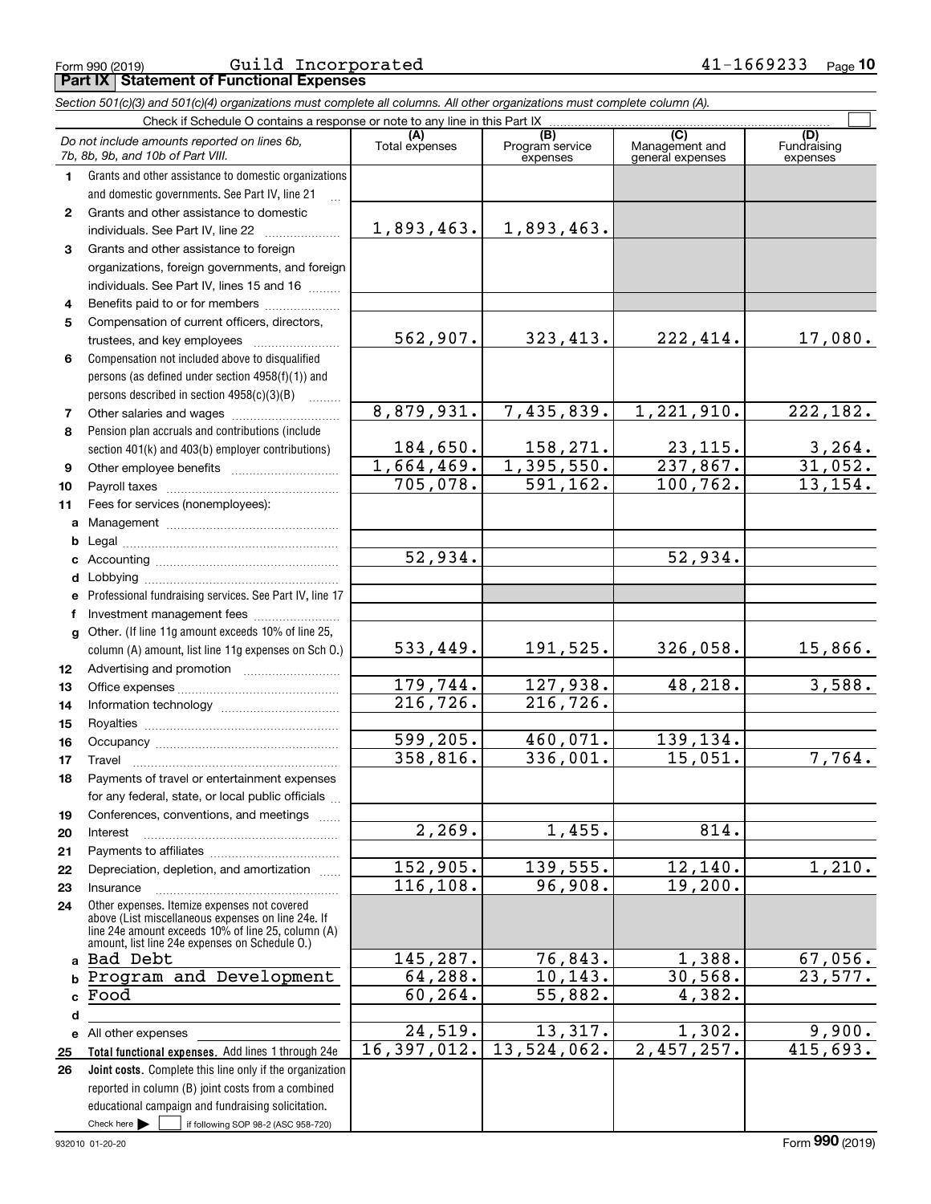Form 990 (2019) Guild Incorporated 41-1669233

## Part IX Statement of Functional Expenses

*Section 501(c)(3) and 501(c)(4) organizations must complete all columns. All other organizations must complete column (A).*

Check if Schedule O contains a response or note to any line in this Part IX

| | *Do not include amounts reported on lines 6b, 7b, 8b, 9b, and 10b of Part VIII.* | (A) Total expenses | (B) Program service expenses | (C) Management and general expenses | (D) Fundraising expenses |
|---|---|---|---|---|---|
| 1 | Grants and other assistance to domestic organizations and domestic governments. See Part IV, line 21 | | | | |
| 2 | Grants and other assistance to domestic individuals. See Part IV, line 22 | 1,893,463. | 1,893,463. | | |
| 3 | Grants and other assistance to foreign organizations, foreign governments, and foreign individuals. See Part IV, lines 15 and 16 | | | | |
| 4 | Benefits paid to or for members | | | | |
| 5 | Compensation of current officers, directors, trustees, and key employees | 562,907. | 323,413. | 222,414. | 17,080. |
| 6 | Compensation not included above to disqualified persons (as defined under section 4958(f)(1)) and persons described in section 4958(c)(3)(B) | | | | |
| 7 | Other salaries and wages | 8,879,931. | 7,435,839. | 1,221,910. | 222,182. |
| 8 | Pension plan accruals and contributions (include section 401(k) and 403(b) employer contributions) | 184,650. | 158,271. | 23,115. | 3,264. |
| 9 | Other employee benefits | 1,664,469. | 1,395,550. | 237,867. | 31,052. |
| 10 | Payroll taxes | 705,078. | 591,162. | 100,762. | 13,154. |
| 11 | Fees for services (nonemployees): | | | | |
| a | Management | | | | |
| b | Legal | | | | |
| c | Accounting | 52,934. | | 52,934. | |
| d | Lobbying | | | | |
| e | Professional fundraising services. See Part IV, line 17 | | | | |
| f | Investment management fees | | | | |
| g | Other. (If line 11g amount exceeds 10% of line 25, column (A) amount, list line 11g expenses on Sch O.) | 533,449. | 191,525. | 326,058. | 15,866. |
| 12 | Advertising and promotion | | | | |
| 13 | Office expenses | 179,744. | 127,938. | 48,218. | 3,588. |
| 14 | Information technology | 216,726. | 216,726. | | |
| 15 | Royalties | | | | |
| 16 | Occupancy | 599,205. | 460,071. | 139,134. | |
| 17 | Travel | 358,816. | 336,001. | 15,051. | 7,764. |
| 18 | Payments of travel or entertainment expenses for any federal, state, or local public officials | | | | |
| 19 | Conferences, conventions, and meetings | | | | |
| 20 | Interest | 2,269. | 1,455. | 814. | |
| 21 | Payments to affiliates | | | | |
| 22 | Depreciation, depletion, and amortization | 152,905. | 139,555. | 12,140. | 1,210. |
| 23 | Insurance | 116,108. | 96,908. | 19,200. | |
| 24 | Other expenses. Itemize expenses not covered above (List miscellaneous expenses on line 24e. If line 24e amount exceeds 10% of line 25, column (A) amount, list line 24e expenses on Schedule O.) | | | | |
| a | Bad Debt | 145,287. | 76,843. | 1,388. | 67,056. |
| b | Program and Development | 64,288. | 10,143. | 30,568. | 23,577. |
| c | Food | 60,264. | 55,882. | 4,382. | |
| d | | | | | |
| e | All other expenses | 24,519. | 13,317. | 1,302. | 9,900. |
| 25 | **Total functional expenses.** Add lines 1 through 24e | 16,397,012. | 13,524,062. | 2,457,257. | 415,693. |
| 26 | **Joint costs.** Complete this line only if the organization reported in column (B) joint costs from a combined educational campaign and fundraising solicitation. Check here ☐ if following SOP 98-2 (ASC 958-720) | | | | |

932010 01-20-20 Form 990 (2019)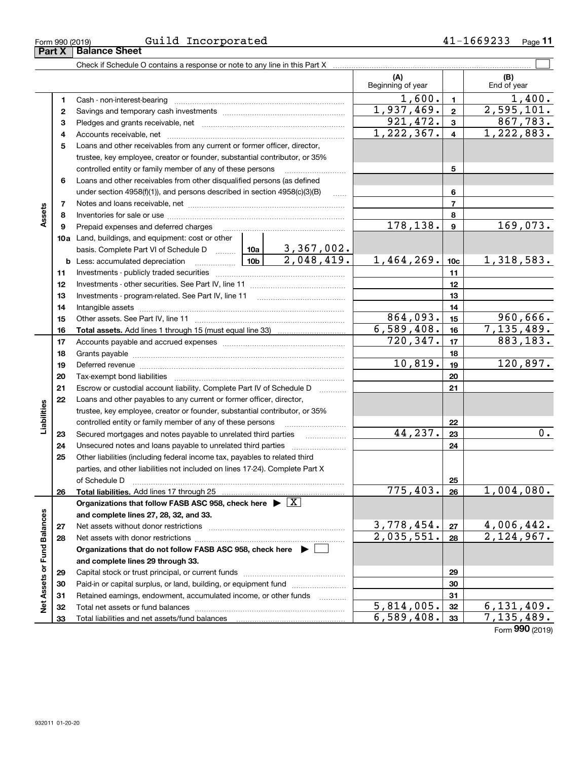Form 990 (2019) Guild Incorporated 41-1669233

## Part X Balance Sheet

Check if Schedule O contains a response or note to any line in this Part X ☐

| | | | | (A) Beginning of year | | (B) End of year |
|---|---|---|---|---|---|---|
| **Assets** | 1 | Cash - non-interest-bearing | | 1,600. | 1 | 1,400. |
| | 2 | Savings and temporary cash investments | | 1,937,469. | 2 | 2,595,101. |
| | 3 | Pledges and grants receivable, net | | 921,472. | 3 | 867,783. |
| | 4 | Accounts receivable, net | | 1,222,367. | 4 | 1,222,883. |
| | 5 | Loans and other receivables from any current or former officer, director, trustee, key employee, creator or founder, substantial contributor, or 35% controlled entity or family member of any of these persons | | | 5 | |
| | 6 | Loans and other receivables from other disqualified persons (as defined under section 4958(f)(1)), and persons described in section 4958(c)(3)(B) | | | 6 | |
| | 7 | Notes and loans receivable, net | | | 7 | |
| | 8 | Inventories for sale or use | | | 8 | |
| | 9 | Prepaid expenses and deferred charges | | 178,138. | 9 | 169,073. |
| | 10a | Land, buildings, and equipment: cost or other basis. Complete Part VI of Schedule D | 10a 3,367,002. | | | |
| | b | Less: accumulated depreciation | 10b 2,048,419. | 1,464,269. | 10c | 1,318,583. |
| | 11 | Investments - publicly traded securities | | | 11 | |
| | 12 | Investments - other securities. See Part IV, line 11 | | | 12 | |
| | 13 | Investments - program-related. See Part IV, line 11 | | | 13 | |
| | 14 | Intangible assets | | | 14 | |
| | 15 | Other assets. See Part IV, line 11 | | 864,093. | 15 | 960,666. |
| | 16 | **Total assets.** Add lines 1 through 15 (must equal line 33) | | 6,589,408. | 16 | 7,135,489. |
| **Liabilities** | 17 | Accounts payable and accrued expenses | | 720,347. | 17 | 883,183. |
| | 18 | Grants payable | | | 18 | |
| | 19 | Deferred revenue | | 10,819. | 19 | 120,897. |
| | 20 | Tax-exempt bond liabilities | | | 20 | |
| | 21 | Escrow or custodial account liability. Complete Part IV of Schedule D | | | 21 | |
| | 22 | Loans and other payables to any current or former officer, director, trustee, key employee, creator or founder, substantial contributor, or 35% controlled entity or family member of any of these persons | | | 22 | |
| | 23 | Secured mortgages and notes payable to unrelated third parties | | 44,237. | 23 | 0. |
| | 24 | Unsecured notes and loans payable to unrelated third parties | | | 24 | |
| | 25 | Other liabilities (including federal income tax, payables to related third parties, and other liabilities not included on lines 17-24). Complete Part X of Schedule D | | | 25 | |
| | 26 | **Total liabilities.** Add lines 17 through 25 | | 775,403. | 26 | 1,004,080. |
| **Net Assets or Fund Balances** | | **Organizations that follow FASB ASC 958, check here ▶ ☒ and complete lines 27, 28, 32, and 33.** | | | | |
| | 27 | Net assets without donor restrictions | | 3,778,454. | 27 | 4,006,442. |
| | 28 | Net assets with donor restrictions | | 2,035,551. | 28 | 2,124,967. |
| | | **Organizations that do not follow FASB ASC 958, check here ▶ ☐ and complete lines 29 through 33.** | | | | |
| | 29 | Capital stock or trust principal, or current funds | | | 29 | |
| | 30 | Paid-in or capital surplus, or land, building, or equipment fund | | | 30 | |
| | 31 | Retained earnings, endowment, accumulated income, or other funds | | | 31 | |
| | 32 | Total net assets or fund balances | | 5,814,005. | 32 | 6,131,409. |
| | 33 | Total liabilities and net assets/fund balances | | 6,589,408. | 33 | 7,135,489. |

Form **990** (2019)

932011 01-20-20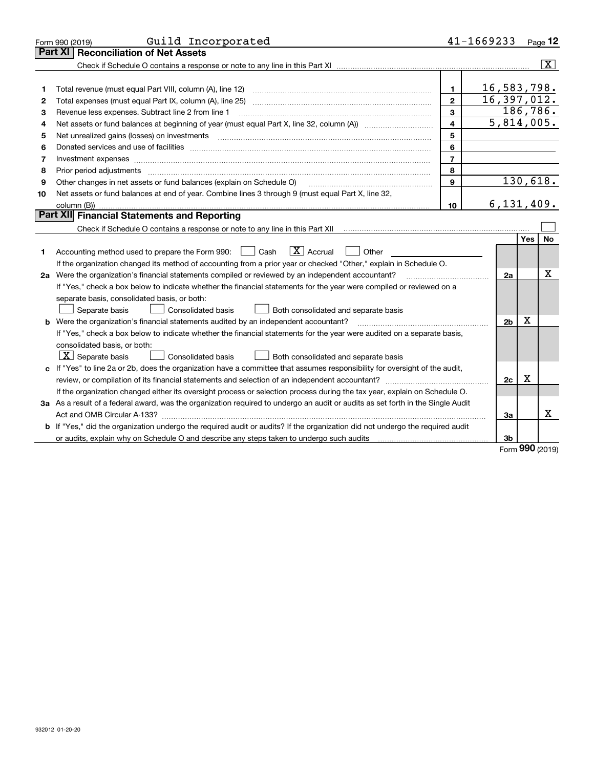Form 990 (2019) Guild Incorporated 41-1669233 Page 12

## Part XI Reconciliation of Net Assets

Check if Schedule O contains a response or note to any line in this Part XI .......... [X]

| | | | |
|---|---|---|---|
| 1 | Total revenue (must equal Part VIII, column (A), line 12) | 1 | 16,583,798. |
| 2 | Total expenses (must equal Part IX, column (A), line 25) | 2 | 16,397,012. |
| 3 | Revenue less expenses. Subtract line 2 from line 1 | 3 | 186,786. |
| 4 | Net assets or fund balances at beginning of year (must equal Part X, line 32, column (A)) | 4 | 5,814,005. |
| 5 | Net unrealized gains (losses) on investments | 5 | |
| 6 | Donated services and use of facilities | 6 | |
| 7 | Investment expenses | 7 | |
| 8 | Prior period adjustments | 8 | |
| 9 | Other changes in net assets or fund balances (explain on Schedule O) | 9 | 130,618. |
| 10 | Net assets or fund balances at end of year. Combine lines 3 through 9 (must equal Part X, line 32, column (B)) | 10 | 6,131,409. |

## Part XII Financial Statements and Reporting

Check if Schedule O contains a response or note to any line in this Part XII .......... [ ]

| | | | Yes | No |
|---|---|---|---|---|
| 1 | Accounting method used to prepare the Form 990: [ ] Cash [X] Accrual [ ] Other<br>If the organization changed its method of accounting from a prior year or checked "Other," explain in Schedule O. | | | |
| 2a | Were the organization's financial statements compiled or reviewed by an independent accountant?<br>If "Yes," check a box below to indicate whether the financial statements for the year were compiled or reviewed on a separate basis, consolidated basis, or both:<br>[ ] Separate basis [ ] Consolidated basis [ ] Both consolidated and separate basis | 2a | | X |
| b | Were the organization's financial statements audited by an independent accountant?<br>If "Yes," check a box below to indicate whether the financial statements for the year were audited on a separate basis, consolidated basis, or both:<br>[X] Separate basis [ ] Consolidated basis [ ] Both consolidated and separate basis | 2b | X | |
| c | If "Yes" to line 2a or 2b, does the organization have a committee that assumes responsibility for oversight of the audit, review, or compilation of its financial statements and selection of an independent accountant?<br>If the organization changed either its oversight process or selection process during the tax year, explain on Schedule O. | 2c | X | |
| 3a | As a result of a federal award, was the organization required to undergo an audit or audits as set forth in the Single Audit Act and OMB Circular A-133? | 3a | | X |
| b | If "Yes," did the organization undergo the required audit or audits? If the organization did not undergo the required audit or audits, explain why on Schedule O and describe any steps taken to undergo such audits | 3b | | |

Form **990** (2019)

932012 01-20-20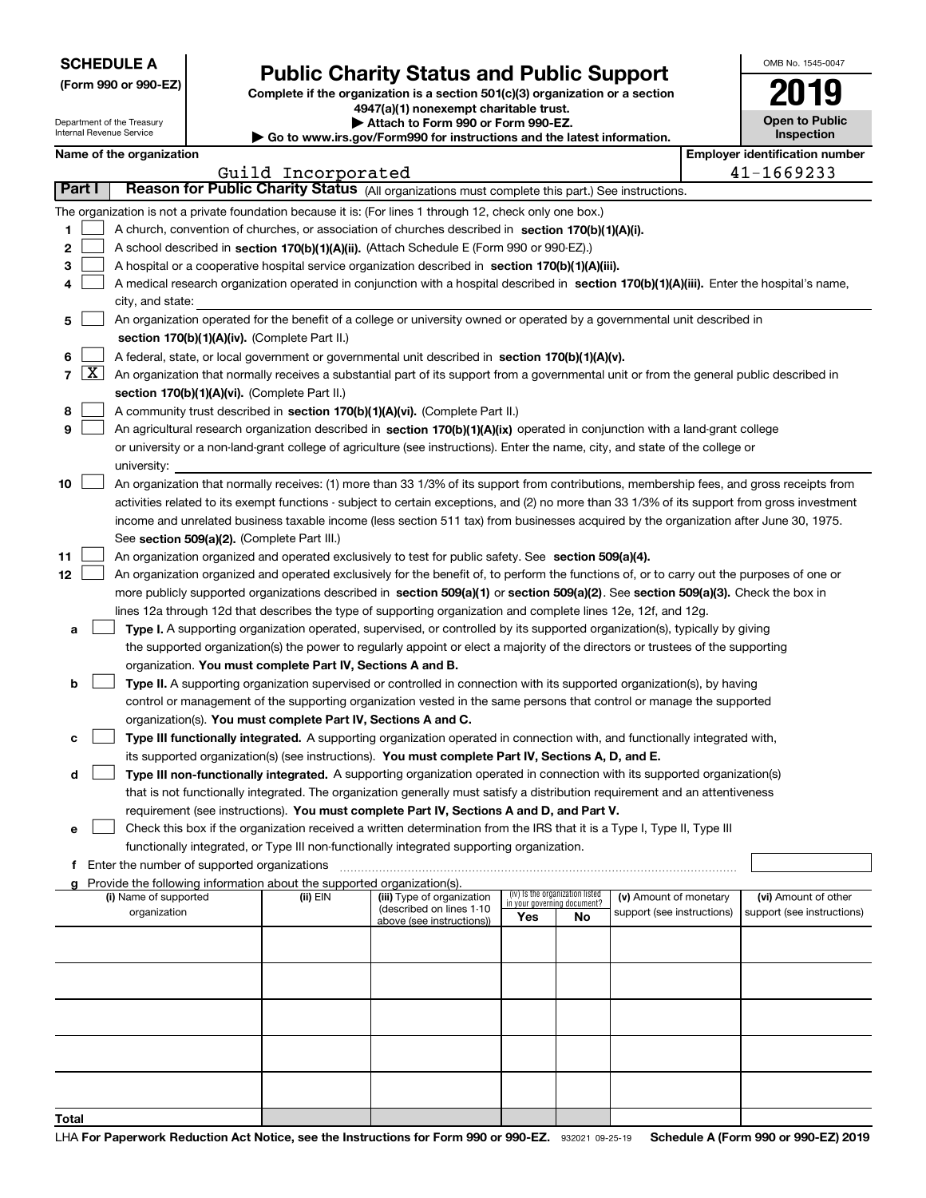**SCHEDULE A**
**(Form 990 or 990-EZ)**

Department of the Treasury
Internal Revenue Service

# Public Charity Status and Public Support

**Complete if the organization is a section 501(c)(3) organization or a section 4947(a)(1) nonexempt charitable trust.**
**▶ Attach to Form 990 or Form 990-EZ.**
**▶ Go to www.irs.gov/Form990 for instructions and the latest information.**

OMB No. 1545-0047
**2019**
**Open to Public Inspection**

**Name of the organization:** Guild Incorporated
**Employer identification number:** 41-1669233

## Part I Reason for Public Charity Status (All organizations must complete this part.) See instructions.

The organization is not a private foundation because it is: (For lines 1 through 12, check only one box.)

1. ☐ A church, convention of churches, or association of churches described in **section 170(b)(1)(A)(i).**
2. ☐ A school described in **section 170(b)(1)(A)(ii).** (Attach Schedule E (Form 990 or 990-EZ).)
3. ☐ A hospital or a cooperative hospital service organization described in **section 170(b)(1)(A)(iii).**
4. ☐ A medical research organization operated in conjunction with a hospital described in **section 170(b)(1)(A)(iii).** Enter the hospital's name, city, and state:
5. ☐ An organization operated for the benefit of a college or university owned or operated by a governmental unit described in **section 170(b)(1)(A)(iv).** (Complete Part II.)
6. ☐ A federal, state, or local government or governmental unit described in **section 170(b)(1)(A)(v).**
7. ☒ An organization that normally receives a substantial part of its support from a governmental unit or from the general public described in **section 170(b)(1)(A)(vi).** (Complete Part II.)
8. ☐ A community trust described in **section 170(b)(1)(A)(vi).** (Complete Part II.)
9. ☐ An agricultural research organization described in **section 170(b)(1)(A)(ix)** operated in conjunction with a land-grant college or university or a non-land-grant college of agriculture (see instructions). Enter the name, city, and state of the college or university:
10. ☐ An organization that normally receives: (1) more than 33 1/3% of its support from contributions, membership fees, and gross receipts from activities related to its exempt functions - subject to certain exceptions, and (2) no more than 33 1/3% of its support from gross investment income and unrelated business taxable income (less section 511 tax) from businesses acquired by the organization after June 30, 1975. See **section 509(a)(2).** (Complete Part III.)
11. ☐ An organization organized and operated exclusively to test for public safety. See **section 509(a)(4).**
12. ☐ An organization organized and operated exclusively for the benefit of, to perform the functions of, or to carry out the purposes of one or more publicly supported organizations described in **section 509(a)(1)** or **section 509(a)(2)**. See **section 509(a)(3).** Check the box in lines 12a through 12d that describes the type of supporting organization and complete lines 12e, 12f, and 12g.
   - **a** ☐ **Type I.** A supporting organization operated, supervised, or controlled by its supported organization(s), typically by giving the supported organization(s) the power to regularly appoint or elect a majority of the directors or trustees of the supporting organization. **You must complete Part IV, Sections A and B.**
   - **b** ☐ **Type II.** A supporting organization supervised or controlled in connection with its supported organization(s), by having control or management of the supporting organization vested in the same persons that control or manage the supported organization(s). **You must complete Part IV, Sections A and C.**
   - **c** ☐ **Type III functionally integrated.** A supporting organization operated in connection with, and functionally integrated with, its supported organization(s) (see instructions). **You must complete Part IV, Sections A, D, and E.**
   - **d** ☐ **Type III non-functionally integrated.** A supporting organization operated in connection with its supported organization(s) that is not functionally integrated. The organization generally must satisfy a distribution requirement and an attentiveness requirement (see instructions). **You must complete Part IV, Sections A and D, and Part V.**
   - **e** ☐ Check this box if the organization received a written determination from the IRS that it is a Type I, Type II, Type III functionally integrated, or Type III non-functionally integrated supporting organization.
   - **f** Enter the number of supported organizations
   - **g** Provide the following information about the supported organization(s).

| (i) Name of supported organization | (ii) EIN | (iii) Type of organization (described on lines 1-10 above (see instructions)) | (iv) Is the organization listed in your governing document? Yes | No | (v) Amount of monetary support (see instructions) | (vi) Amount of other support (see instructions) |
|---|---|---|---|---|---|---|
| | | | | | | |
| | | | | | | |
| | | | | | | |
| | | | | | | |
| | | | | | | |
| **Total** | | | | | | |

LHA **For Paperwork Reduction Act Notice, see the Instructions for Form 990 or 990-EZ.** 932021 09-25-19 **Schedule A (Form 990 or 990-EZ) 2019**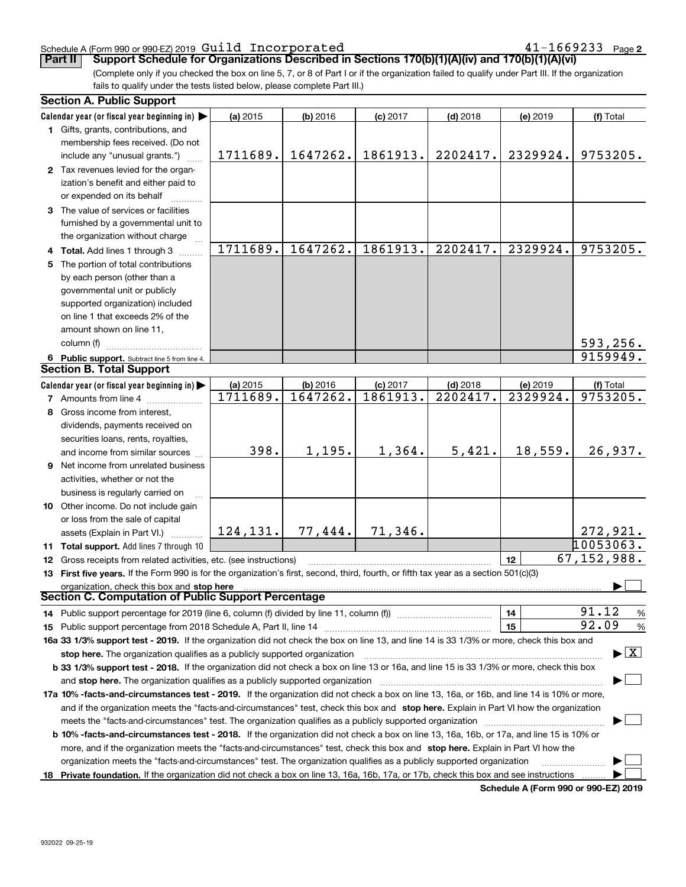Schedule A (Form 990 or 990-EZ) 2019 Guild Incorporated 41-1669233 Page **2**

**Part II** **Support Schedule for Organizations Described in Sections 170(b)(1)(A)(iv) and 170(b)(1)(A)(vi)**

(Complete only if you checked the box on line 5, 7, or 8 of Part I or if the organization failed to qualify under Part III. If the organization fails to qualify under the tests listed below, please complete Part III.)

## Section A. Public Support

| Calendar year (or fiscal year beginning in) ▶ | (a) 2015 | (b) 2016 | (c) 2017 | (d) 2018 | (e) 2019 | (f) Total |
|---|---|---|---|---|---|---|
| **1** Gifts, grants, contributions, and membership fees received. (Do not include any "unusual grants.") | 1711689. | 1647262. | 1861913. | 2202417. | 2329924. | 9753205. |
| **2** Tax revenues levied for the organization's benefit and either paid to or expended on its behalf | | | | | | |
| **3** The value of services or facilities furnished by a governmental unit to the organization without charge | | | | | | |
| **4 Total.** Add lines 1 through 3 | 1711689. | 1647262. | 1861913. | 2202417. | 2329924. | 9753205. |
| **5** The portion of total contributions by each person (other than a governmental unit or publicly supported organization) included on line 1 that exceeds 2% of the amount shown on line 11, column (f) | | | | | | 593,256. |
| **6 Public support.** Subtract line 5 from line 4. | | | | | | 9159949. |

## Section B. Total Support

| Calendar year (or fiscal year beginning in) ▶ | (a) 2015 | (b) 2016 | (c) 2017 | (d) 2018 | (e) 2019 | (f) Total |
|---|---|---|---|---|---|---|
| **7** Amounts from line 4 | 1711689. | 1647262. | 1861913. | 2202417. | 2329924. | 9753205. |
| **8** Gross income from interest, dividends, payments received on securities loans, rents, royalties, and income from similar sources | 398. | 1,195. | 1,364. | 5,421. | 18,559. | 26,937. |
| **9** Net income from unrelated business activities, whether or not the business is regularly carried on | | | | | | |
| **10** Other income. Do not include gain or loss from the sale of capital assets (Explain in Part VI.) | 124,131. | 77,444. | 71,346. | | | 272,921. |
| **11 Total support.** Add lines 7 through 10 | | | | | | 10053063. |

**12** Gross receipts from related activities, etc. (see instructions) | **12** | 67,152,988.

**13 First five years.** If the Form 990 is for the organization's first, second, third, fourth, or fifth tax year as a section 501(c)(3) organization, check this box and **stop here** ▶ ☐

## Section C. Computation of Public Support Percentage

**14** Public support percentage for 2019 (line 6, column (f) divided by line 11, column (f)) | **14** | 91.12 %

**15** Public support percentage from 2018 Schedule A, Part II, line 14 | **15** | 92.09 %

**16a 33 1/3% support test - 2019.** If the organization did not check the box on line 13, and line 14 is 33 1/3% or more, check this box and **stop here.** The organization qualifies as a publicly supported organization ▶ ☒

**b 33 1/3% support test - 2018.** If the organization did not check a box on line 13 or 16a, and line 15 is 33 1/3% or more, check this box and **stop here.** The organization qualifies as a publicly supported organization ▶ ☐

**17a 10% -facts-and-circumstances test - 2019.** If the organization did not check a box on line 13, 16a, or 16b, and line 14 is 10% or more, and if the organization meets the "facts-and-circumstances" test, check this box and **stop here.** Explain in Part VI how the organization meets the "facts-and-circumstances" test. The organization qualifies as a publicly supported organization ▶ ☐

**b 10% -facts-and-circumstances test - 2018.** If the organization did not check a box on line 13, 16a, 16b, or 17a, and line 15 is 10% or more, and if the organization meets the "facts-and-circumstances" test, check this box and **stop here.** Explain in Part VI how the organization meets the "facts-and-circumstances" test. The organization qualifies as a publicly supported organization ▶ ☐

**18 Private foundation.** If the organization did not check a box on line 13, 16a, 16b, 17a, or 17b, check this box and see instructions ▶ ☐

**Schedule A (Form 990 or 990-EZ) 2019**

932022 09-25-19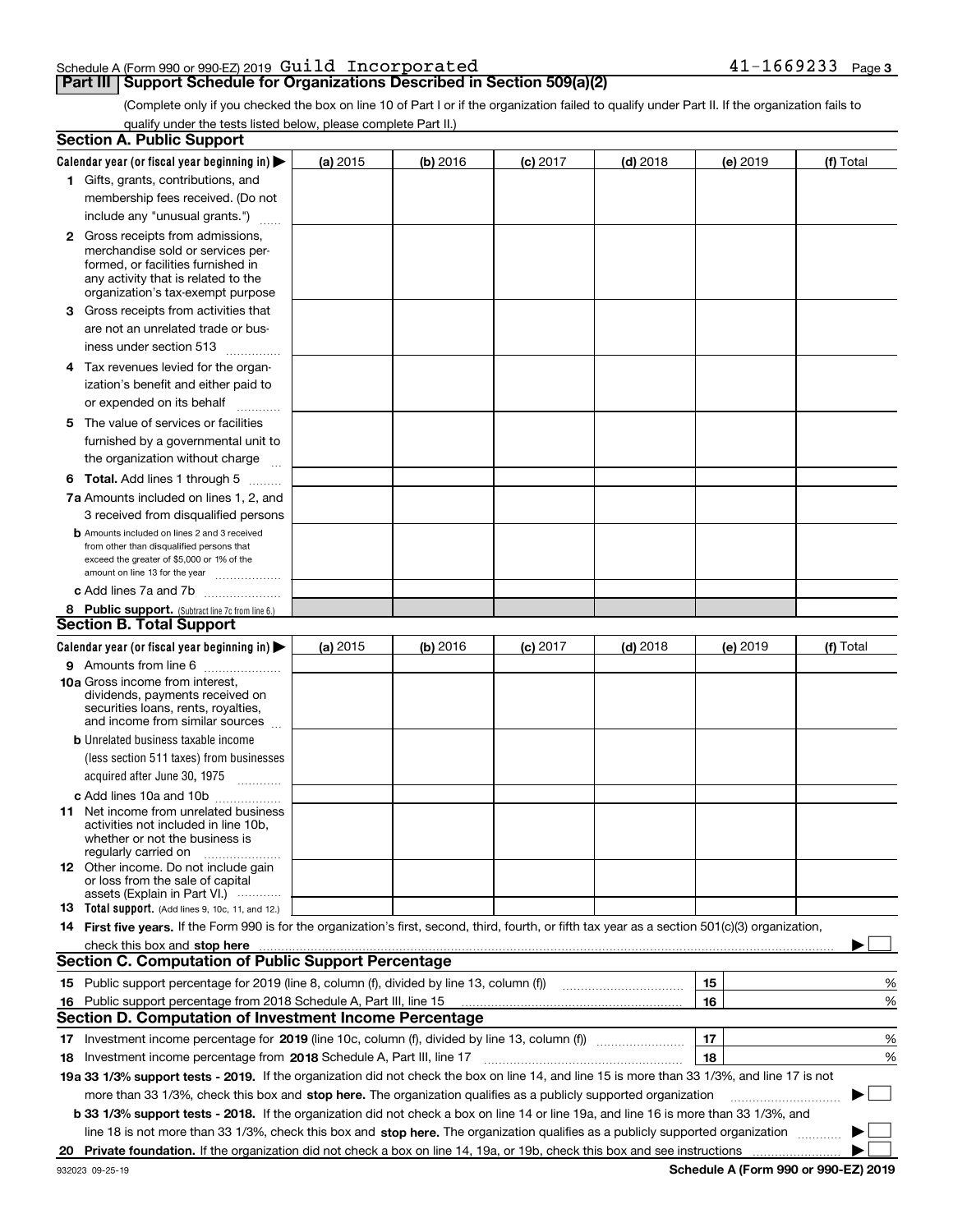Schedule A (Form 990 or 990-EZ) 2019 Guild Incorporated 41-1669233 Page 3

## Part III Support Schedule for Organizations Described in Section 509(a)(2)

(Complete only if you checked the box on line 10 of Part I or if the organization failed to qualify under Part II. If the organization fails to qualify under the tests listed below, please complete Part II.)

### Section A. Public Support

| Calendar year (or fiscal year beginning in) ▶ | (a) 2015 | (b) 2016 | (c) 2017 | (d) 2018 | (e) 2019 | (f) Total |
|---|---|---|---|---|---|---|
| **1** Gifts, grants, contributions, and membership fees received. (Do not include any "unusual grants.") | | | | | | |
| **2** Gross receipts from admissions, merchandise sold or services performed, or facilities furnished in any activity that is related to the organization's tax-exempt purpose | | | | | | |
| **3** Gross receipts from activities that are not an unrelated trade or business under section 513 | | | | | | |
| **4** Tax revenues levied for the organization's benefit and either paid to or expended on its behalf | | | | | | |
| **5** The value of services or facilities furnished by a governmental unit to the organization without charge | | | | | | |
| **6 Total.** Add lines 1 through 5 | | | | | | |
| **7a** Amounts included on lines 1, 2, and 3 received from disqualified persons | | | | | | |
| **b** Amounts included on lines 2 and 3 received from other than disqualified persons that exceed the greater of $5,000 or 1% of the amount on line 13 for the year | | | | | | |
| **c** Add lines 7a and 7b | | | | | | |
| **8 Public support.** (Subtract line 7c from line 6.) | | | | | | |

### Section B. Total Support

| Calendar year (or fiscal year beginning in) ▶ | (a) 2015 | (b) 2016 | (c) 2017 | (d) 2018 | (e) 2019 | (f) Total |
|---|---|---|---|---|---|---|
| **9** Amounts from line 6 | | | | | | |
| **10a** Gross income from interest, dividends, payments received on securities loans, rents, royalties, and income from similar sources | | | | | | |
| **b** Unrelated business taxable income (less section 511 taxes) from businesses acquired after June 30, 1975 | | | | | | |
| **c** Add lines 10a and 10b | | | | | | |
| **11** Net income from unrelated business activities not included in line 10b, whether or not the business is regularly carried on | | | | | | |
| **12** Other income. Do not include gain or loss from the sale of capital assets (Explain in Part VI.) | | | | | | |
| **13 Total support.** (Add lines 9, 10c, 11, and 12.) | | | | | | |

**14 First five years.** If the Form 990 is for the organization's first, second, third, fourth, or fifth tax year as a section 501(c)(3) organization, check this box and **stop here** ▶ ☐

### Section C. Computation of Public Support Percentage

| | | | |
|---|---|---|---|
| **15** Public support percentage for 2019 (line 8, column (f), divided by line 13, column (f)) | 15 | | % |
| **16** Public support percentage from 2018 Schedule A, Part III, line 15 | 16 | | % |

### Section D. Computation of Investment Income Percentage

| | | | |
|---|---|---|---|
| **17** Investment income percentage for **2019** (line 10c, column (f), divided by line 13, column (f)) | 17 | | % |
| **18** Investment income percentage from **2018** Schedule A, Part III, line 17 | 18 | | % |

**19a 33 1/3% support tests - 2019.** If the organization did not check the box on line 14, and line 15 is more than 33 1/3%, and line 17 is not more than 33 1/3%, check this box and **stop here.** The organization qualifies as a publicly supported organization ▶ ☐

**b 33 1/3% support tests - 2018.** If the organization did not check a box on line 14 or line 19a, and line 16 is more than 33 1/3%, and line 18 is not more than 33 1/3%, check this box and **stop here.** The organization qualifies as a publicly supported organization ▶ ☐

**20 Private foundation.** If the organization did not check a box on line 14, 19a, or 19b, check this box and see instructions ▶ ☐

932023 09-25-19 **Schedule A (Form 990 or 990-EZ) 2019**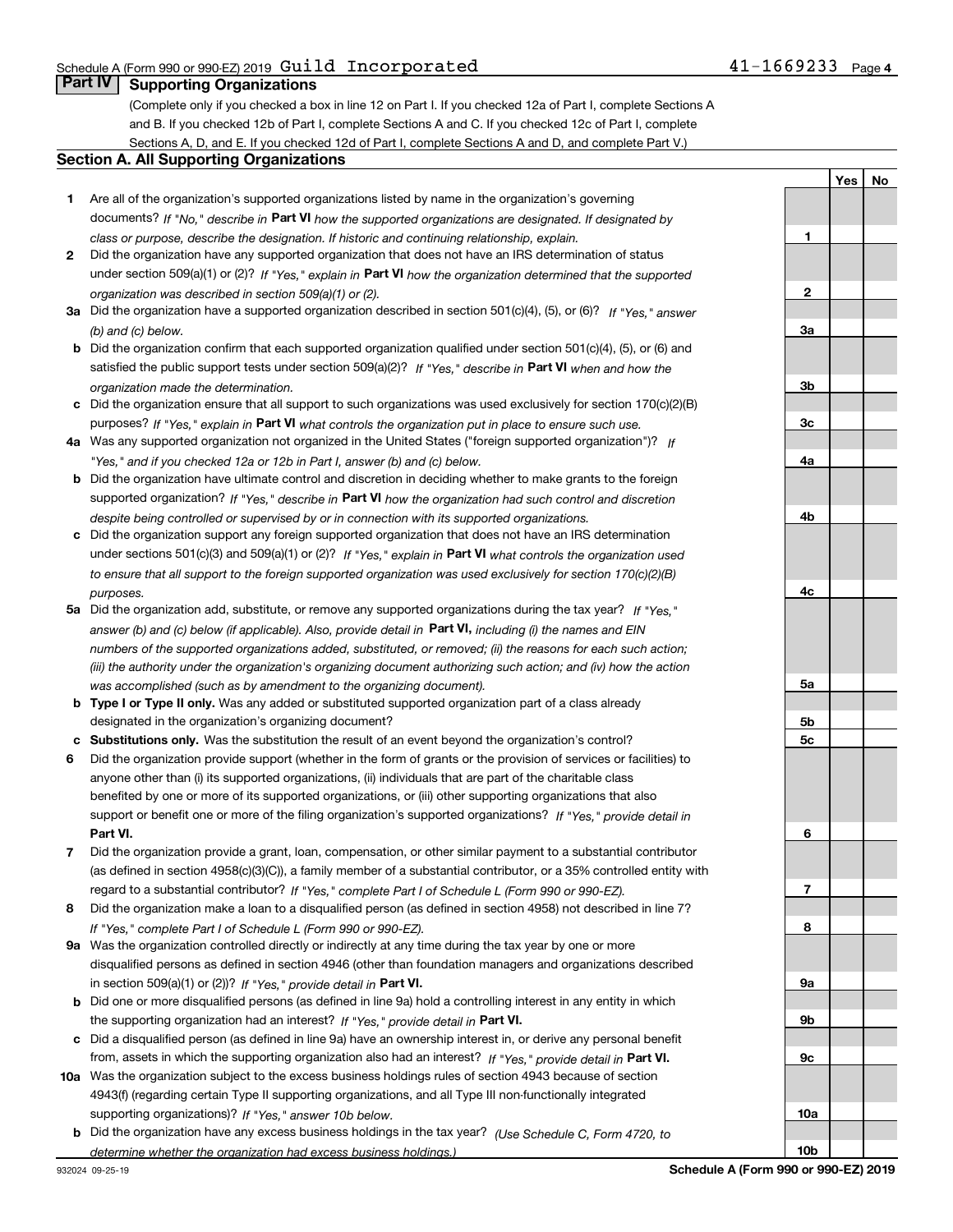Schedule A (Form 990 or 990-EZ) 2019 Guild Incorporated 41-1669233 Page 4

## Part IV Supporting Organizations

(Complete only if you checked a box in line 12 on Part I. If you checked 12a of Part I, complete Sections A and B. If you checked 12b of Part I, complete Sections A and C. If you checked 12c of Part I, complete Sections A, D, and E. If you checked 12d of Part I, complete Sections A and D, and complete Part V.)

### Section A. All Supporting Organizations

| | | Line | Yes | No |
|---|---|---|---|---|
| **1** | Are all of the organization's supported organizations listed by name in the organization's governing documents? *If "No," describe in* **Part VI** *how the supported organizations are designated. If designated by class or purpose, describe the designation. If historic and continuing relationship, explain.* | **1** | | |
| **2** | Did the organization have any supported organization that does not have an IRS determination of status under section 509(a)(1) or (2)? *If "Yes," explain in* **Part VI** *how the organization determined that the supported organization was described in section 509(a)(1) or (2).* | **2** | | |
| **3a** | Did the organization have a supported organization described in section 501(c)(4), (5), or (6)? *If "Yes," answer (b) and (c) below.* | **3a** | | |
| **b** | Did the organization confirm that each supported organization qualified under section 501(c)(4), (5), or (6) and satisfied the public support tests under section 509(a)(2)? *If "Yes," describe in* **Part VI** *when and how the organization made the determination.* | **3b** | | |
| **c** | Did the organization ensure that all support to such organizations was used exclusively for section 170(c)(2)(B) purposes? *If "Yes," explain in* **Part VI** *what controls the organization put in place to ensure such use.* | **3c** | | |
| **4a** | Was any supported organization not organized in the United States ("foreign supported organization")? *If "Yes," and if you checked 12a or 12b in Part I, answer (b) and (c) below.* | **4a** | | |
| **b** | Did the organization have ultimate control and discretion in deciding whether to make grants to the foreign supported organization? *If "Yes," describe in* **Part VI** *how the organization had such control and discretion despite being controlled or supervised by or in connection with its supported organizations.* | **4b** | | |
| **c** | Did the organization support any foreign supported organization that does not have an IRS determination under sections 501(c)(3) and 509(a)(1) or (2)? *If "Yes," explain in* **Part VI** *what controls the organization used to ensure that all support to the foreign supported organization was used exclusively for section 170(c)(2)(B) purposes.* | **4c** | | |
| **5a** | Did the organization add, substitute, or remove any supported organizations during the tax year? *If "Yes," answer (b) and (c) below (if applicable). Also, provide detail in* **Part VI,** *including (i) the names and EIN numbers of the supported organizations added, substituted, or removed; (ii) the reasons for each such action; (iii) the authority under the organization's organizing document authorizing such action; and (iv) how the action was accomplished (such as by amendment to the organizing document).* | **5a** | | |
| **b** | **Type I or Type II only.** Was any added or substituted supported organization part of a class already designated in the organization's organizing document? | **5b** | | |
| **c** | **Substitutions only.** Was the substitution the result of an event beyond the organization's control? | **5c** | | |
| **6** | Did the organization provide support (whether in the form of grants or the provision of services or facilities) to anyone other than (i) its supported organizations, (ii) individuals that are part of the charitable class benefited by one or more of its supported organizations, or (iii) other supporting organizations that also support or benefit one or more of the filing organization's supported organizations? *If "Yes," provide detail in* **Part VI.** | **6** | | |
| **7** | Did the organization provide a grant, loan, compensation, or other similar payment to a substantial contributor (as defined in section 4958(c)(3)(C)), a family member of a substantial contributor, or a 35% controlled entity with regard to a substantial contributor? *If "Yes," complete Part I of Schedule L (Form 990 or 990-EZ).* | **7** | | |
| **8** | Did the organization make a loan to a disqualified person (as defined in section 4958) not described in line 7? *If "Yes," complete Part I of Schedule L (Form 990 or 990-EZ).* | **8** | | |
| **9a** | Was the organization controlled directly or indirectly at any time during the tax year by one or more disqualified persons as defined in section 4946 (other than foundation managers and organizations described in section 509(a)(1) or (2))? *If "Yes," provide detail in* **Part VI.** | **9a** | | |
| **b** | Did one or more disqualified persons (as defined in line 9a) hold a controlling interest in any entity in which the supporting organization had an interest? *If "Yes," provide detail in* **Part VI.** | **9b** | | |
| **c** | Did a disqualified person (as defined in line 9a) have an ownership interest in, or derive any personal benefit from, assets in which the supporting organization also had an interest? *If "Yes," provide detail in* **Part VI.** | **9c** | | |
| **10a** | Was the organization subject to the excess business holdings rules of section 4943 because of section 4943(f) (regarding certain Type II supporting organizations, and all Type III non-functionally integrated supporting organizations)? *If "Yes," answer 10b below.* | **10a** | | |
| **b** | Did the organization have any excess business holdings in the tax year? *(Use Schedule C, Form 4720, to determine whether the organization had excess business holdings.)* | **10b** | | |

932024 09-25-19 **Schedule A (Form 990 or 990-EZ) 2019**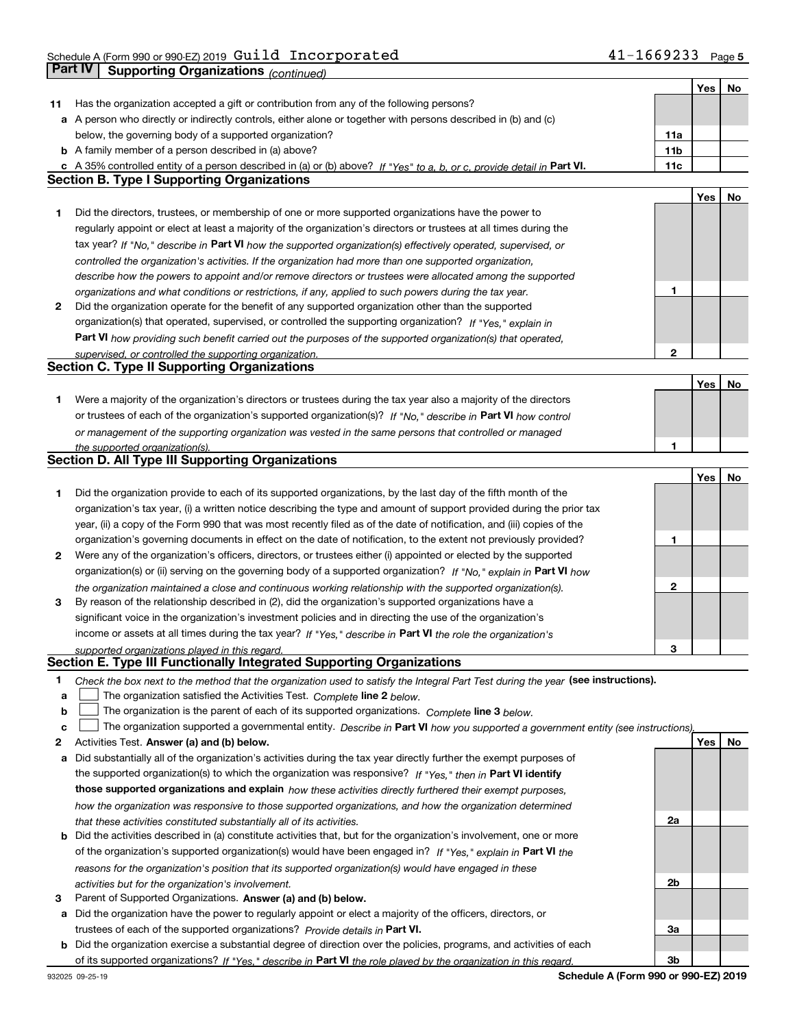Schedule A (Form 990 or 990-EZ) 2019 Guild Incorporated 41-1669233 Page 5

## Part IV Supporting Organizations *(continued)*

| | | | Yes | No |
|---|---|---|---|---|
| **11** | Has the organization accepted a gift or contribution from any of the following persons? | | | |
| **a** | A person who directly or indirectly controls, either alone or together with persons described in (b) and (c) below, the governing body of a supported organization? | **11a** | | |
| **b** | A family member of a person described in (a) above? | **11b** | | |
| **c** | A 35% controlled entity of a person described in (a) or (b) above? *If "Yes" to a, b, or c, provide detail in* **Part VI.** | **11c** | | |

### Section B. Type I Supporting Organizations

| | | | Yes | No |
|---|---|---|---|---|
| **1** | Did the directors, trustees, or membership of one or more supported organizations have the power to regularly appoint or elect at least a majority of the organization's directors or trustees at all times during the tax year? *If "No," describe in* **Part VI** *how the supported organization(s) effectively operated, supervised, or controlled the organization's activities. If the organization had more than one supported organization, describe how the powers to appoint and/or remove directors or trustees were allocated among the supported organizations and what conditions or restrictions, if any, applied to such powers during the tax year.* | **1** | | |
| **2** | Did the organization operate for the benefit of any supported organization other than the supported organization(s) that operated, supervised, or controlled the supporting organization? *If "Yes," explain in* **Part VI** *how providing such benefit carried out the purposes of the supported organization(s) that operated, supervised, or controlled the supporting organization.* | **2** | | |

### Section C. Type II Supporting Organizations

| | | | Yes | No |
|---|---|---|---|---|
| **1** | Were a majority of the organization's directors or trustees during the tax year also a majority of the directors or trustees of each of the organization's supported organization(s)? *If "No," describe in* **Part VI** *how control or management of the supporting organization was vested in the same persons that controlled or managed the supported organization(s).* | **1** | | |

### Section D. All Type III Supporting Organizations

| | | | Yes | No |
|---|---|---|---|---|
| **1** | Did the organization provide to each of its supported organizations, by the last day of the fifth month of the organization's tax year, (i) a written notice describing the type and amount of support provided during the prior tax year, (ii) a copy of the Form 990 that was most recently filed as of the date of notification, and (iii) copies of the organization's governing documents in effect on the date of notification, to the extent not previously provided? | **1** | | |
| **2** | Were any of the organization's officers, directors, or trustees either (i) appointed or elected by the supported organization(s) or (ii) serving on the governing body of a supported organization? *If "No," explain in* **Part VI** *how the organization maintained a close and continuous working relationship with the supported organization(s).* | **2** | | |
| **3** | By reason of the relationship described in (2), did the organization's supported organizations have a significant voice in the organization's investment policies and in directing the use of the organization's income or assets at all times during the tax year? *If "Yes," describe in* **Part VI** *the role the organization's supported organizations played in this regard.* | **3** | | |

### Section E. Type III Functionally Integrated Supporting Organizations

**1** *Check the box next to the method that the organization used to satisfy the Integral Part Test during the year* **(see instructions).**

**a** ☐ The organization satisfied the Activities Test. *Complete* **line 2** *below.*

**b** ☐ The organization is the parent of each of its supported organizations. *Complete* **line 3** *below.*

**c** ☐ The organization supported a governmental entity. *Describe in* **Part VI** *how you supported a government entity (see instructions).*

| | | | Yes | No |
|---|---|---|---|---|
| **2** | Activities Test. **Answer (a) and (b) below.** | | | |
| **a** | Did substantially all of the organization's activities during the tax year directly further the exempt purposes of the supported organization(s) to which the organization was responsive? *If "Yes," then in* **Part VI identify those supported organizations and explain** *how these activities directly furthered their exempt purposes, how the organization was responsive to those supported organizations, and how the organization determined that these activities constituted substantially all of its activities.* | **2a** | | |
| **b** | Did the activities described in (a) constitute activities that, but for the organization's involvement, one or more of the organization's supported organization(s) would have been engaged in? *If "Yes," explain in* **Part VI** *the reasons for the organization's position that its supported organization(s) would have engaged in these activities but for the organization's involvement.* | **2b** | | |
| **3** | Parent of Supported Organizations. **Answer (a) and (b) below.** | | | |
| **a** | Did the organization have the power to regularly appoint or elect a majority of the officers, directors, or trustees of each of the supported organizations? *Provide details in* **Part VI.** | **3a** | | |
| **b** | Did the organization exercise a substantial degree of direction over the policies, programs, and activities of each of its supported organizations? *If "Yes," describe in* **Part VI** *the role played by the organization in this regard.* | **3b** | | |

932025 09-25-19 **Schedule A (Form 990 or 990-EZ) 2019**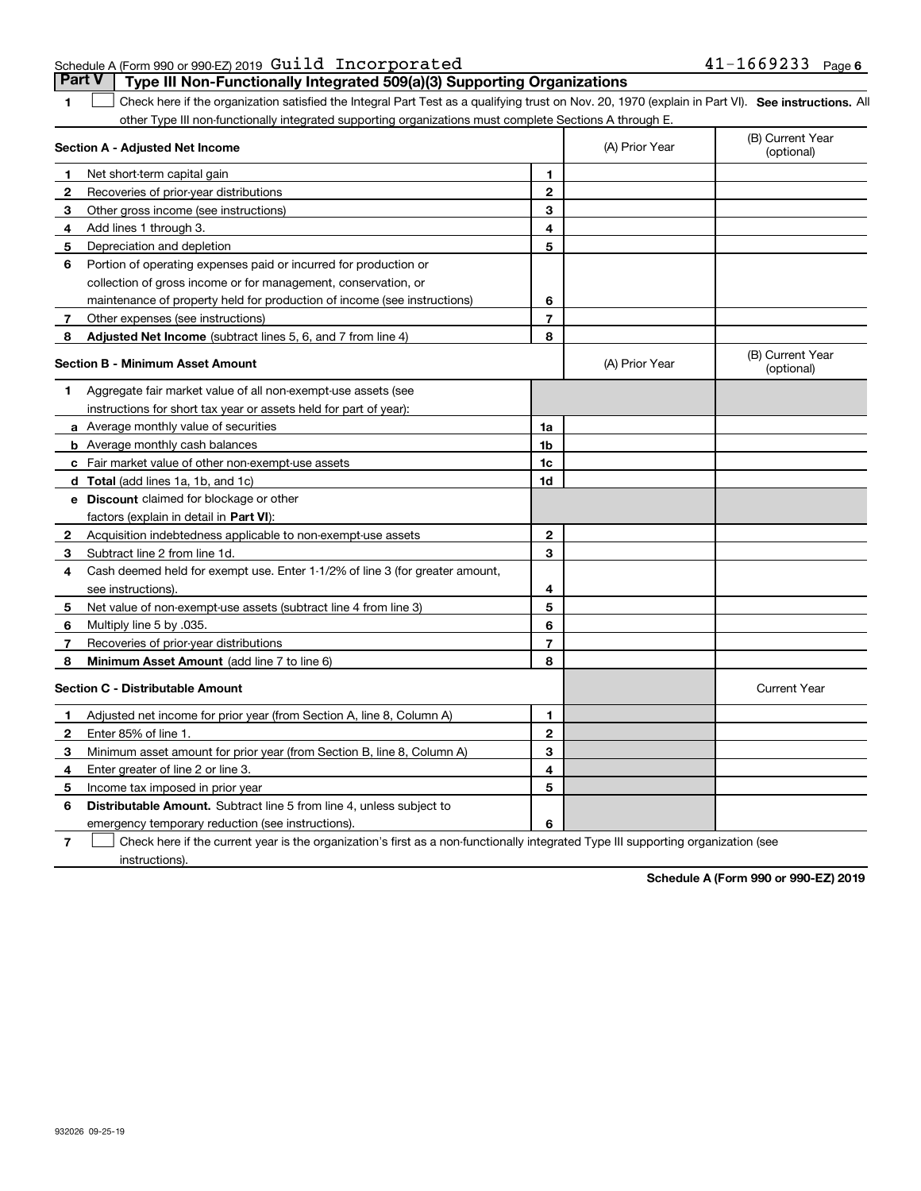Schedule A (Form 990 or 990-EZ) 2019 Guild Incorporated 41-1669233

## Part V | Type III Non-Functionally Integrated 509(a)(3) Supporting Organizations

1 ☐ Check here if the organization satisfied the Integral Part Test as a qualifying trust on Nov. 20, 1970 (explain in Part VI). **See instructions.** All other Type III non-functionally integrated supporting organizations must complete Sections A through E.

| **Section A - Adjusted Net Income** | | | (A) Prior Year | (B) Current Year (optional) |
|---|---|---|---|---|
| 1 | Net short-term capital gain | 1 | | |
| 2 | Recoveries of prior-year distributions | 2 | | |
| 3 | Other gross income (see instructions) | 3 | | |
| 4 | Add lines 1 through 3. | 4 | | |
| 5 | Depreciation and depletion | 5 | | |
| 6 | Portion of operating expenses paid or incurred for production or collection of gross income or for management, conservation, or maintenance of property held for production of income (see instructions) | 6 | | |
| 7 | Other expenses (see instructions) | 7 | | |
| 8 | **Adjusted Net Income** (subtract lines 5, 6, and 7 from line 4) | 8 | | |

| **Section B - Minimum Asset Amount** | | | (A) Prior Year | (B) Current Year (optional) |
|---|---|---|---|---|
| 1 | Aggregate fair market value of all non-exempt-use assets (see instructions for short tax year or assets held for part of year): | | | |
| a | Average monthly value of securities | 1a | | |
| b | Average monthly cash balances | 1b | | |
| c | Fair market value of other non-exempt-use assets | 1c | | |
| d | **Total** (add lines 1a, 1b, and 1c) | 1d | | |
| e | **Discount** claimed for blockage or other factors (explain in detail in **Part VI**): | | | |
| 2 | Acquisition indebtedness applicable to non-exempt-use assets | 2 | | |
| 3 | Subtract line 2 from line 1d. | 3 | | |
| 4 | Cash deemed held for exempt use. Enter 1-1/2% of line 3 (for greater amount, see instructions). | 4 | | |
| 5 | Net value of non-exempt-use assets (subtract line 4 from line 3) | 5 | | |
| 6 | Multiply line 5 by .035. | 6 | | |
| 7 | Recoveries of prior-year distributions | 7 | | |
| 8 | **Minimum Asset Amount** (add line 7 to line 6) | 8 | | |

| **Section C - Distributable Amount** | | | | Current Year |
|---|---|---|---|---|
| 1 | Adjusted net income for prior year (from Section A, line 8, Column A) | 1 | | |
| 2 | Enter 85% of line 1. | 2 | | |
| 3 | Minimum asset amount for prior year (from Section B, line 8, Column A) | 3 | | |
| 4 | Enter greater of line 2 or line 3. | 4 | | |
| 5 | Income tax imposed in prior year | 5 | | |
| 6 | **Distributable Amount.** Subtract line 5 from line 4, unless subject to emergency temporary reduction (see instructions). | 6 | | |

7 ☐ Check here if the current year is the organization's first as a non-functionally integrated Type III supporting organization (see instructions).

**Schedule A (Form 990 or 990-EZ) 2019**

932026 09-25-19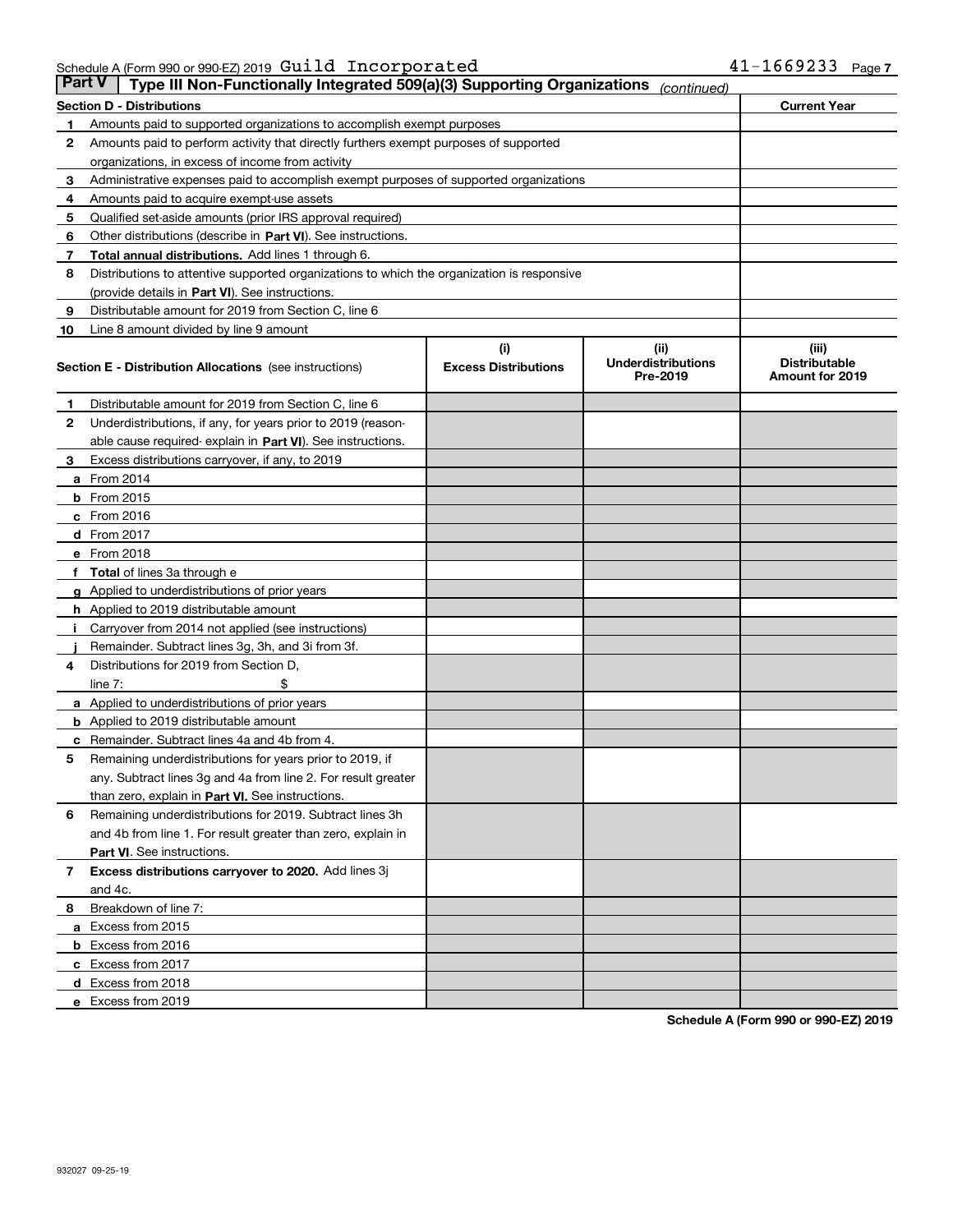Schedule A (Form 990 or 990-EZ) 2019 Guild Incorporated 41-1669233

## Part V Type III Non-Functionally Integrated 509(a)(3) Supporting Organizations *(continued)*

| Section D - Distributions | | Current Year |
|---|---|---|
| 1 | Amounts paid to supported organizations to accomplish exempt purposes | |
| 2 | Amounts paid to perform activity that directly furthers exempt purposes of supported organizations, in excess of income from activity | |
| 3 | Administrative expenses paid to accomplish exempt purposes of supported organizations | |
| 4 | Amounts paid to acquire exempt-use assets | |
| 5 | Qualified set-aside amounts (prior IRS approval required) | |
| 6 | Other distributions (describe in **Part VI**). See instructions. | |
| 7 | **Total annual distributions.** Add lines 1 through 6. | |
| 8 | Distributions to attentive supported organizations to which the organization is responsive (provide details in **Part VI**). See instructions. | |
| 9 | Distributable amount for 2019 from Section C, line 6 | |
| 10 | Line 8 amount divided by line 9 amount | |

| Section E - Distribution Allocations (see instructions) | | (i) Excess Distributions | (ii) Underdistributions Pre-2019 | (iii) Distributable Amount for 2019 |
|---|---|---|---|---|
| 1 | Distributable amount for 2019 from Section C, line 6 | | | |
| 2 | Underdistributions, if any, for years prior to 2019 (reasonable cause required- explain in **Part VI**). See instructions. | | | |
| 3 | Excess distributions carryover, if any, to 2019 | | | |
| a | From 2014 | | | |
| b | From 2015 | | | |
| c | From 2016 | | | |
| d | From 2017 | | | |
| e | From 2018 | | | |
| f | **Total** of lines 3a through e | | | |
| g | Applied to underdistributions of prior years | | | |
| h | Applied to 2019 distributable amount | | | |
| i | Carryover from 2014 not applied (see instructions) | | | |
| j | Remainder. Subtract lines 3g, 3h, and 3i from 3f. | | | |
| 4 | Distributions for 2019 from Section D, line 7: $ | | | |
| a | Applied to underdistributions of prior years | | | |
| b | Applied to 2019 distributable amount | | | |
| c | Remainder. Subtract lines 4a and 4b from 4. | | | |
| 5 | Remaining underdistributions for years prior to 2019, if any. Subtract lines 3g and 4a from line 2. For result greater than zero, explain in **Part VI.** See instructions. | | | |
| 6 | Remaining underdistributions for 2019. Subtract lines 3h and 4b from line 1. For result greater than zero, explain in **Part VI**. See instructions. | | | |
| 7 | **Excess distributions carryover to 2020.** Add lines 3j and 4c. | | | |
| 8 | Breakdown of line 7: | | | |
| a | Excess from 2015 | | | |
| b | Excess from 2016 | | | |
| c | Excess from 2017 | | | |
| d | Excess from 2018 | | | |
| e | Excess from 2019 | | | |

**Schedule A (Form 990 or 990-EZ) 2019**

932027 09-25-19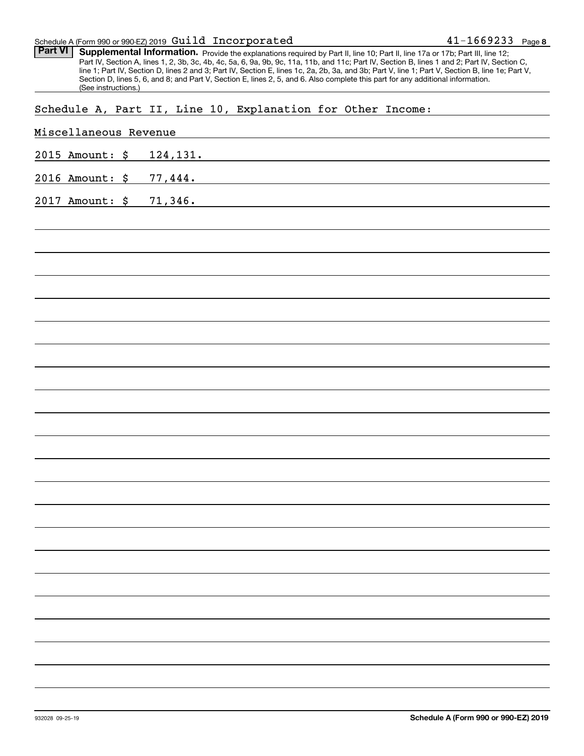Schedule A (Form 990 or 990-EZ) 2019 Guild Incorporated 41-1669233 Page **8**

**Part VI** **Supplemental Information.** Provide the explanations required by Part II, line 10; Part II, line 17a or 17b; Part III, line 12; Part IV, Section A, lines 1, 2, 3b, 3c, 4b, 4c, 5a, 6, 9a, 9b, 9c, 11a, 11b, and 11c; Part IV, Section B, lines 1 and 2; Part IV, Section C, line 1; Part IV, Section D, lines 2 and 3; Part IV, Section E, lines 1c, 2a, 2b, 3a, and 3b; Part V, line 1; Part V, Section B, line 1e; Part V, Section D, lines 5, 6, and 8; and Part V, Section E, lines 2, 5, and 6. Also complete this part for any additional information. (See instructions.)

Schedule A, Part II, Line 10, Explanation for Other Income:

Miscellaneous Revenue

2015 Amount: $ 124,131.

2016 Amount: $ 77,444.

2017 Amount: $ 71,346.

932028 09-25-19 **Schedule A (Form 990 or 990-EZ) 2019**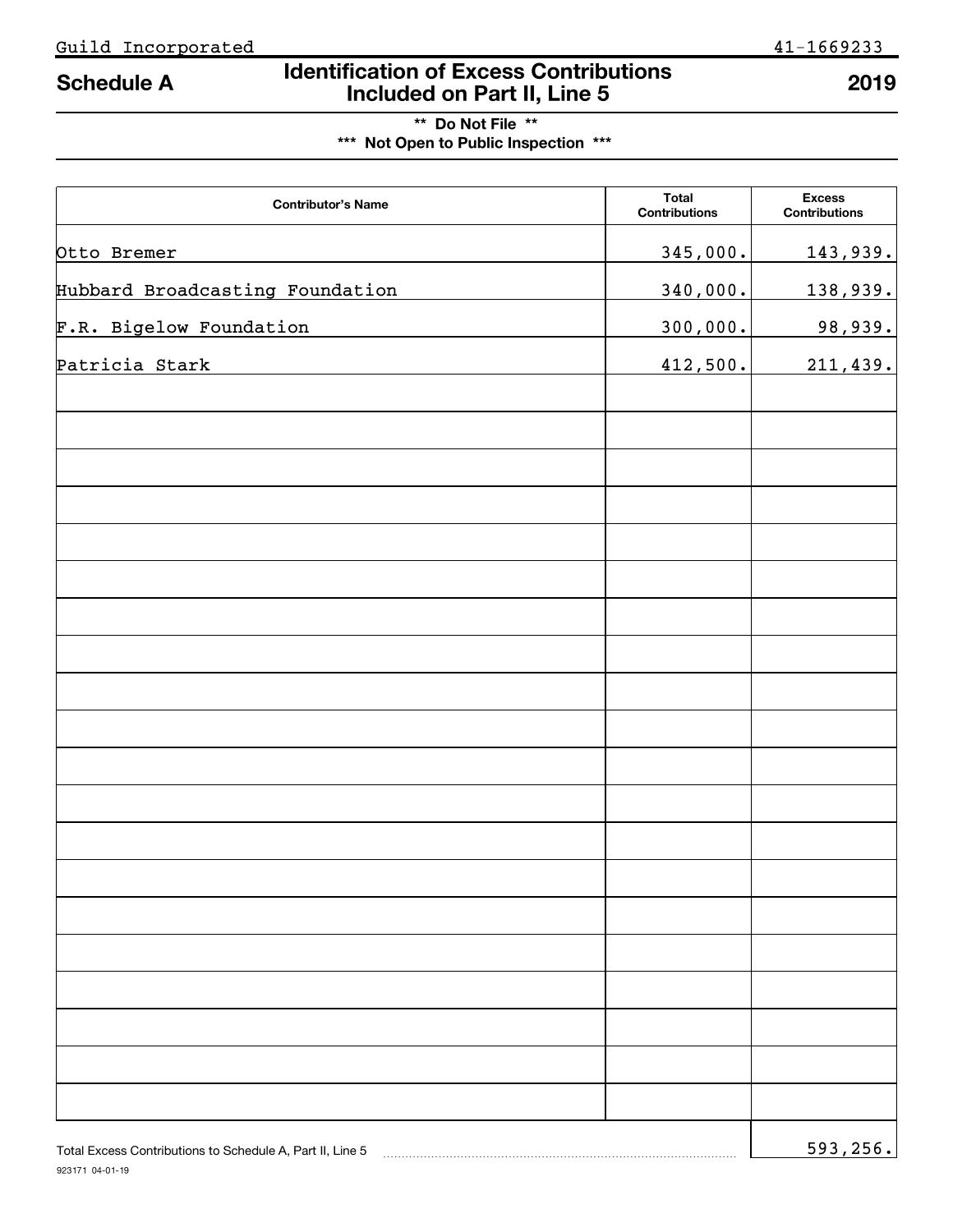Guild Incorporated 41-1669233

# Schedule A — Identification of Excess Contributions Included on Part II, Line 5 — 2019

**\*\* Do Not File \*\***

**\*\*\* Not Open to Public Inspection \*\*\***

| Contributor's Name | Total Contributions | Excess Contributions |
|---|---|---|
| Otto Bremer | 345,000. | 143,939. |
| Hubbard Broadcasting Foundation | 340,000. | 138,939. |
| F.R. Bigelow Foundation | 300,000. | 98,939. |
| Patricia Stark | 412,500. | 211,439. |

Total Excess Contributions to Schedule A, Part II, Line 5 .......... 593,256.

923171 04-01-19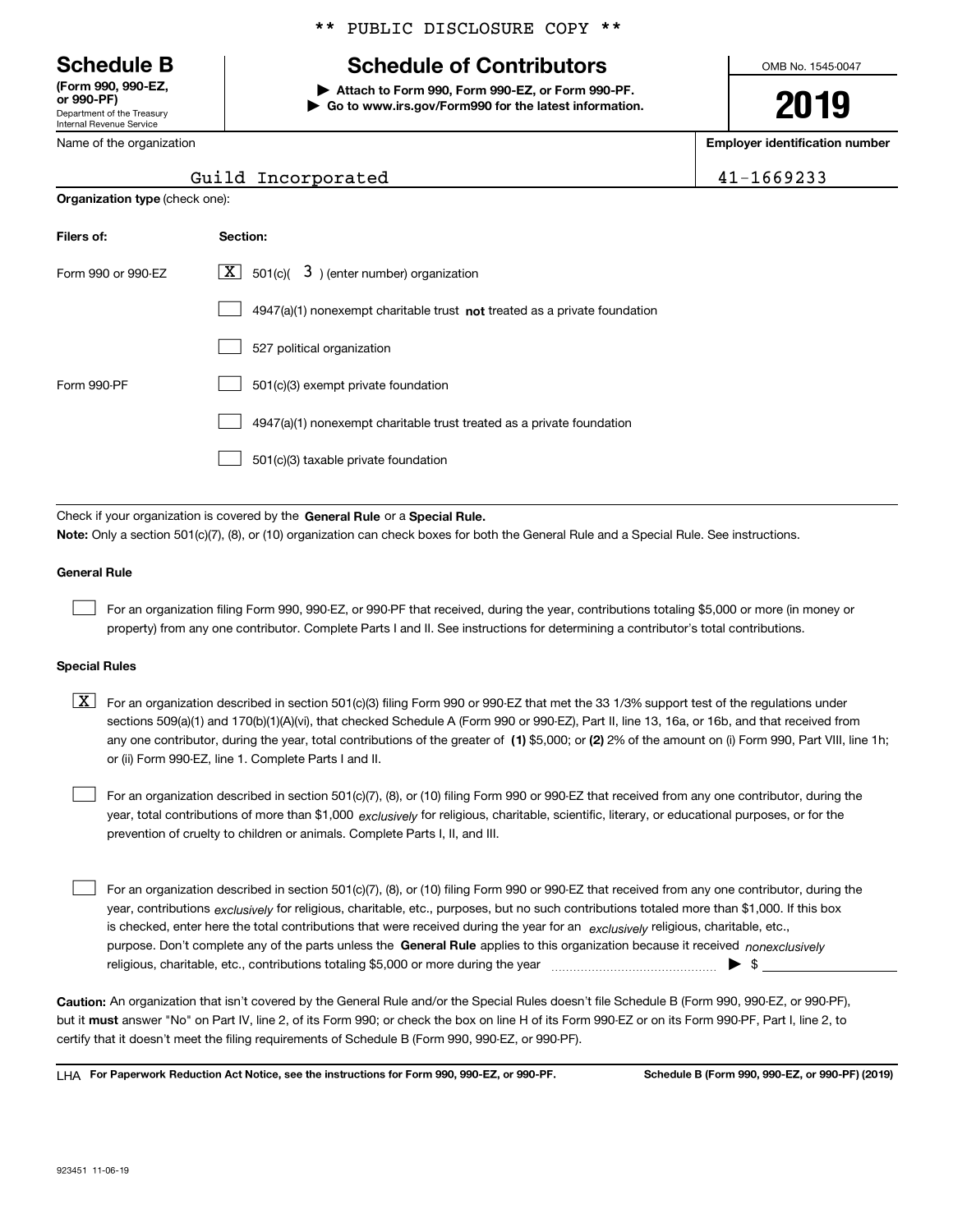\*\* PUBLIC DISCLOSURE COPY \*\*

# Schedule B

**(Form 990, 990-EZ, or 990-PF)**
Department of the Treasury
Internal Revenue Service

## Schedule of Contributors

▶ **Attach to Form 990, Form 990-EZ, or Form 990-PF.**
▶ **Go to www.irs.gov/Form990 for the latest information.**

OMB No. 1545-0047

**2019**

| Name of the organization | Employer identification number |
|---|---|
| Guild Incorporated | 41-1669233 |

**Organization type** (check one):

| Filers of: | Section: |
|---|---|
| Form 990 or 990-EZ | [X] 501(c)( 3 ) (enter number) organization |
| | [ ] 4947(a)(1) nonexempt charitable trust **not** treated as a private foundation |
| | [ ] 527 political organization |
| Form 990-PF | [ ] 501(c)(3) exempt private foundation |
| | [ ] 4947(a)(1) nonexempt charitable trust treated as a private foundation |
| | [ ] 501(c)(3) taxable private foundation |

Check if your organization is covered by the **General Rule** or a **Special Rule.**

**Note:** Only a section 501(c)(7), (8), or (10) organization can check boxes for both the General Rule and a Special Rule. See instructions.

### General Rule

[ ] For an organization filing Form 990, 990-EZ, or 990-PF that received, during the year, contributions totaling $5,000 or more (in money or property) from any one contributor. Complete Parts I and II. See instructions for determining a contributor's total contributions.

### Special Rules

[X] For an organization described in section 501(c)(3) filing Form 990 or 990-EZ that met the 33 1/3% support test of the regulations under sections 509(a)(1) and 170(b)(1)(A)(vi), that checked Schedule A (Form 990 or 990-EZ), Part II, line 13, 16a, or 16b, and that received from any one contributor, during the year, total contributions of the greater of **(1)** $5,000; or **(2)** 2% of the amount on (i) Form 990, Part VIII, line 1h; or (ii) Form 990-EZ, line 1. Complete Parts I and II.

[ ] For an organization described in section 501(c)(7), (8), or (10) filing Form 990 or 990-EZ that received from any one contributor, during the year, total contributions of more than $1,000 *exclusively* for religious, charitable, scientific, literary, or educational purposes, or for the prevention of cruelty to children or animals. Complete Parts I, II, and III.

[ ] For an organization described in section 501(c)(7), (8), or (10) filing Form 990 or 990-EZ that received from any one contributor, during the year, contributions *exclusively* for religious, charitable, etc., purposes, but no such contributions totaled more than $1,000. If this box is checked, enter here the total contributions that were received during the year for an *exclusively* religious, charitable, etc., purpose. Don't complete any of the parts unless the **General Rule** applies to this organization because it received *nonexclusively* religious, charitable, etc., contributions totaling $5,000 or more during the year ▶ $ ____________

**Caution:** An organization that isn't covered by the General Rule and/or the Special Rules doesn't file Schedule B (Form 990, 990-EZ, or 990-PF), but it **must** answer "No" on Part IV, line 2, of its Form 990; or check the box on line H of its Form 990-EZ or on its Form 990-PF, Part I, line 2, to certify that it doesn't meet the filing requirements of Schedule B (Form 990, 990-EZ, or 990-PF).

LHA **For Paperwork Reduction Act Notice, see the instructions for Form 990, 990-EZ, or 990-PF.** **Schedule B (Form 990, 990-EZ, or 990-PF) (2019)**

923451 11-06-19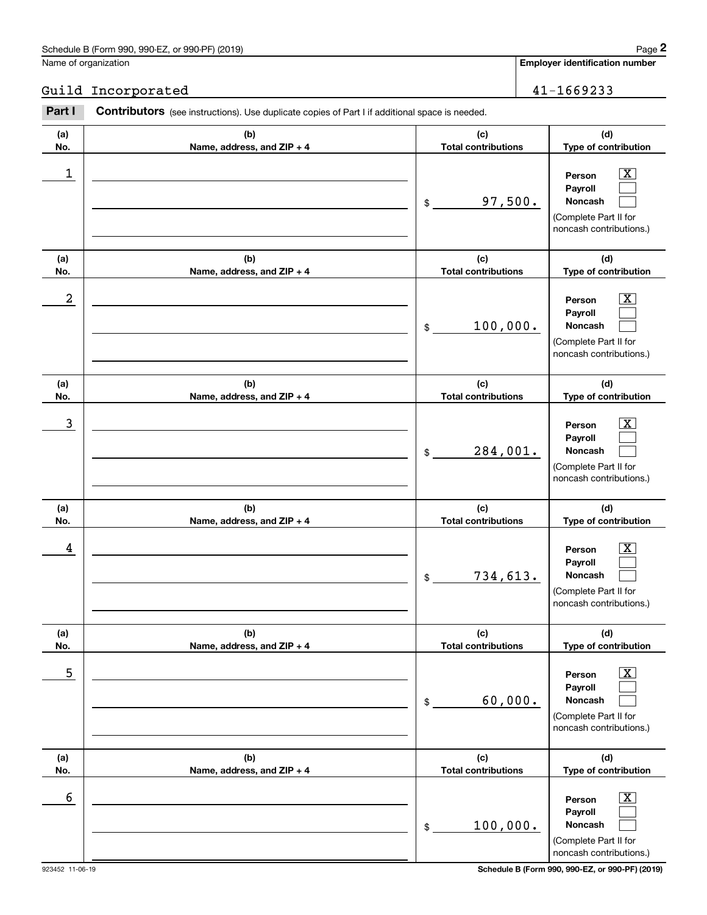Name of organization

Guild Incorporated

**Employer identification number**

41-1669233

**Part I** **Contributors** (see instructions). Use duplicate copies of Part I if additional space is needed.

| (a) No. | (b) Name, address, and ZIP + 4 | (c) Total contributions | (d) Type of contribution |
|---|---|---|---|
| 1 | | $ 97,500. | Person [X] Payroll [ ] Noncash [ ] (Complete Part II for noncash contributions.) |
| 2 | | $ 100,000. | Person [X] Payroll [ ] Noncash [ ] (Complete Part II for noncash contributions.) |
| 3 | | $ 284,001. | Person [X] Payroll [ ] Noncash [ ] (Complete Part II for noncash contributions.) |
| 4 | | $ 734,613. | Person [X] Payroll [ ] Noncash [ ] (Complete Part II for noncash contributions.) |
| 5 | | $ 60,000. | Person [X] Payroll [ ] Noncash [ ] (Complete Part II for noncash contributions.) |
| 6 | | $ 100,000. | Person [X] Payroll [ ] Noncash [ ] (Complete Part II for noncash contributions.) |

923452 11-06-19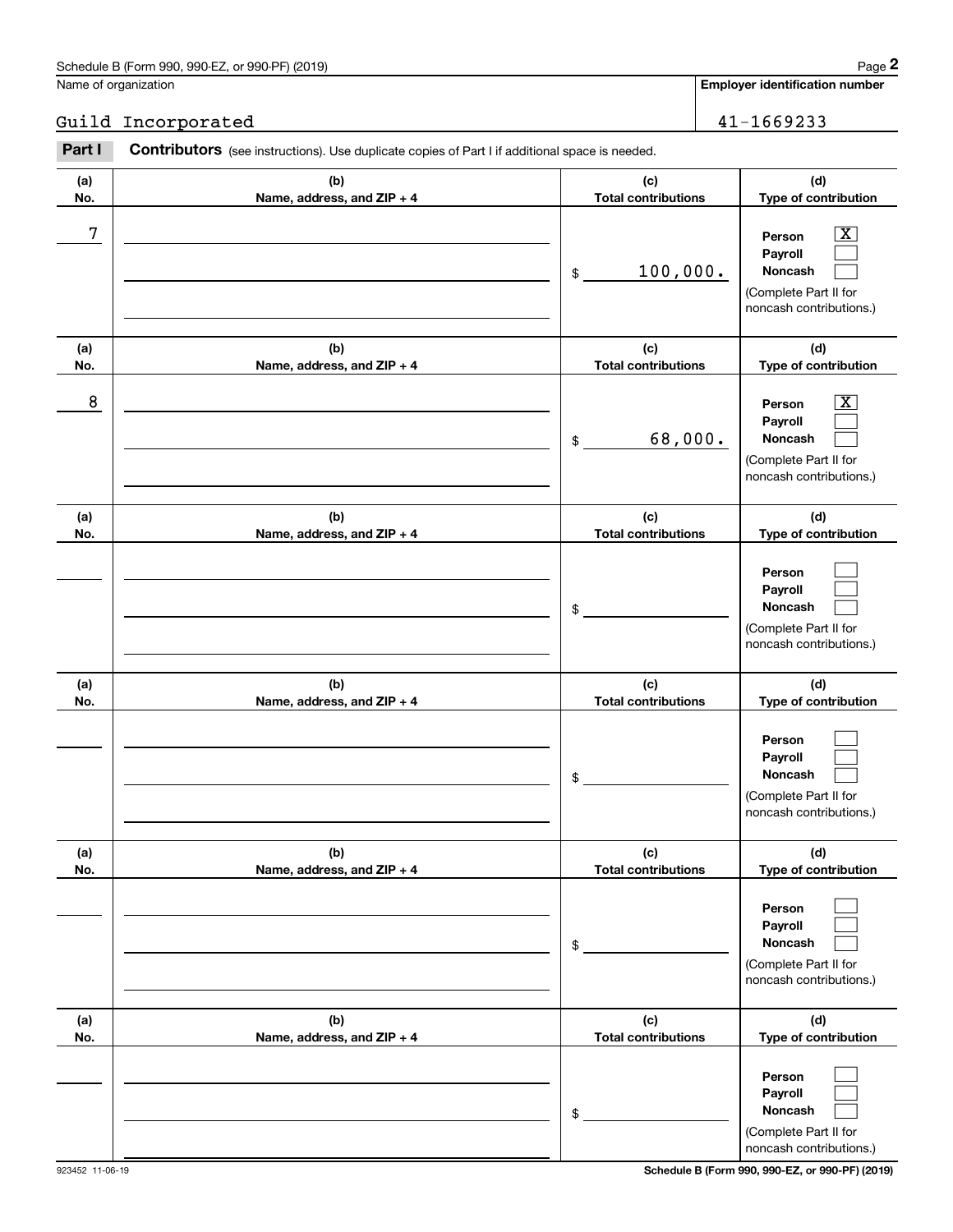Name of organization

Guild Incorporated

**Employer identification number**

41-1669233

**Part I** **Contributors** (see instructions). Use duplicate copies of Part I if additional space is needed.

| (a) No. | (b) Name, address, and ZIP + 4 | (c) Total contributions | (d) Type of contribution |
|---|---|---|---|
| 7 | | $ 100,000. | Person [X] Payroll [ ] Noncash [ ] (Complete Part II for noncash contributions.) |
| 8 | | $ 68,000. | Person [X] Payroll [ ] Noncash [ ] (Complete Part II for noncash contributions.) |
| | | $ | Person [ ] Payroll [ ] Noncash [ ] (Complete Part II for noncash contributions.) |
| | | $ | Person [ ] Payroll [ ] Noncash [ ] (Complete Part II for noncash contributions.) |
| | | $ | Person [ ] Payroll [ ] Noncash [ ] (Complete Part II for noncash contributions.) |
| | | $ | Person [ ] Payroll [ ] Noncash [ ] (Complete Part II for noncash contributions.) |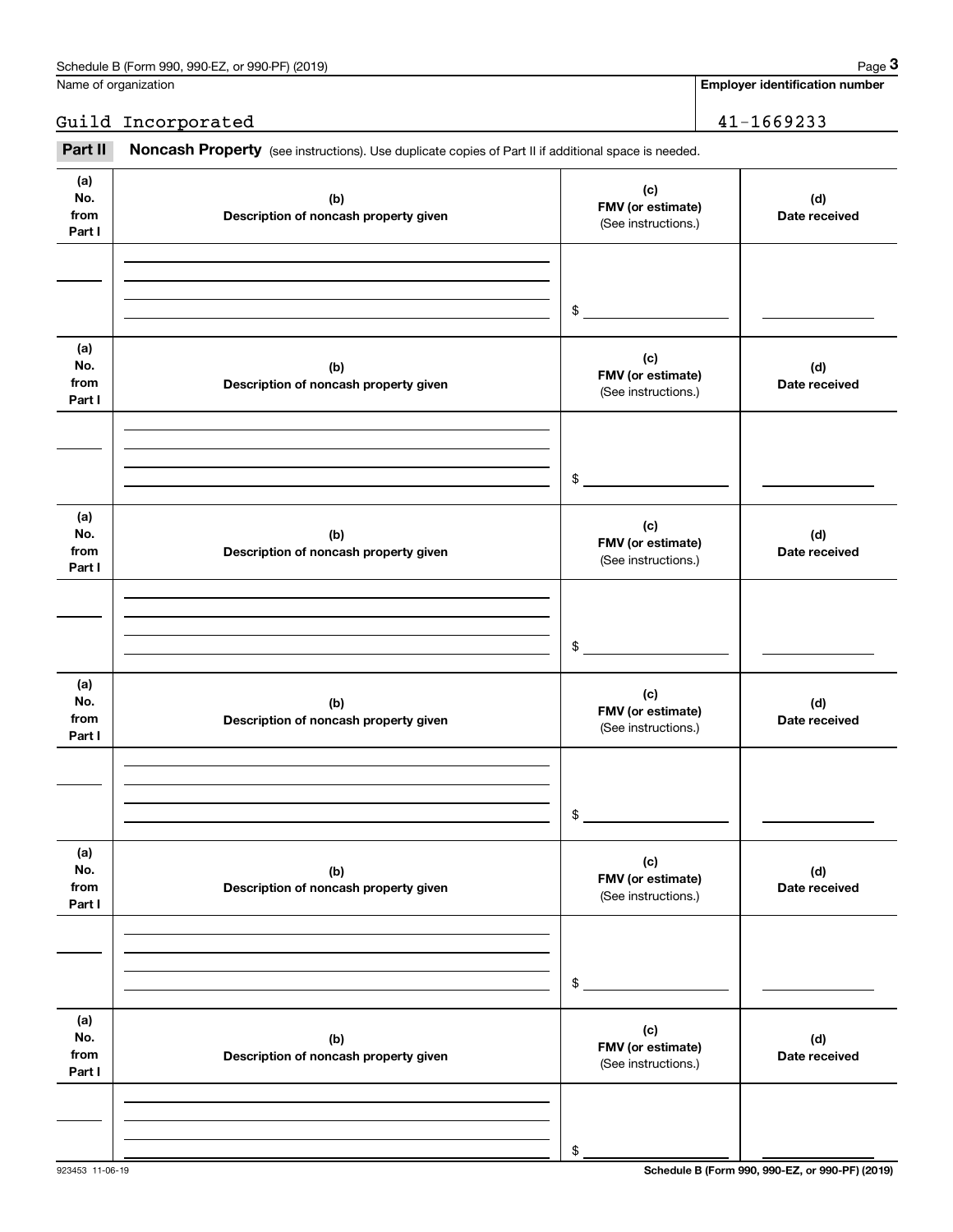Schedule B (Form 990, 990-EZ, or 990-PF) (2019)

| Name of organization | Employer identification number |
| --- | --- |
| Guild Incorporated | 41-1669233 |

**Part II** **Noncash Property** (see instructions). Use duplicate copies of Part II if additional space is needed.

| (a) No. from Part I | (b) Description of noncash property given | (c) FMV (or estimate) (See instructions.) | (d) Date received |
| --- | --- | --- | --- |
| | | $ | |

| (a) No. from Part I | (b) Description of noncash property given | (c) FMV (or estimate) (See instructions.) | (d) Date received |
| --- | --- | --- | --- |
| | | $ | |

| (a) No. from Part I | (b) Description of noncash property given | (c) FMV (or estimate) (See instructions.) | (d) Date received |
| --- | --- | --- | --- |
| | | $ | |

| (a) No. from Part I | (b) Description of noncash property given | (c) FMV (or estimate) (See instructions.) | (d) Date received |
| --- | --- | --- | --- |
| | | $ | |

| (a) No. from Part I | (b) Description of noncash property given | (c) FMV (or estimate) (See instructions.) | (d) Date received |
| --- | --- | --- | --- |
| | | $ | |

| (a) No. from Part I | (b) Description of noncash property given | (c) FMV (or estimate) (See instructions.) | (d) Date received |
| --- | --- | --- | --- |
| | | $ | |

923453 11-06-19

**Schedule B (Form 990, 990-EZ, or 990-PF) (2019)**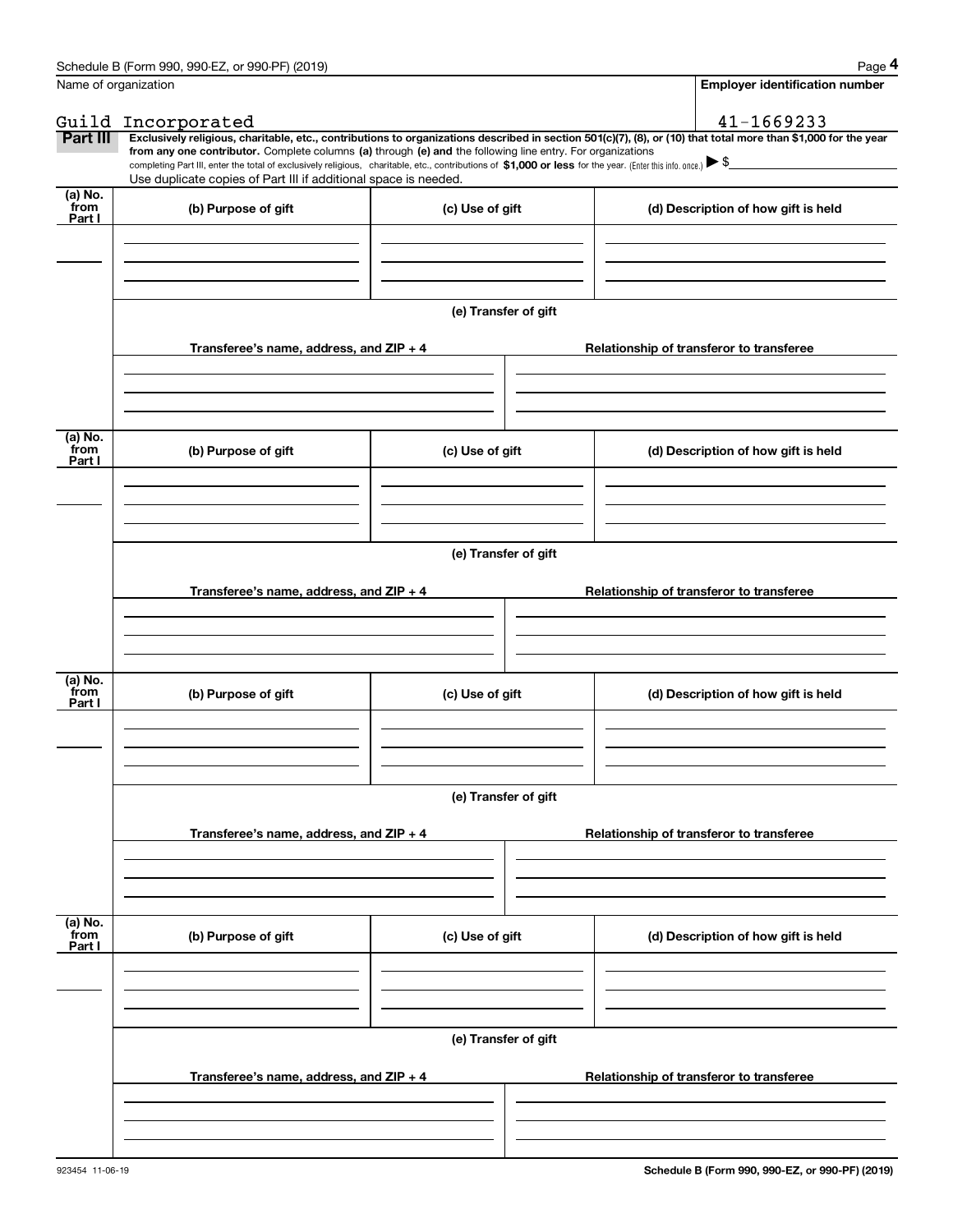Name of organization

Guild Incorporated

**Employer identification number**

41-1669233

**Part III** **Exclusively religious, charitable, etc., contributions to organizations described in section 501(c)(7), (8), or (10) that total more than $1,000 for the year from any one contributor.** Complete columns **(a)** through **(e) and** the following line entry. For organizations completing Part III, enter the total of exclusively religious, charitable, etc., contributions of **$1,000 or less** for the year. (Enter this info. once.) ▶ $

Use duplicate copies of Part III if additional space is needed.

| (a) No. from Part I | (b) Purpose of gift | (c) Use of gift | (d) Description of how gift is held |
|---|---|---|---|
| | | | |

**(e) Transfer of gift**

| Transferee's name, address, and ZIP + 4 | Relationship of transferor to transferee |
|---|---|
| | |

| (a) No. from Part I | (b) Purpose of gift | (c) Use of gift | (d) Description of how gift is held |
|---|---|---|---|
| | | | |

**(e) Transfer of gift**

| Transferee's name, address, and ZIP + 4 | Relationship of transferor to transferee |
|---|---|
| | |

| (a) No. from Part I | (b) Purpose of gift | (c) Use of gift | (d) Description of how gift is held |
|---|---|---|---|
| | | | |

**(e) Transfer of gift**

| Transferee's name, address, and ZIP + 4 | Relationship of transferor to transferee |
|---|---|
| | |

| (a) No. from Part I | (b) Purpose of gift | (c) Use of gift | (d) Description of how gift is held |
|---|---|---|---|
| | | | |

**(e) Transfer of gift**

| Transferee's name, address, and ZIP + 4 | Relationship of transferor to transferee |
|---|---|
| | |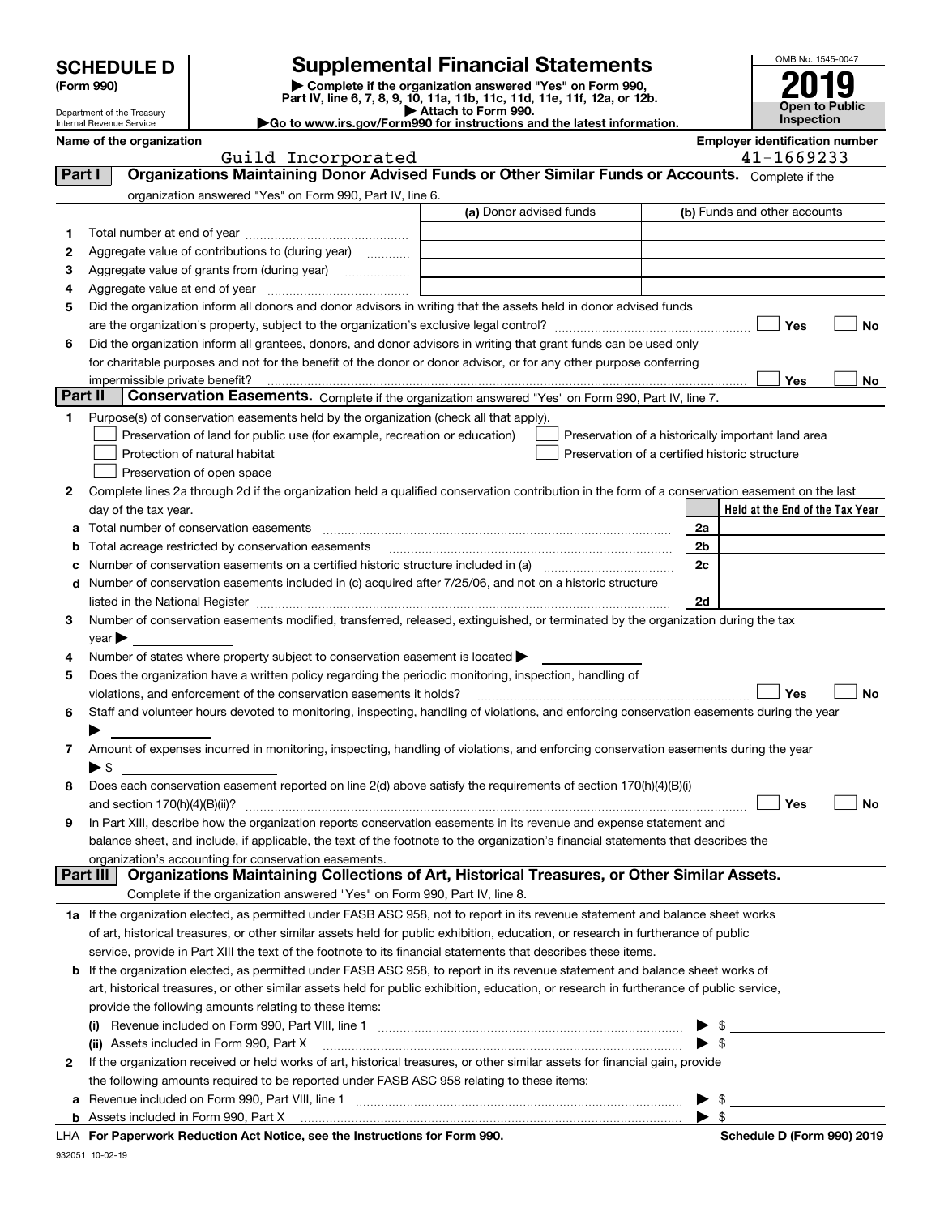# SCHEDULE D (Form 990)

Department of the Treasury
Internal Revenue Service

## Supplemental Financial Statements

▶ Complete if the organization answered "Yes" on Form 990, Part IV, line 6, 7, 8, 9, 10, 11a, 11b, 11c, 11d, 11e, 11f, 12a, or 12b.
▶ Attach to Form 990.
▶Go to www.irs.gov/Form990 for instructions and the latest information.

OMB No. 1545-0047

**2019**

**Open to Public Inspection**

**Name of the organization:** Guild Incorporated

**Employer identification number:** 41-1669233

### Part I — Organizations Maintaining Donor Advised Funds or Other Similar Funds or Accounts.
Complete if the organization answered "Yes" on Form 990, Part IV, line 6.

| | | (a) Donor advised funds | (b) Funds and other accounts |
|---|---|---|---|
| 1 | Total number at end of year | | |
| 2 | Aggregate value of contributions to (during year) | | |
| 3 | Aggregate value of grants from (during year) | | |
| 4 | Aggregate value at end of year | | |

5 Did the organization inform all donors and donor advisors in writing that the assets held in donor advised funds are the organization's property, subject to the organization's exclusive legal control? ☐ Yes ☐ No

6 Did the organization inform all grantees, donors, and donor advisors in writing that grant funds can be used only for charitable purposes and not for the benefit of the donor or donor advisor, or for any other purpose conferring impermissible private benefit? ☐ Yes ☐ No

### Part II — Conservation Easements.
Complete if the organization answered "Yes" on Form 990, Part IV, line 7.

1 Purpose(s) of conservation easements held by the organization (check all that apply).

- ☐ Preservation of land for public use (for example, recreation or education)
- ☐ Protection of natural habitat
- ☐ Preservation of open space
- ☐ Preservation of a historically important land area
- ☐ Preservation of a certified historic structure

2 Complete lines 2a through 2d if the organization held a qualified conservation contribution in the form of a conservation easement on the last day of the tax year.

| | | | Held at the End of the Tax Year |
|---|---|---|---|
| a | Total number of conservation easements | 2a | |
| b | Total acreage restricted by conservation easements | 2b | |
| c | Number of conservation easements on a certified historic structure included in (a) | 2c | |
| d | Number of conservation easements included in (c) acquired after 7/25/06, and not on a historic structure listed in the National Register | 2d | |

3 Number of conservation easements modified, transferred, released, extinguished, or terminated by the organization during the tax year ▶

4 Number of states where property subject to conservation easement is located ▶

5 Does the organization have a written policy regarding the periodic monitoring, inspection, handling of violations, and enforcement of the conservation easements it holds? ☐ Yes ☐ No

6 Staff and volunteer hours devoted to monitoring, inspecting, handling of violations, and enforcing conservation easements during the year ▶

7 Amount of expenses incurred in monitoring, inspecting, handling of violations, and enforcing conservation easements during the year ▶ $

8 Does each conservation easement reported on line 2(d) above satisfy the requirements of section 170(h)(4)(B)(i) and section 170(h)(4)(B)(ii)? ☐ Yes ☐ No

9 In Part XIII, describe how the organization reports conservation easements in its revenue and expense statement and balance sheet, and include, if applicable, the text of the footnote to the organization's financial statements that describes the organization's accounting for conservation easements.

### Part III — Organizations Maintaining Collections of Art, Historical Treasures, or Other Similar Assets.
Complete if the organization answered "Yes" on Form 990, Part IV, line 8.

1a If the organization elected, as permitted under FASB ASC 958, not to report in its revenue statement and balance sheet works of art, historical treasures, or other similar assets held for public exhibition, education, or research in furtherance of public service, provide in Part XIII the text of the footnote to its financial statements that describes these items.

b If the organization elected, as permitted under FASB ASC 958, to report in its revenue statement and balance sheet works of art, historical treasures, or other similar assets held for public exhibition, education, or research in furtherance of public service, provide the following amounts relating to these items:

(i) Revenue included on Form 990, Part VIII, line 1 ▶ $

(ii) Assets included in Form 990, Part X ▶ $

2 If the organization received or held works of art, historical treasures, or other similar assets for financial gain, provide the following amounts required to be reported under FASB ASC 958 relating to these items:

a Revenue included on Form 990, Part VIII, line 1 ▶ $

b Assets included in Form 990, Part X ▶ $

LHA For Paperwork Reduction Act Notice, see the Instructions for Form 990. Schedule D (Form 990) 2019

932051 10-02-19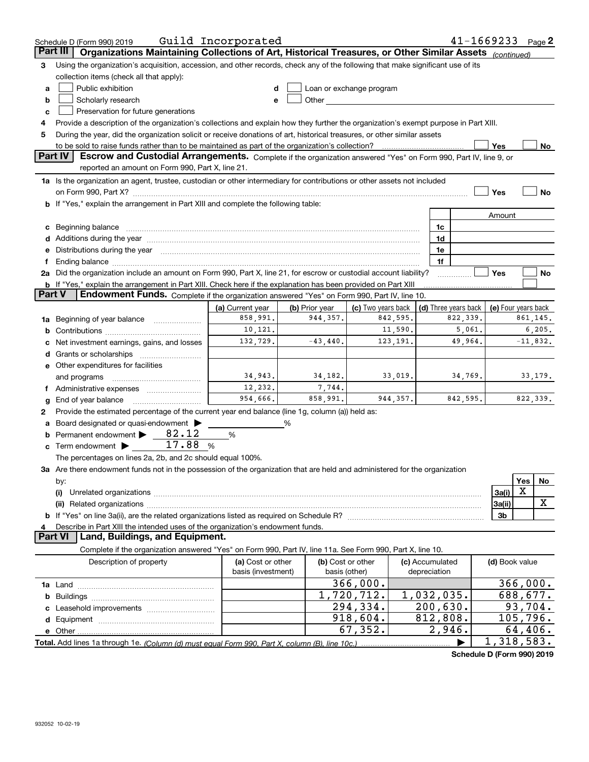Schedule D (Form 990) 2019 Guild Incorporated 41-1669233 Page 2

## Part III Organizations Maintaining Collections of Art, Historical Treasures, or Other Similar Assets *(continued)*

**3** Using the organization's acquisition, accession, and other records, check any of the following that make significant use of its collection items (check all that apply):

- **a** ☐ Public exhibition
- **b** ☐ Scholarly research
- **c** ☐ Preservation for future generations
- **d** ☐ Loan or exchange program
- **e** ☐ Other

**4** Provide a description of the organization's collections and explain how they further the organization's exempt purpose in Part XIII.

**5** During the year, did the organization solicit or receive donations of art, historical treasures, or other similar assets to be sold to raise funds rather than to be maintained as part of the organization's collection? ☐ Yes ☐ No

## Part IV Escrow and Custodial Arrangements.

Complete if the organization answered "Yes" on Form 990, Part IV, line 9, or reported an amount on Form 990, Part X, line 21.

**1a** Is the organization an agent, trustee, custodian or other intermediary for contributions or other assets not included on Form 990, Part X? ☐ Yes ☐ No

**b** If "Yes," explain the arrangement in Part XIII and complete the following table:

| | | Amount |
|---|---|---|
| **c** Beginning balance | 1c | |
| **d** Additions during the year | 1d | |
| **e** Distributions during the year | 1e | |
| **f** Ending balance | 1f | |

**2a** Did the organization include an amount on Form 990, Part X, line 21, for escrow or custodial account liability? ☐ Yes ☐ No

**b** If "Yes," explain the arrangement in Part XIII. Check here if the explanation has been provided on Part XIII ☐

## Part V Endowment Funds.

Complete if the organization answered "Yes" on Form 990, Part IV, line 10.

| | (a) Current year | (b) Prior year | (c) Two years back | (d) Three years back | (e) Four years back |
|---|---|---|---|---|---|
| **1a** Beginning of year balance | 858,991. | 944,357. | 842,595. | 822,339. | 861,145. |
| **b** Contributions | 10,121. | | 11,590. | 5,061. | 6,205. |
| **c** Net investment earnings, gains, and losses | 132,729. | -43,440. | 123,191. | 49,964. | -11,832. |
| **d** Grants or scholarships | | | | | |
| **e** Other expenditures for facilities and programs | 34,943. | 34,182. | 33,019. | 34,769. | 33,179. |
| **f** Administrative expenses | 12,232. | 7,744. | | | |
| **g** End of year balance | 954,666. | 858,991. | 944,357. | 842,595. | 822,339. |

**2** Provide the estimated percentage of the current year end balance (line 1g, column (a)) held as:

- **a** Board designated or quasi-endowment ▶ %
- **b** Permanent endowment ▶ 82.12 %
- **c** Term endowment ▶ 17.88 %

The percentages on lines 2a, 2b, and 2c should equal 100%.

**3a** Are there endowment funds not in the possession of the organization that are held and administered for the organization by:

| | | Yes | No |
|---|---|---|---|
| **(i)** Unrelated organizations | 3a(i) | X | |
| **(ii)** Related organizations | 3a(ii) | | X |
| **b** If "Yes" on line 3a(ii), are the related organizations listed as required on Schedule R? | 3b | | |

**4** Describe in Part XIII the intended uses of the organization's endowment funds.

## Part VI Land, Buildings, and Equipment.

Complete if the organization answered "Yes" on Form 990, Part IV, line 11a. See Form 990, Part X, line 10.

| Description of property | (a) Cost or other basis (investment) | (b) Cost or other basis (other) | (c) Accumulated depreciation | (d) Book value |
|---|---|---|---|---|
| **1a** Land | | 366,000. | | 366,000. |
| **b** Buildings | | 1,720,712. | 1,032,035. | 688,677. |
| **c** Leasehold improvements | | 294,334. | 200,630. | 93,704. |
| **d** Equipment | | 918,604. | 812,808. | 105,796. |
| **e** Other | | 67,352. | 2,946. | 64,406. |
| **Total.** Add lines 1a through 1e. *(Column (d) must equal Form 990, Part X, column (B), line 10c.)* | | | ▶ | 1,318,583. |

**Schedule D (Form 990) 2019**

932052 10-02-19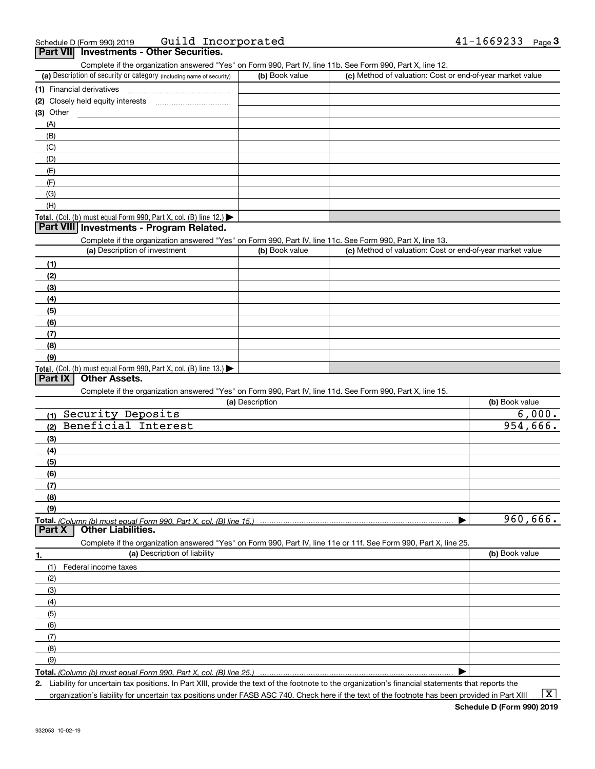Schedule D (Form 990) 2019 Guild Incorporated 41-1669233

## Part VII Investments - Other Securities.

Complete if the organization answered "Yes" on Form 990, Part IV, line 11b. See Form 990, Part X, line 12.

| (a) Description of security or category (including name of security) | (b) Book value | (c) Method of valuation: Cost or end-of-year market value |
|---|---|---|
| (1) Financial derivatives | | |
| (2) Closely held equity interests | | |
| (3) Other | | |
| (A) | | |
| (B) | | |
| (C) | | |
| (D) | | |
| (E) | | |
| (F) | | |
| (G) | | |
| (H) | | |
| **Total.** (Col. (b) must equal Form 990, Part X, col. (B) line 12.) ▶ | | |

## Part VIII Investments - Program Related.

Complete if the organization answered "Yes" on Form 990, Part IV, line 11c. See Form 990, Part X, line 13.

| (a) Description of investment | (b) Book value | (c) Method of valuation: Cost or end-of-year market value |
|---|---|---|
| (1) | | |
| (2) | | |
| (3) | | |
| (4) | | |
| (5) | | |
| (6) | | |
| (7) | | |
| (8) | | |
| (9) | | |
| **Total.** (Col. (b) must equal Form 990, Part X, col. (B) line 13.) ▶ | | |

## Part IX Other Assets.

Complete if the organization answered "Yes" on Form 990, Part IV, line 11d. See Form 990, Part X, line 15.

| (a) Description | (b) Book value |
|---|---|
| (1) Security Deposits | 6,000. |
| (2) Beneficial Interest | 954,666. |
| (3) | |
| (4) | |
| (5) | |
| (6) | |
| (7) | |
| (8) | |
| (9) | |
| **Total.** *(Column (b) must equal Form 990, Part X, col. (B) line 15.)* ▶ | 960,666. |

## Part X Other Liabilities.

Complete if the organization answered "Yes" on Form 990, Part IV, line 11e or 11f. See Form 990, Part X, line 25.

| 1. (a) Description of liability | (b) Book value |
|---|---|
| (1) Federal income taxes | |
| (2) | |
| (3) | |
| (4) | |
| (5) | |
| (6) | |
| (7) | |
| (8) | |
| (9) | |
| **Total.** *(Column (b) must equal Form 990, Part X, col. (B) line 25.)* ▶ | |

**2.** Liability for uncertain tax positions. In Part XIII, provide the text of the footnote to the organization's financial statements that reports the organization's liability for uncertain tax positions under FASB ASC 740. Check here if the text of the footnote has been provided in Part XIII ... [X]

**Schedule D (Form 990) 2019**

932053 10-02-19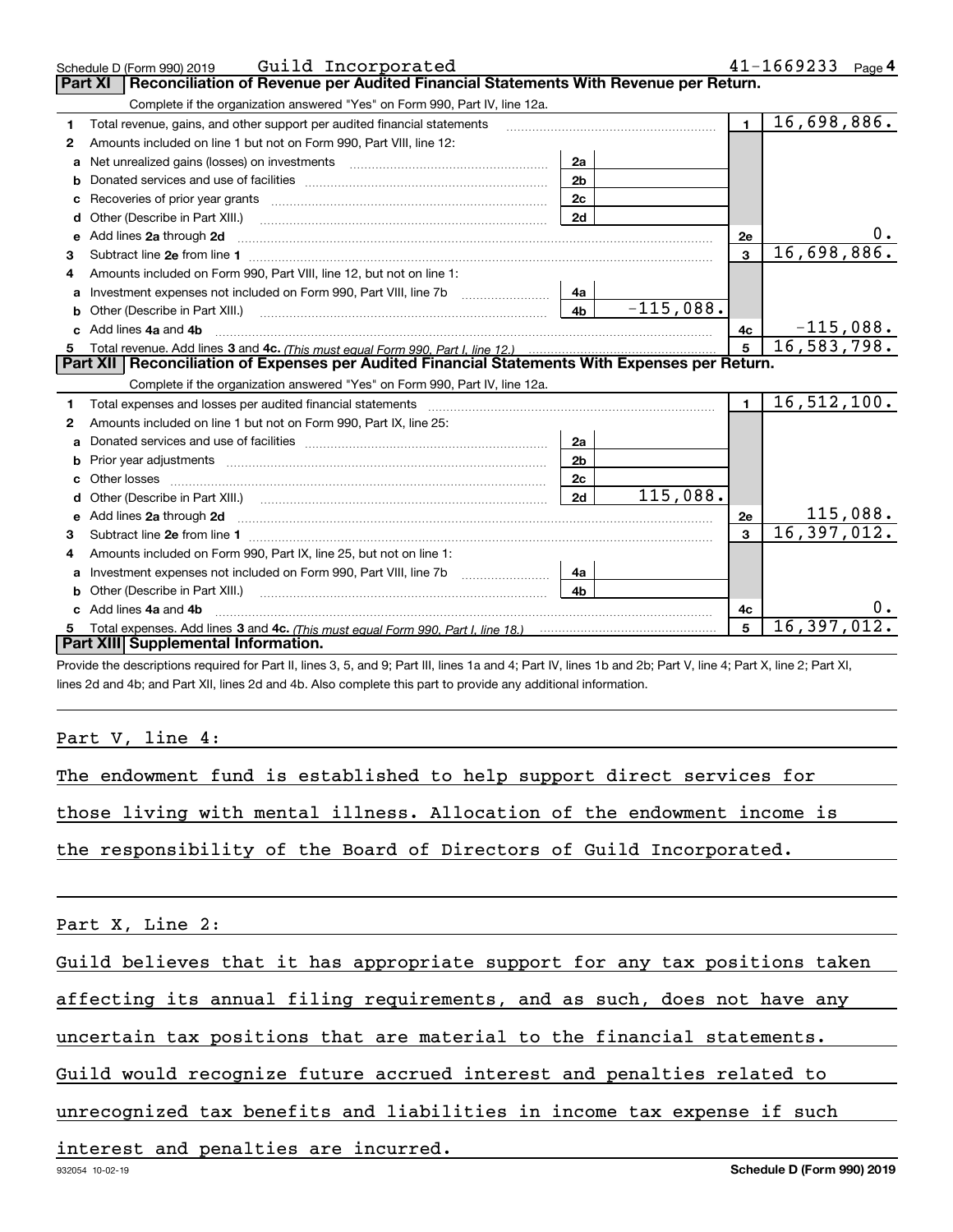Schedule D (Form 990) 2019 Guild Incorporated 41-1669233 Page 4

## Part XI Reconciliation of Revenue per Audited Financial Statements With Revenue per Return.

Complete if the organization answered "Yes" on Form 990, Part IV, line 12a.

| | | | | | |
|---|---|---|---|---|---|
| 1 | Total revenue, gains, and other support per audited financial statements | | | 1 | 16,698,886. |
| 2 | Amounts included on line 1 but not on Form 990, Part VIII, line 12: | | | | |
| a | Net unrealized gains (losses) on investments | 2a | | | |
| b | Donated services and use of facilities | 2b | | | |
| c | Recoveries of prior year grants | 2c | | | |
| d | Other (Describe in Part XIII.) | 2d | | | |
| e | Add lines 2a through 2d | | | 2e | 0. |
| 3 | Subtract line 2e from line 1 | | | 3 | 16,698,886. |
| 4 | Amounts included on Form 990, Part VIII, line 12, but not on line 1: | | | | |
| a | Investment expenses not included on Form 990, Part VIII, line 7b | 4a | | | |
| b | Other (Describe in Part XIII.) | 4b | -115,088. | | |
| c | Add lines 4a and 4b | | | 4c | -115,088. |
| 5 | Total revenue. Add lines 3 and 4c. *(This must equal Form 990, Part I, line 12.)* | | | 5 | 16,583,798. |

## Part XII Reconciliation of Expenses per Audited Financial Statements With Expenses per Return.

Complete if the organization answered "Yes" on Form 990, Part IV, line 12a.

| | | | | | |
|---|---|---|---|---|---|
| 1 | Total expenses and losses per audited financial statements | | | 1 | 16,512,100. |
| 2 | Amounts included on line 1 but not on Form 990, Part IX, line 25: | | | | |
| a | Donated services and use of facilities | 2a | | | |
| b | Prior year adjustments | 2b | | | |
| c | Other losses | 2c | | | |
| d | Other (Describe in Part XIII.) | 2d | 115,088. | | |
| e | Add lines 2a through 2d | | | 2e | 115,088. |
| 3 | Subtract line 2e from line 1 | | | 3 | 16,397,012. |
| 4 | Amounts included on Form 990, Part IX, line 25, but not on line 1: | | | | |
| a | Investment expenses not included on Form 990, Part VIII, line 7b | 4a | | | |
| b | Other (Describe in Part XIII.) | 4b | | | |
| c | Add lines 4a and 4b | | | 4c | 0. |
| 5 | Total expenses. Add lines 3 and 4c. *(This must equal Form 990, Part I, line 18.)* | | | 5 | 16,397,012. |

## Part XIII Supplemental Information.

Provide the descriptions required for Part II, lines 3, 5, and 9; Part III, lines 1a and 4; Part IV, lines 1b and 2b; Part V, line 4; Part X, line 2; Part XI, lines 2d and 4b; and Part XII, lines 2d and 4b. Also complete this part to provide any additional information.

Part V, line 4:

The endowment fund is established to help support direct services for those living with mental illness. Allocation of the endowment income is the responsibility of the Board of Directors of Guild Incorporated.

Part X, Line 2:

Guild believes that it has appropriate support for any tax positions taken affecting its annual filing requirements, and as such, does not have any uncertain tax positions that are material to the financial statements. Guild would recognize future accrued interest and penalties related to unrecognized tax benefits and liabilities in income tax expense if such interest and penalties are incurred.

932054 10-02-19 Schedule D (Form 990) 2019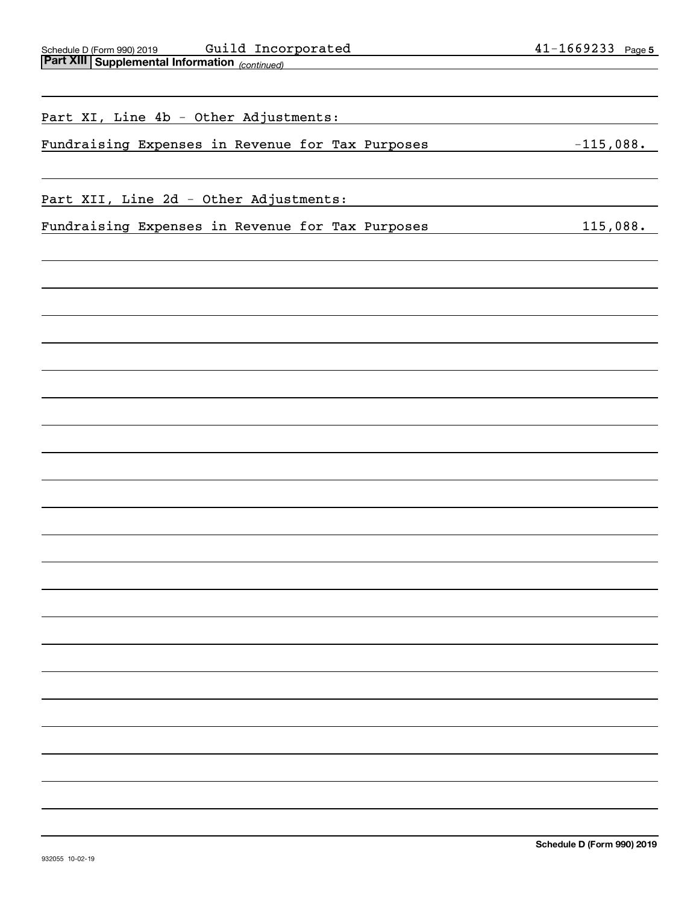Schedule D (Form 990) 2019 Guild Incorporated 41-1669233

**Part XIII Supplemental Information** *(continued)*

Part XI, Line 4b - Other Adjustments:

| | |
|---|---|
| Fundraising Expenses in Revenue for Tax Purposes | -115,088. |

Part XII, Line 2d - Other Adjustments:

| | |
|---|---|
| Fundraising Expenses in Revenue for Tax Purposes | 115,088. |

Schedule D (Form 990) 2019

932055 10-02-19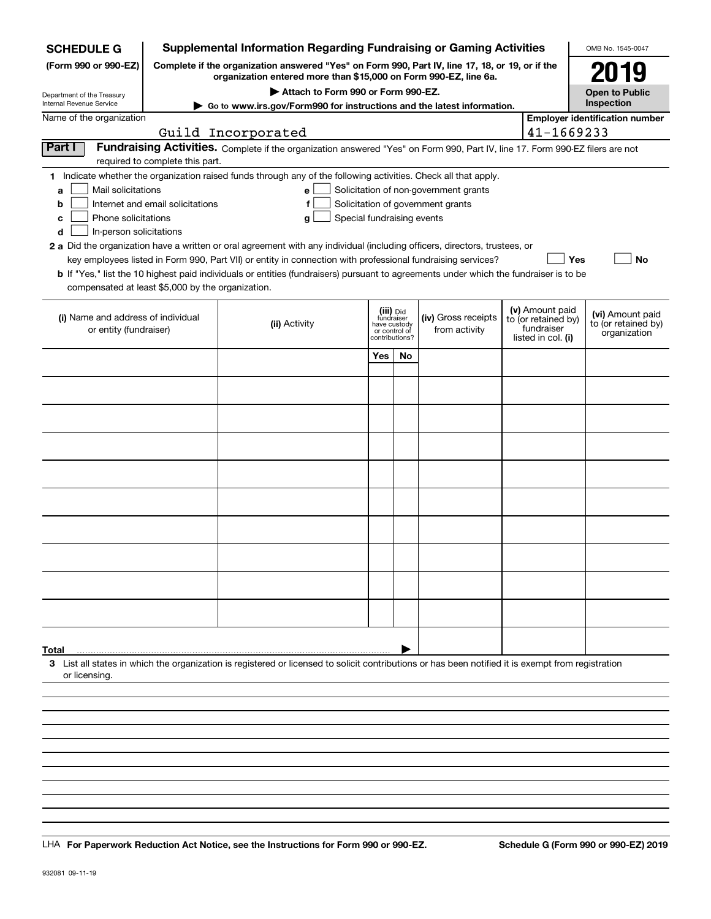**SCHEDULE G**
**(Form 990 or 990-EZ)**

Department of the Treasury
Internal Revenue Service

# Supplemental Information Regarding Fundraising or Gaming Activities

**Complete if the organization answered "Yes" on Form 990, Part IV, line 17, 18, or 19, or if the organization entered more than $15,000 on Form 990-EZ, line 6a.**

**▶ Attach to Form 990 or Form 990-EZ.**

**▶ Go to www.irs.gov/Form990 for instructions and the latest information.**

OMB No. 1545-0047

**2019**

**Open to Public Inspection**

Name of the organization: Guild Incorporated

**Employer identification number:** 41-1669233

## Part I Fundraising Activities.

Complete if the organization answered "Yes" on Form 990, Part IV, line 17. Form 990-EZ filers are not required to complete this part.

**1** Indicate whether the organization raised funds through any of the following activities. Check all that apply.

- **a** ☐ Mail solicitations
- **b** ☐ Internet and email solicitations
- **c** ☐ Phone solicitations
- **d** ☐ In-person solicitations
- **e** ☐ Solicitation of non-government grants
- **f** ☐ Solicitation of government grants
- **g** ☐ Special fundraising events

**2 a** Did the organization have a written or oral agreement with any individual (including officers, directors, trustees, or key employees listed in Form 990, Part VII) or entity in connection with professional fundraising services? ☐ **Yes** ☐ **No**

**b** If "Yes," list the 10 highest paid individuals or entities (fundraisers) pursuant to agreements under which the fundraiser is to be compensated at least $5,000 by the organization.

| (i) Name and address of individual or entity (fundraiser) | (ii) Activity | (iii) Did fundraiser have custody or control of contributions? | | (iv) Gross receipts from activity | (v) Amount paid to (or retained by) fundraiser listed in col. (i) | (vi) Amount paid to (or retained by) organization |
|---|---|---|---|---|---|---|
| | | Yes | No | | | |
| | | | | | | |
| | | | | | | |
| | | | | | | |
| | | | | | | |
| | | | | | | |
| | | | | | | |
| | | | | | | |
| | | | | | | |
| | | | | | | |
| | | | | | | |
| **Total** ▶ | | | | | | |

**3** List all states in which the organization is registered or licensed to solicit contributions or has been notified it is exempt from registration or licensing.

LHA **For Paperwork Reduction Act Notice, see the Instructions for Form 990 or 990-EZ.**

**Schedule G (Form 990 or 990-EZ) 2019**

932081 09-11-19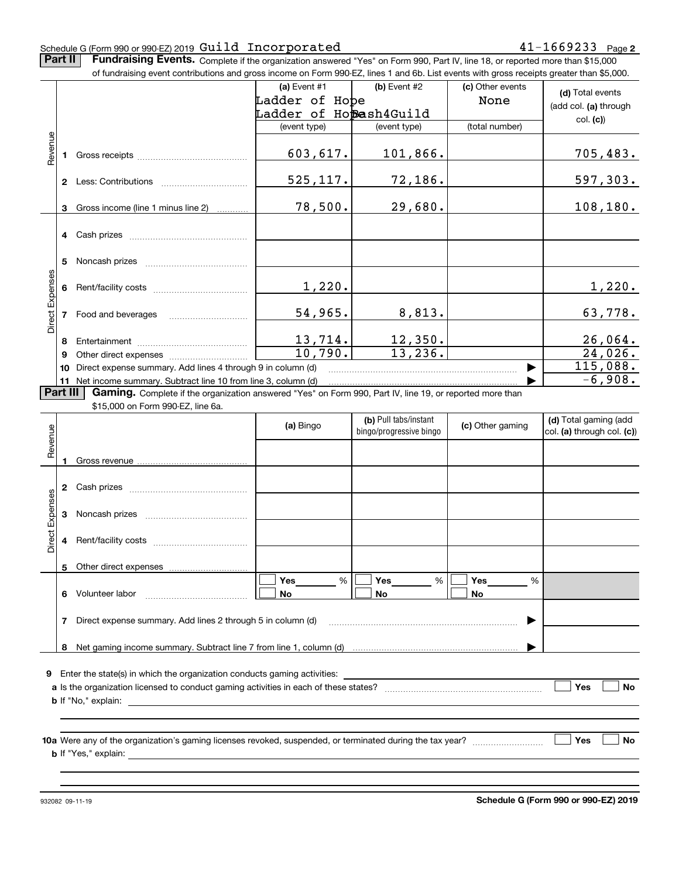Schedule G (Form 990 or 990-EZ) 2019 Guild Incorporated 41-1669233 Page **2**

**Part II** **Fundraising Events.** Complete if the organization answered "Yes" on Form 990, Part IV, line 18, or reported more than $15,000 of fundraising event contributions and gross income on Form 990-EZ, lines 1 and 6b. List events with gross receipts greater than $5,000.

| | | (a) Event #1 Ladder of Hope Ladder of Hope (event type) | (b) Event #2 Bash4Guild (event type) | (c) Other events None (total number) | (d) Total events (add col. (a) through col. (c)) |
|---|---|---|---|---|---|
| Revenue | 1 Gross receipts | 603,617. | 101,866. | | 705,483. |
| | 2 Less: Contributions | 525,117. | 72,186. | | 597,303. |
| | 3 Gross income (line 1 minus line 2) | 78,500. | 29,680. | | 108,180. |
| Direct Expenses | 4 Cash prizes | | | | |
| | 5 Noncash prizes | | | | |
| | 6 Rent/facility costs | 1,220. | | | 1,220. |
| | 7 Food and beverages | 54,965. | 8,813. | | 63,778. |
| | 8 Entertainment | 13,714. | 12,350. | | 26,064. |
| | 9 Other direct expenses | 10,790. | 13,236. | | 24,026. |
| | 10 Direct expense summary. Add lines 4 through 9 in column (d) | | | ▶ | 115,088. |
| | 11 Net income summary. Subtract line 10 from line 3, column (d) | | | ▶ | -6,908. |

**Part III** **Gaming.** Complete if the organization answered "Yes" on Form 990, Part IV, line 19, or reported more than $15,000 on Form 990-EZ, line 6a.

| | | (a) Bingo | (b) Pull tabs/instant bingo/progressive bingo | (c) Other gaming | (d) Total gaming (add col. (a) through col. (c)) |
|---|---|---|---|---|---|
| Revenue | 1 Gross revenue | | | | |
| Direct Expenses | 2 Cash prizes | | | | |
| | 3 Noncash prizes | | | | |
| | 4 Rent/facility costs | | | | |
| | 5 Other direct expenses | | | | |
| | 6 Volunteer labor | ☐ Yes ____ % ☐ No | ☐ Yes ____ % ☐ No | ☐ Yes ____ % ☐ No | |
| | 7 Direct expense summary. Add lines 2 through 5 in column (d) | | | ▶ | |
| | 8 Net gaming income summary. Subtract line 7 from line 1, column (d) | | | ▶ | |

**9** Enter the state(s) in which the organization conducts gaming activities: ____________

**a** Is the organization licensed to conduct gaming activities in each of these states? ☐ Yes ☐ No

**b** If "No," explain: ____________

**10a** Were any of the organization's gaming licenses revoked, suspended, or terminated during the tax year? ☐ Yes ☐ No

**b** If "Yes," explain: ____________

932082 09-11-19 **Schedule G (Form 990 or 990-EZ) 2019**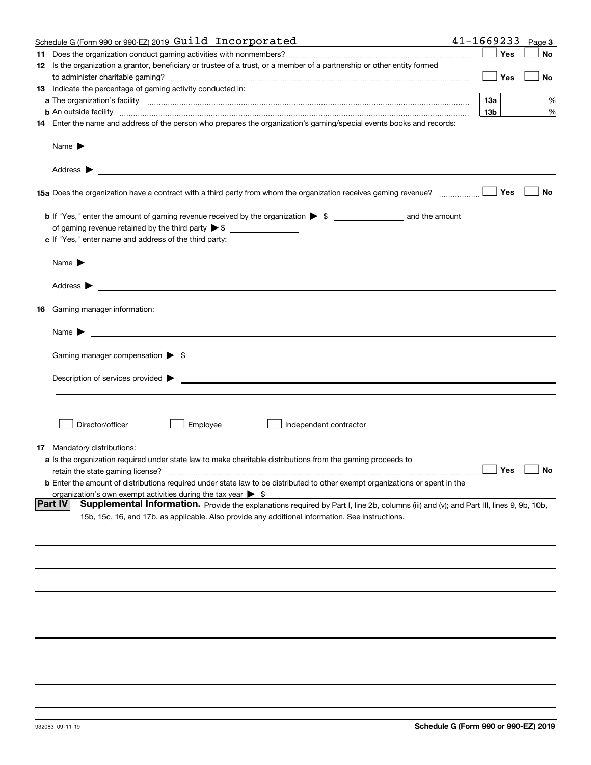Schedule G (Form 990 or 990-EZ) 2019 Guild Incorporated 41-1669233 Page 3

**11** Does the organization conduct gaming activities with nonmembers? ☐ Yes ☐ No

**12** Is the organization a grantor, beneficiary or trustee of a trust, or a member of a partnership or other entity formed to administer charitable gaming? ☐ Yes ☐ No

**13** Indicate the percentage of gaming activity conducted in:

**a** The organization's facility **13a** %

**b** An outside facility **13b** %

**14** Enter the name and address of the person who prepares the organization's gaming/special events books and records:

Name ▶

Address ▶

**15a** Does the organization have a contract with a third party from whom the organization receives gaming revenue? ☐ Yes ☐ No

**b** If "Yes," enter the amount of gaming revenue received by the organization ▶ $ ______ and the amount of gaming revenue retained by the third party ▶ $ ______

**c** If "Yes," enter name and address of the third party:

Name ▶

Address ▶

**16** Gaming manager information:

Name ▶

Gaming manager compensation ▶ $ ______

Description of services provided ▶

☐ Director/officer ☐ Employee ☐ Independent contractor

**17** Mandatory distributions:

**a** Is the organization required under state law to make charitable distributions from the gaming proceeds to retain the state gaming license? ☐ Yes ☐ No

**b** Enter the amount of distributions required under state law to be distributed to other exempt organizations or spent in the organization's own exempt activities during the tax year ▶ $

**Part IV** **Supplemental Information.** Provide the explanations required by Part I, line 2b, columns (iii) and (v); and Part III, lines 9, 9b, 10b, 15b, 15c, 16, and 17b, as applicable. Also provide any additional information. See instructions.

932083 09-11-19 **Schedule G (Form 990 or 990-EZ) 2019**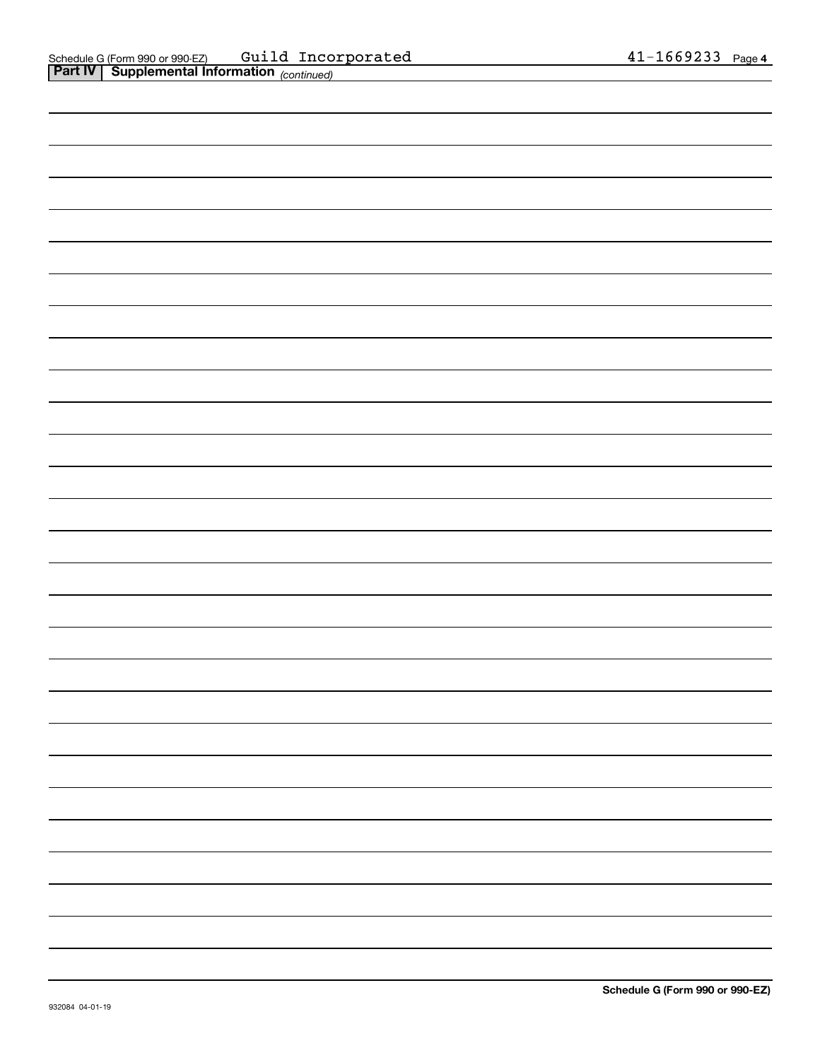Schedule G (Form 990 or 990-EZ) Guild Incorporated 41-1669233

**Part IV | Supplemental Information** *(continued)*

Schedule G (Form 990 or 990-EZ)

932084 04-01-19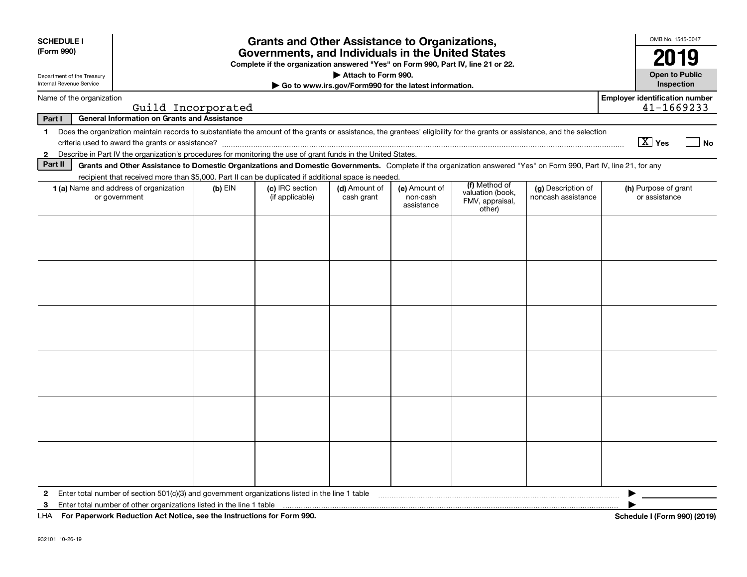**SCHEDULE I**
**(Form 990)**

Department of the Treasury
Internal Revenue Service

# Grants and Other Assistance to Organizations, Governments, and Individuals in the United States

**Complete if the organization answered "Yes" on Form 990, Part IV, line 21 or 22.**

**▶ Attach to Form 990.**

**▶ Go to www.irs.gov/Form990 for the latest information.**

OMB No. 1545-0047

**2019**

**Open to Public Inspection**

Name of the organization: Guild Incorporated

Employer identification number: 41-1669233

**Part I — General Information on Grants and Assistance**

1. Does the organization maintain records to substantiate the amount of the grants or assistance, the grantees' eligibility for the grants or assistance, and the selection criteria used to award the grants or assistance? [X] Yes [ ] No
2. Describe in Part IV the organization's procedures for monitoring the use of grant funds in the United States.

**Part II — Grants and Other Assistance to Domestic Organizations and Domestic Governments.** Complete if the organization answered "Yes" on Form 990, Part IV, line 21, for any recipient that received more than $5,000. Part II can be duplicated if additional space is needed.

| 1 (a) Name and address of organization or government | (b) EIN | (c) IRC section (if applicable) | (d) Amount of cash grant | (e) Amount of non-cash assistance | (f) Method of valuation (book, FMV, appraisal, other) | (g) Description of noncash assistance | (h) Purpose of grant or assistance |
|---|---|---|---|---|---|---|---|
| | | | | | | | |
| | | | | | | | |
| | | | | | | | |
| | | | | | | | |
| | | | | | | | |
| | | | | | | | |

2. Enter total number of section 501(c)(3) and government organizations listed in the line 1 table ▶
3. Enter total number of other organizations listed in the line 1 table ▶

LHA **For Paperwork Reduction Act Notice, see the Instructions for Form 990.** **Schedule I (Form 990) (2019)**

932101 10-26-19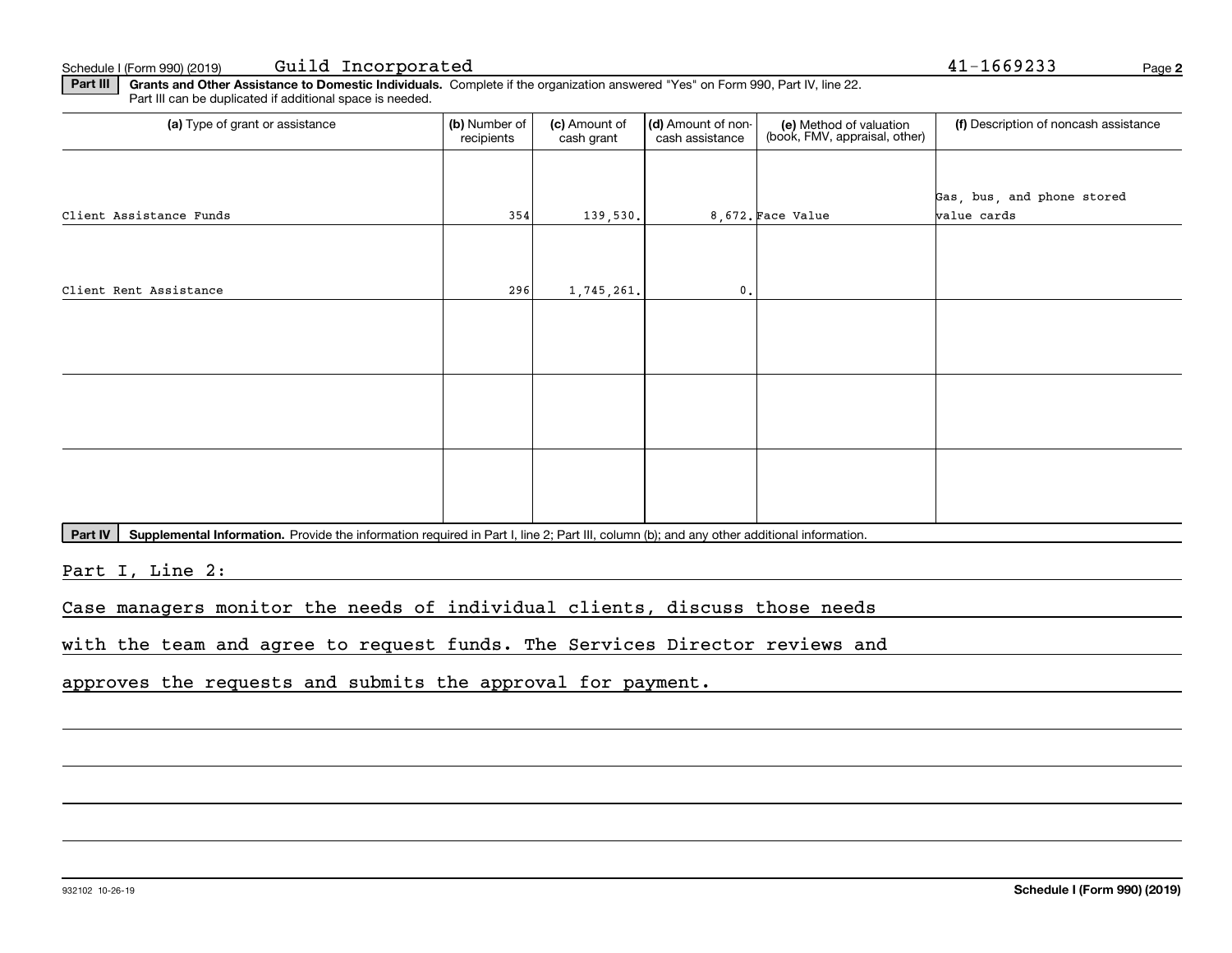Schedule I (Form 990) (2019) Guild Incorporated 41-1669233

**Part III** **Grants and Other Assistance to Domestic Individuals.** Complete if the organization answered "Yes" on Form 990, Part IV, line 22. Part III can be duplicated if additional space is needed.

| (a) Type of grant or assistance | (b) Number of recipients | (c) Amount of cash grant | (d) Amount of non-cash assistance | (e) Method of valuation (book, FMV, appraisal, other) | (f) Description of noncash assistance |
|---|---|---|---|---|---|
| Client Assistance Funds | 354 | 139,530. | 8,672. | Face Value | Gas, bus, and phone stored value cards |
| Client Rent Assistance | 296 | 1,745,261. | 0. | | |
| | | | | | |
| | | | | | |
| | | | | | |

**Part IV** **Supplemental Information.** Provide the information required in Part I, line 2; Part III, column (b); and any other additional information.

Part I, Line 2:

Case managers monitor the needs of individual clients, discuss those needs with the team and agree to request funds. The Services Director reviews and approves the requests and submits the approval for payment.

932102 10-26-19

**Schedule I (Form 990) (2019)**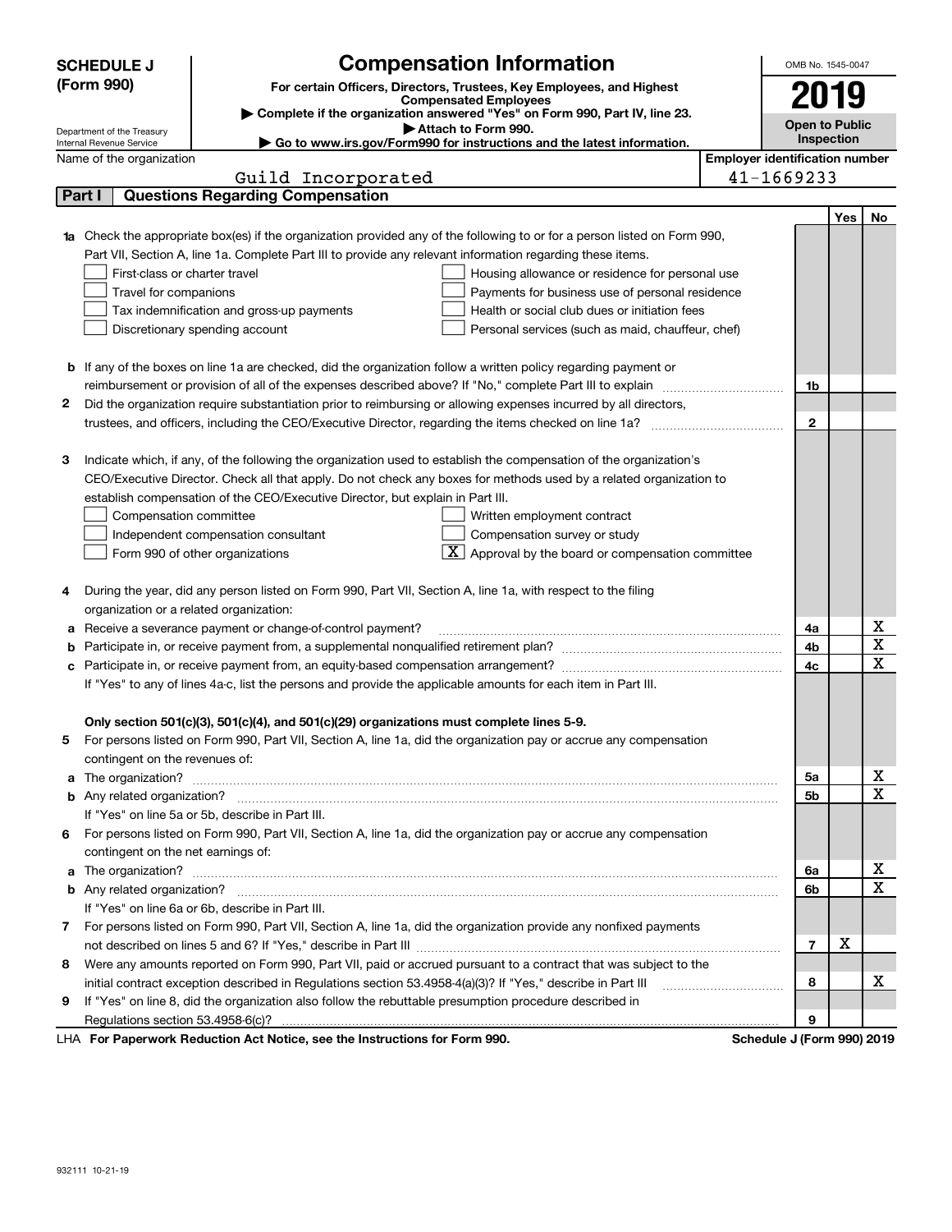# SCHEDULE J (Form 990)

## Compensation Information

**For certain Officers, Directors, Trustees, Key Employees, and Highest Compensated Employees**

▶ Complete if the organization answered "Yes" on Form 990, Part IV, line 23.

▶ Attach to Form 990.

▶ Go to www.irs.gov/Form990 for instructions and the latest information.

Department of the Treasury
Internal Revenue Service

OMB No. 1545-0047

**2019**

**Open to Public Inspection**

Name of the organization: Guild Incorporated

Employer identification number: 41-1669233

## Part I Questions Regarding Compensation

| | | | Yes | No |
|---|---|---|---|---|
| **1a** | Check the appropriate box(es) if the organization provided any of the following to or for a person listed on Form 990, Part VII, Section A, line 1a. Complete Part III to provide any relevant information regarding these items.<br>☐ First-class or charter travel ☐ Housing allowance or residence for personal use<br>☐ Travel for companions ☐ Payments for business use of personal residence<br>☐ Tax indemnification and gross-up payments ☐ Health or social club dues or initiation fees<br>☐ Discretionary spending account ☐ Personal services (such as maid, chauffeur, chef) | | | |
| **b** | If any of the boxes on line 1a are checked, did the organization follow a written policy regarding payment or reimbursement or provision of all of the expenses described above? If "No," complete Part III to explain | 1b | | |
| **2** | Did the organization require substantiation prior to reimbursing or allowing expenses incurred by all directors, trustees, and officers, including the CEO/Executive Director, regarding the items checked on line 1a? | 2 | | |
| **3** | Indicate which, if any, of the following the organization used to establish the compensation of the organization's CEO/Executive Director. Check all that apply. Do not check any boxes for methods used by a related organization to establish compensation of the CEO/Executive Director, but explain in Part III.<br>☐ Compensation committee ☐ Written employment contract<br>☐ Independent compensation consultant ☐ Compensation survey or study<br>☐ Form 990 of other organizations ☒ Approval by the board or compensation committee | | | |
| **4** | During the year, did any person listed on Form 990, Part VII, Section A, line 1a, with respect to the filing organization or a related organization: | | | |
| **a** | Receive a severance payment or change-of-control payment? | 4a | | X |
| **b** | Participate in, or receive payment from, a supplemental nonqualified retirement plan? | 4b | | X |
| **c** | Participate in, or receive payment from, an equity-based compensation arrangement? | 4c | | X |
| | If "Yes" to any of lines 4a-c, list the persons and provide the applicable amounts for each item in Part III. | | | |
| | **Only section 501(c)(3), 501(c)(4), and 501(c)(29) organizations must complete lines 5-9.** | | | |
| **5** | For persons listed on Form 990, Part VII, Section A, line 1a, did the organization pay or accrue any compensation contingent on the revenues of: | | | |
| **a** | The organization? | 5a | | X |
| **b** | Any related organization? | 5b | | X |
| | If "Yes" on line 5a or 5b, describe in Part III. | | | |
| **6** | For persons listed on Form 990, Part VII, Section A, line 1a, did the organization pay or accrue any compensation contingent on the net earnings of: | | | |
| **a** | The organization? | 6a | | X |
| **b** | Any related organization? | 6b | | X |
| | If "Yes" on line 6a or 6b, describe in Part III. | | | |
| **7** | For persons listed on Form 990, Part VII, Section A, line 1a, did the organization provide any nonfixed payments not described on lines 5 and 6? If "Yes," describe in Part III | 7 | X | |
| **8** | Were any amounts reported on Form 990, Part VII, paid or accrued pursuant to a contract that was subject to the initial contract exception described in Regulations section 53.4958-4(a)(3)? If "Yes," describe in Part III | 8 | | X |
| **9** | If "Yes" on line 8, did the organization also follow the rebuttable presumption procedure described in Regulations section 53.4958-6(c)? | 9 | | |

LHA **For Paperwork Reduction Act Notice, see the Instructions for Form 990.** **Schedule J (Form 990) 2019**

932111 10-21-19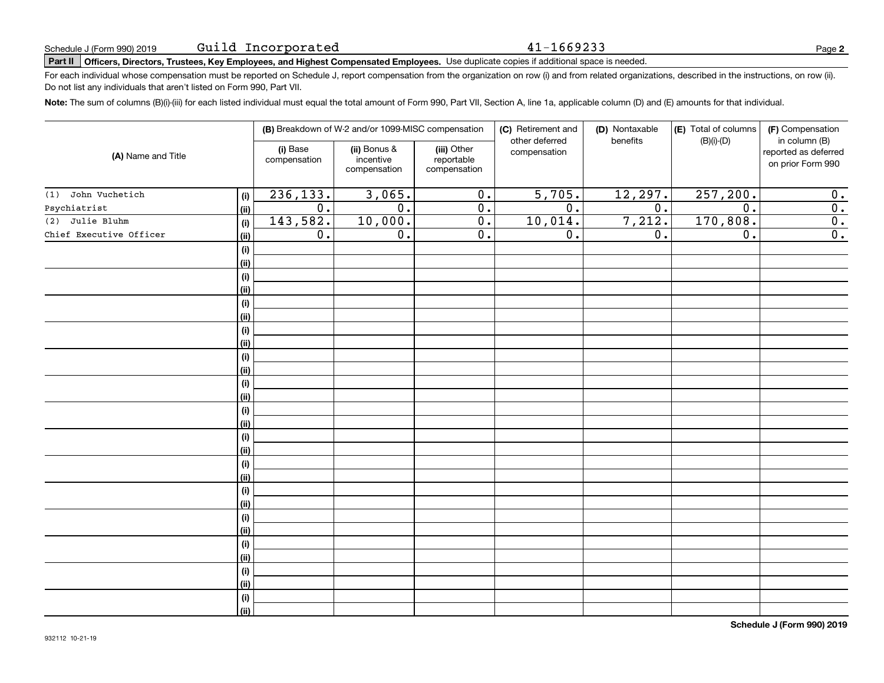Schedule J (Form 990) 2019 Guild Incorporated 41-1669233

**Part II** **Officers, Directors, Trustees, Key Employees, and Highest Compensated Employees.** Use duplicate copies if additional space is needed.

For each individual whose compensation must be reported on Schedule J, report compensation from the organization on row (i) and from related organizations, described in the instructions, on row (ii). Do not list any individuals that aren't listed on Form 990, Part VII.

**Note:** The sum of columns (B)(i)-(iii) for each listed individual must equal the total amount of Form 990, Part VII, Section A, line 1a, applicable column (D) and (E) amounts for that individual.

| (A) Name and Title | | (B) Breakdown of W-2 and/or 1099-MISC compensation | | | (C) Retirement and other deferred compensation | (D) Nontaxable benefits | (E) Total of columns (B)(i)-(D) | (F) Compensation in column (B) reported as deferred on prior Form 990 |
|---|---|---|---|---|---|---|---|---|
| | | (i) Base compensation | (ii) Bonus & incentive compensation | (iii) Other reportable compensation | | | | |
| (1) John Vuchetich | (i) | 236,133. | 3,065. | 0. | 5,705. | 12,297. | 257,200. | 0. |
| Psychiatrist | (ii) | 0. | 0. | 0. | 0. | 0. | 0. | 0. |
| (2) Julie Bluhm | (i) | 143,582. | 10,000. | 0. | 10,014. | 7,212. | 170,808. | 0. |
| Chief Executive Officer | (ii) | 0. | 0. | 0. | 0. | 0. | 0. | 0. |
| | (i) | | | | | | | |
| | (ii) | | | | | | | |
| | (i) | | | | | | | |
| | (ii) | | | | | | | |
| | (i) | | | | | | | |
| | (ii) | | | | | | | |
| | (i) | | | | | | | |
| | (ii) | | | | | | | |
| | (i) | | | | | | | |
| | (ii) | | | | | | | |
| | (i) | | | | | | | |
| | (ii) | | | | | | | |
| | (i) | | | | | | | |
| | (ii) | | | | | | | |
| | (i) | | | | | | | |
| | (ii) | | | | | | | |
| | (i) | | | | | | | |
| | (ii) | | | | | | | |
| | (i) | | | | | | | |
| | (ii) | | | | | | | |
| | (i) | | | | | | | |
| | (ii) | | | | | | | |
| | (i) | | | | | | | |
| | (ii) | | | | | | | |
| | (i) | | | | | | | |
| | (ii) | | | | | | | |
| | (i) | | | | | | | |
| | (ii) | | | | | | | |

**Schedule J (Form 990) 2019**

932112 10-21-19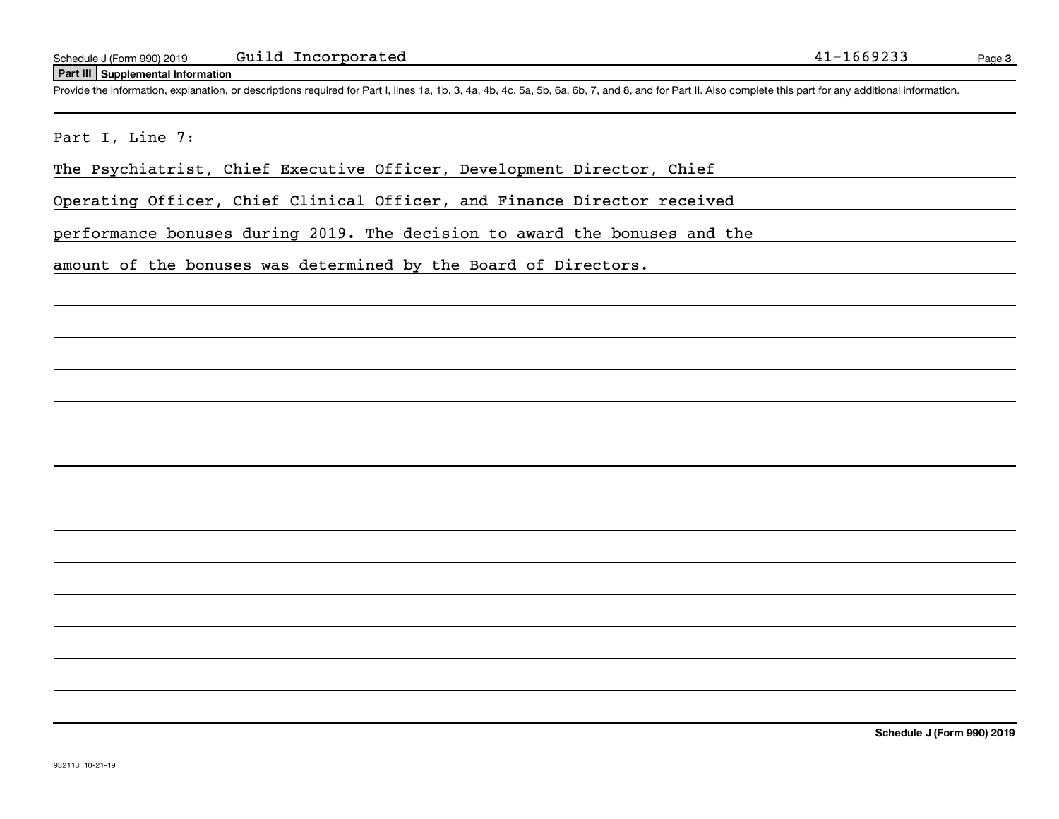Schedule J (Form 990) 2019 Guild Incorporated 41-1669233

**Part III Supplemental Information**

Provide the information, explanation, or descriptions required for Part I, lines 1a, 1b, 3, 4a, 4b, 4c, 5a, 5b, 6a, 6b, 7, and 8, and for Part II. Also complete this part for any additional information.

Part I, Line 7:

The Psychiatrist, Chief Executive Officer, Development Director, Chief Operating Officer, Chief Clinical Officer, and Finance Director received performance bonuses during 2019. The decision to award the bonuses and the amount of the bonuses was determined by the Board of Directors.

**Schedule J (Form 990) 2019**

932113 10-21-19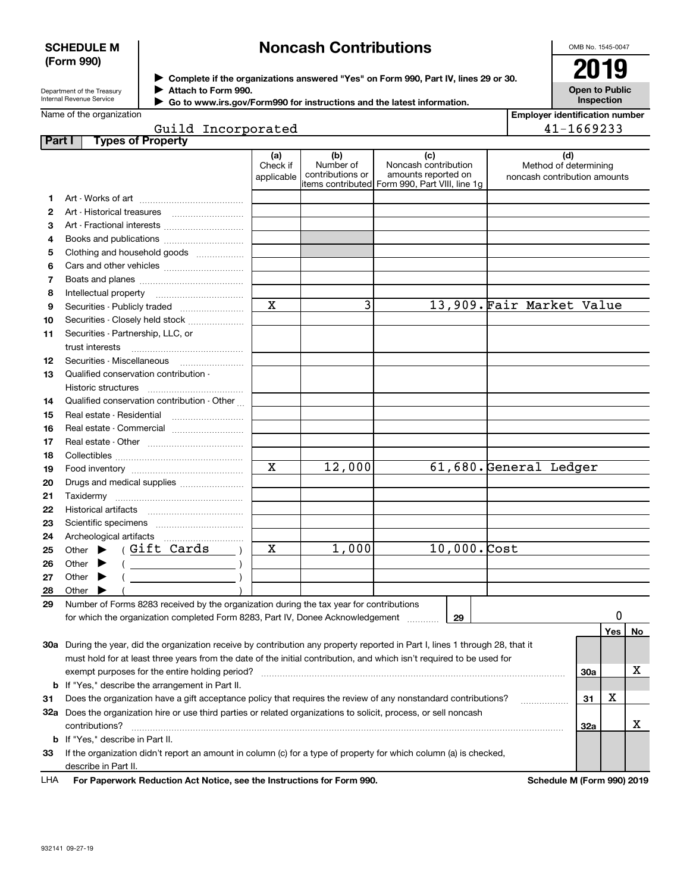**SCHEDULE M**
**(Form 990)**

Department of the Treasury
Internal Revenue Service

# Noncash Contributions

▶ **Complete if the organizations answered "Yes" on Form 990, Part IV, lines 29 or 30.**
▶ **Attach to Form 990.**
▶ **Go to www.irs.gov/Form990 for instructions and the latest information.**

OMB No. 1545-0047

**2019**

**Open to Public Inspection**

Name of the organization: Guild Incorporated

**Employer identification number:** 41-1669233

## Part I Types of Property

| | | (a) Check if applicable | (b) Number of contributions or items contributed | (c) Noncash contribution amounts reported on Form 990, Part VIII, line 1g | (d) Method of determining noncash contribution amounts |
|---|---|---|---|---|---|
| 1 | Art - Works of art | | | | |
| 2 | Art - Historical treasures | | | | |
| 3 | Art - Fractional interests | | | | |
| 4 | Books and publications | | | | |
| 5 | Clothing and household goods | | | | |
| 6 | Cars and other vehicles | | | | |
| 7 | Boats and planes | | | | |
| 8 | Intellectual property | | | | |
| 9 | Securities - Publicly traded | X | 3 | 13,909. | Fair Market Value |
| 10 | Securities - Closely held stock | | | | |
| 11 | Securities - Partnership, LLC, or trust interests | | | | |
| 12 | Securities - Miscellaneous | | | | |
| 13 | Qualified conservation contribution - Historic structures | | | | |
| 14 | Qualified conservation contribution - Other | | | | |
| 15 | Real estate - Residential | | | | |
| 16 | Real estate - Commercial | | | | |
| 17 | Real estate - Other | | | | |
| 18 | Collectibles | | | | |
| 19 | Food inventory | X | 12,000 | 61,680. | General Ledger |
| 20 | Drugs and medical supplies | | | | |
| 21 | Taxidermy | | | | |
| 22 | Historical artifacts | | | | |
| 23 | Scientific specimens | | | | |
| 24 | Archeological artifacts | | | | |
| 25 | Other ▶ ( Gift Cards ) | X | 1,000 | 10,000. | Cost |
| 26 | Other ▶ ( ) | | | | |
| 27 | Other ▶ ( ) | | | | |
| 28 | Other ▶ ( ) | | | | |

**29** Number of Forms 8283 received by the organization during the tax year for contributions for which the organization completed Form 8283, Part IV, Donee Acknowledgement ..... **29** 0

| | | | Yes | No |
|---|---|---|---|---|
| **30a** | During the year, did the organization receive by contribution any property reported in Part I, lines 1 through 28, that it must hold for at least three years from the date of the initial contribution, and which isn't required to be used for exempt purposes for the entire holding period? | 30a | | X |
| **b** | If "Yes," describe the arrangement in Part II. | | | |
| **31** | Does the organization have a gift acceptance policy that requires the review of any nonstandard contributions? | 31 | X | |
| **32a** | Does the organization hire or use third parties or related organizations to solicit, process, or sell noncash contributions? | 32a | | X |
| **b** | If "Yes," describe in Part II. | | | |
| **33** | If the organization didn't report an amount in column (c) for a type of property for which column (a) is checked, describe in Part II. | | | |

LHA **For Paperwork Reduction Act Notice, see the Instructions for Form 990.** **Schedule M (Form 990) 2019**

932141 09-27-19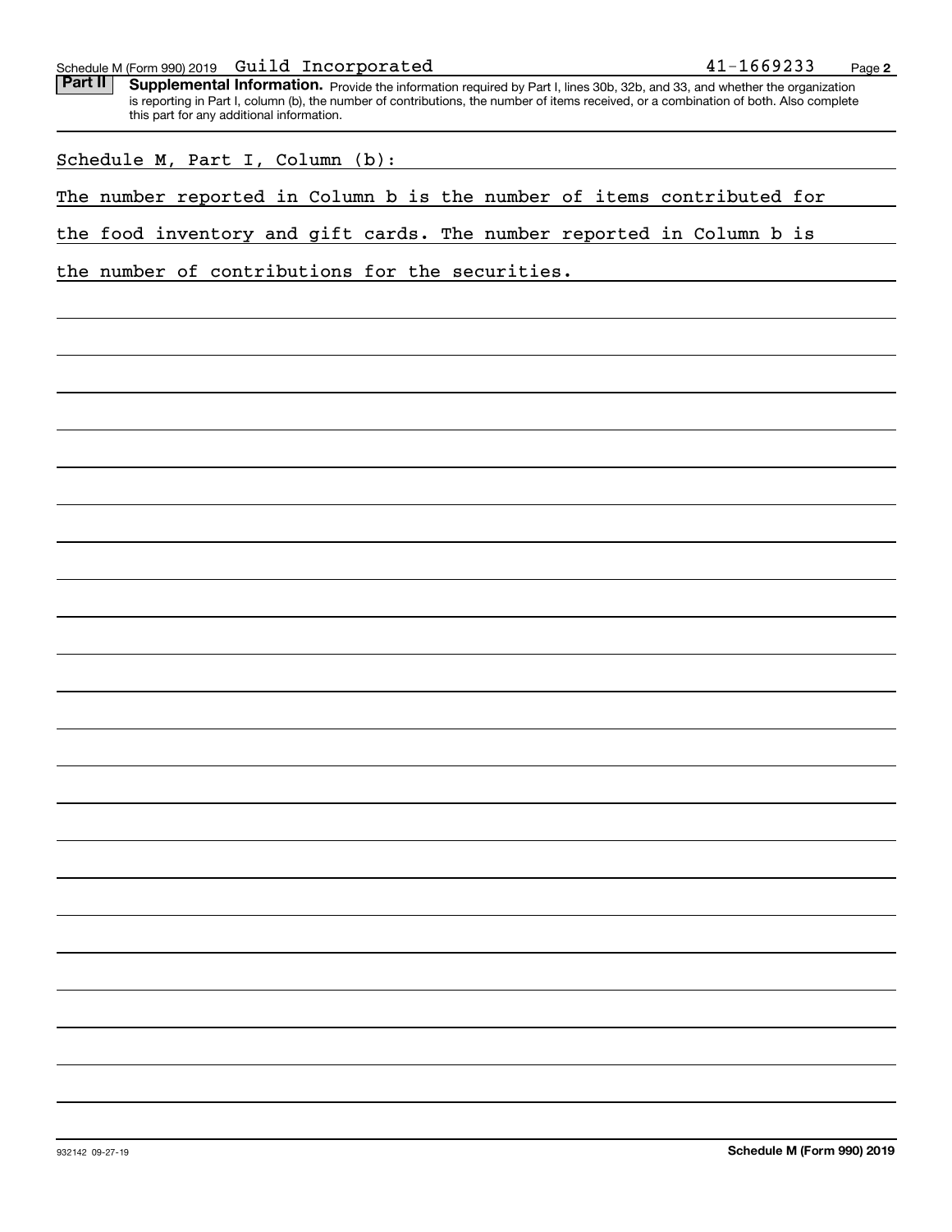Schedule M (Form 990) 2019 Guild Incorporated 41-1669233

**Part II** **Supplemental Information.** Provide the information required by Part I, lines 30b, 32b, and 33, and whether the organization is reporting in Part I, column (b), the number of contributions, the number of items received, or a combination of both. Also complete this part for any additional information.

Schedule M, Part I, Column (b):

The number reported in Column b is the number of items contributed for the food inventory and gift cards. The number reported in Column b is the number of contributions for the securities.

932142 09-27-19

**Schedule M (Form 990) 2019**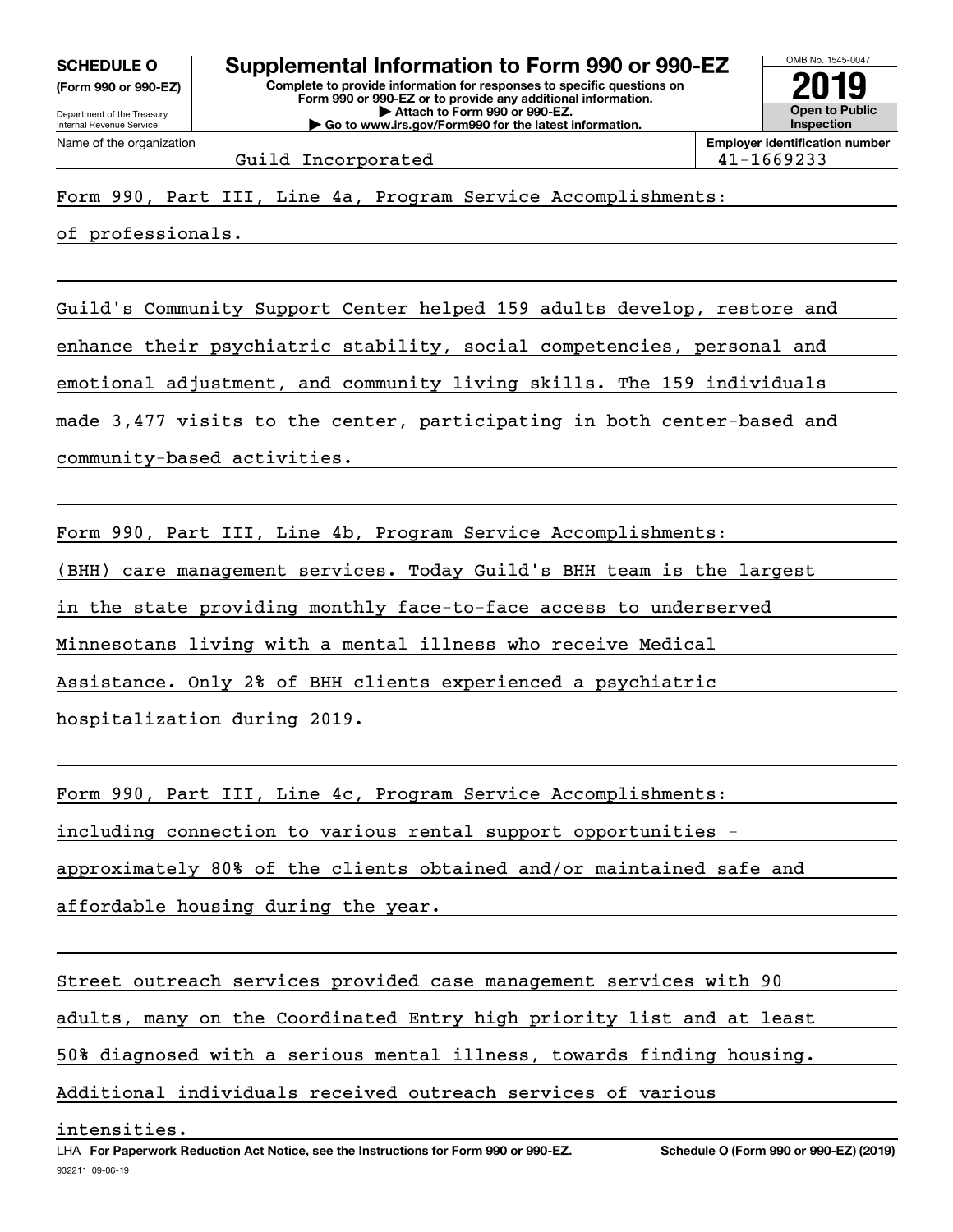**SCHEDULE O**
**(Form 990 or 990-EZ)**

Department of the Treasury
Internal Revenue Service

# Supplemental Information to Form 990 or 990-EZ

**Complete to provide information for responses to specific questions on Form 990 or 990-EZ or to provide any additional information.**
**▶ Attach to Form 990 or 990-EZ.**
**▶ Go to www.irs.gov/Form990 for the latest information.**

OMB No. 1545-0047

**2019**

**Open to Public Inspection**

Name of the organization: Guild Incorporated

**Employer identification number:** 41-1669233

Form 990, Part III, Line 4a, Program Service Accomplishments:

of professionals.

Guild's Community Support Center helped 159 adults develop, restore and enhance their psychiatric stability, social competencies, personal and emotional adjustment, and community living skills. The 159 individuals made 3,477 visits to the center, participating in both center-based and community-based activities.

Form 990, Part III, Line 4b, Program Service Accomplishments:

(BHH) care management services. Today Guild's BHH team is the largest in the state providing monthly face-to-face access to underserved Minnesotans living with a mental illness who receive Medical Assistance. Only 2% of BHH clients experienced a psychiatric hospitalization during 2019.

Form 990, Part III, Line 4c, Program Service Accomplishments:

including connection to various rental support opportunities - approximately 80% of the clients obtained and/or maintained safe and affordable housing during the year.

Street outreach services provided case management services with 90 adults, many on the Coordinated Entry high priority list and at least 50% diagnosed with a serious mental illness, towards finding housing. Additional individuals received outreach services of various intensities.

LHA **For Paperwork Reduction Act Notice, see the Instructions for Form 990 or 990-EZ.** **Schedule O (Form 990 or 990-EZ) (2019)**

932211 09-06-19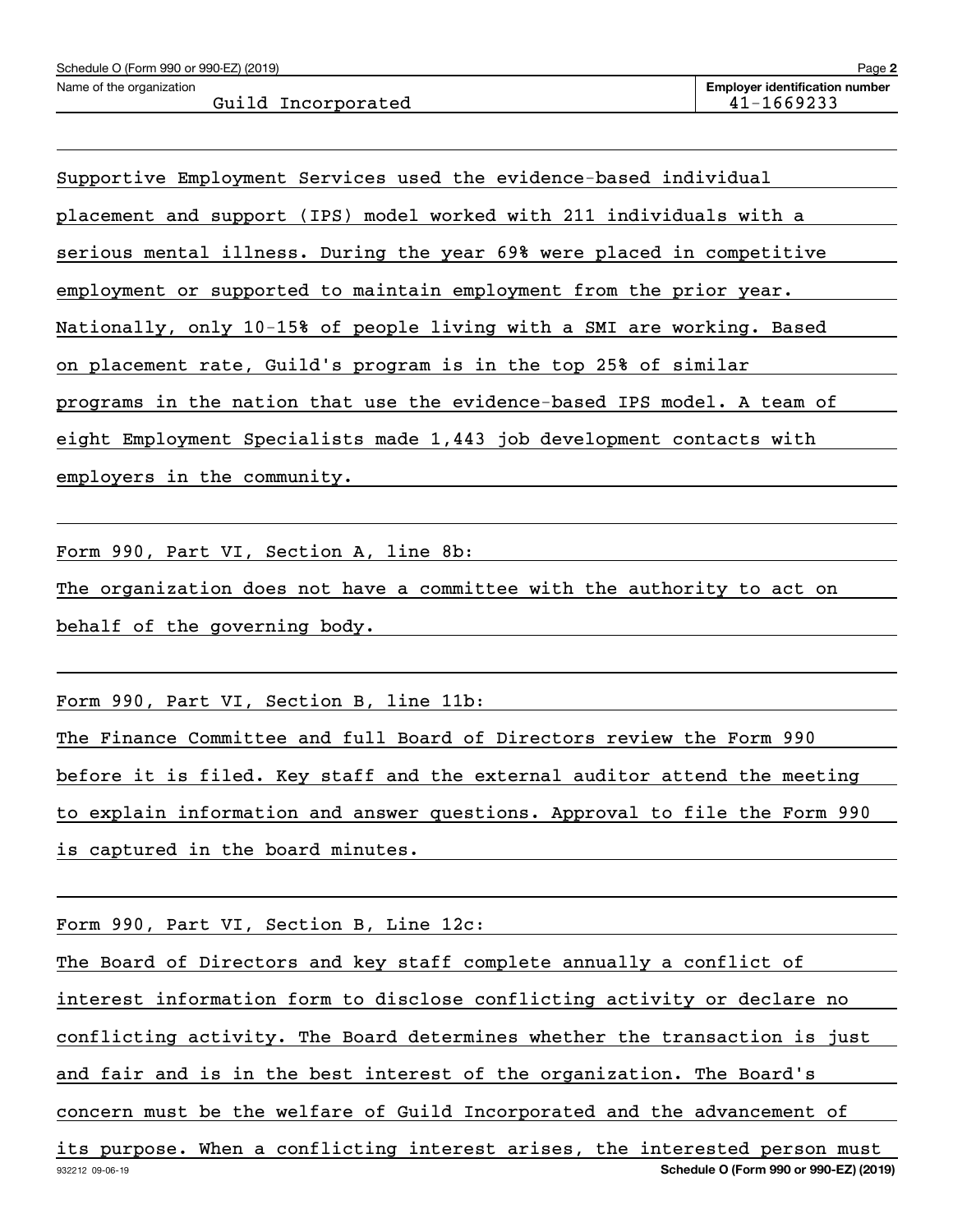Name of the organization: Guild Incorporated

Employer identification number: 41-1669233

Supportive Employment Services used the evidence-based individual placement and support (IPS) model worked with 211 individuals with a serious mental illness. During the year 69% were placed in competitive employment or supported to maintain employment from the prior year. Nationally, only 10-15% of people living with a SMI are working. Based on placement rate, Guild's program is in the top 25% of similar programs in the nation that use the evidence-based IPS model. A team of eight Employment Specialists made 1,443 job development contacts with employers in the community.

Form 990, Part VI, Section A, line 8b:

The organization does not have a committee with the authority to act on behalf of the governing body.

Form 990, Part VI, Section B, line 11b:

The Finance Committee and full Board of Directors review the Form 990 before it is filed. Key staff and the external auditor attend the meeting to explain information and answer questions. Approval to file the Form 990 is captured in the board minutes.

Form 990, Part VI, Section B, Line 12c:

The Board of Directors and key staff complete annually a conflict of interest information form to disclose conflicting activity or declare no conflicting activity. The Board determines whether the transaction is just and fair and is in the best interest of the organization. The Board's concern must be the welfare of Guild Incorporated and the advancement of its purpose. When a conflicting interest arises, the interested person must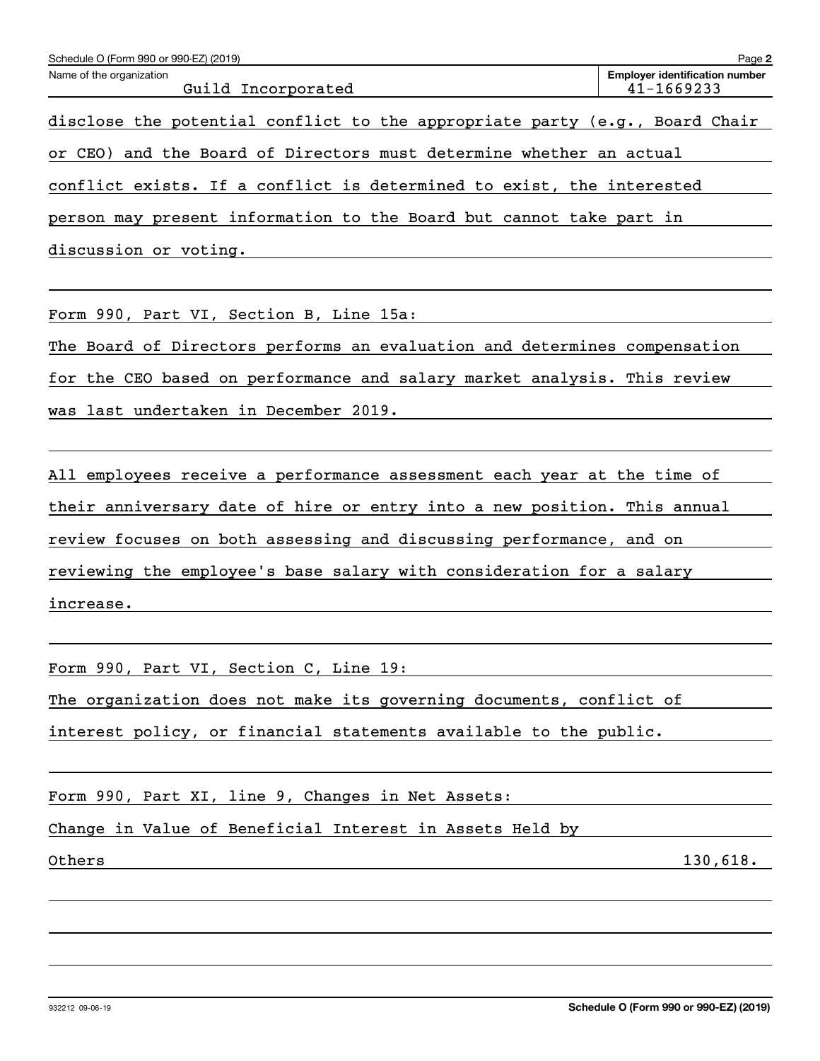Name of the organization: Guild Incorporated

Employer identification number: 41-1669233

disclose the potential conflict to the appropriate party (e.g., Board Chair or CEO) and the Board of Directors must determine whether an actual conflict exists. If a conflict is determined to exist, the interested person may present information to the Board but cannot take part in discussion or voting.

Form 990, Part VI, Section B, Line 15a:

The Board of Directors performs an evaluation and determines compensation for the CEO based on performance and salary market analysis. This review was last undertaken in December 2019.

All employees receive a performance assessment each year at the time of their anniversary date of hire or entry into a new position. This annual review focuses on both assessing and discussing performance, and on reviewing the employee's base salary with consideration for a salary increase.

Form 990, Part VI, Section C, Line 19:

The organization does not make its governing documents, conflict of interest policy, or financial statements available to the public.

Form 990, Part XI, line 9, Changes in Net Assets:

| | |
|---|---|
| Change in Value of Beneficial Interest in Assets Held by Others | 130,618. |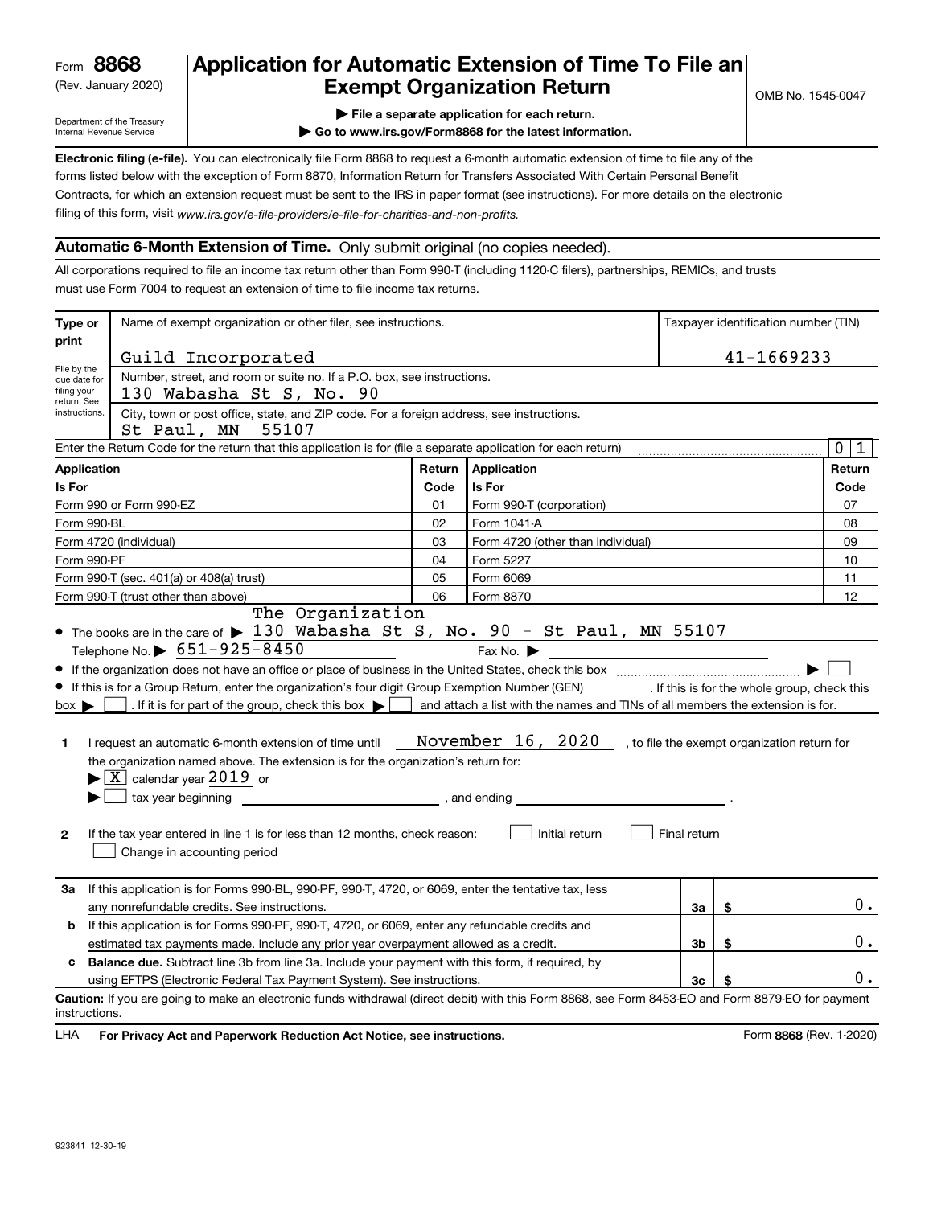Form **8868**
(Rev. January 2020)

Department of the Treasury
Internal Revenue Service

# Application for Automatic Extension of Time To File an Exempt Organization Return

▶ File a separate application for each return.

▶ Go to www.irs.gov/Form8868 for the latest information.

OMB No. 1545-0047

**Electronic filing (e-file).** You can electronically file Form 8868 to request a 6-month automatic extension of time to file any of the forms listed below with the exception of Form 8870, Information Return for Transfers Associated With Certain Personal Benefit Contracts, for which an extension request must be sent to the IRS in paper format (see instructions). For more details on the electronic filing of this form, visit *www.irs.gov/e-file-providers/e-file-for-charities-and-non-profits.*

## Automatic 6-Month Extension of Time. Only submit original (no copies needed).

All corporations required to file an income tax return other than Form 990-T (including 1120-C filers), partnerships, REMICs, and trusts must use Form 7004 to request an extension of time to file income tax returns.

**Type or print**

File by the due date for filing your return. See instructions.

Name of exempt organization or other filer, see instructions: Guild Incorporated

Taxpayer identification number (TIN): 41-1669233

Number, street, and room or suite no. If a P.O. box, see instructions: 130 Wabasha St S, No. 90

City, town or post office, state, and ZIP code. For a foreign address, see instructions: St Paul, MN 55107

Enter the Return Code for the return that this application is for (file a separate application for each return): 01

| Application Is For | Return Code | Application Is For | Return Code |
|---|---|---|---|
| Form 990 or Form 990-EZ | 01 | Form 990-T (corporation) | 07 |
| Form 990-BL | 02 | Form 1041-A | 08 |
| Form 4720 (individual) | 03 | Form 4720 (other than individual) | 09 |
| Form 990-PF | 04 | Form 5227 | 10 |
| Form 990-T (sec. 401(a) or 408(a) trust) | 05 | Form 6069 | 11 |
| Form 990-T (trust other than above) | 06 | Form 8870 | 12 |

- The books are in the care of ▶ The Organization 130 Wabasha St S, No. 90 - St Paul, MN 55107
  Telephone No. ▶ 651-925-8450 Fax No. ▶
- If the organization does not have an office or place of business in the United States, check this box ▶ ☐
- If this is for a Group Return, enter the organization's four digit Group Exemption Number (GEN) ________ . If this is for the whole group, check this box ▶ ☐ . If it is for part of the group, check this box ▶ ☐ and attach a list with the names and TINs of all members the extension is for.

**1** I request an automatic 6-month extension of time until November 16, 2020 , to file the exempt organization return for the organization named above. The extension is for the organization's return for:
▶ ☒ calendar year 2019 or
▶ ☐ tax year beginning ________________ , and ending ________________ .

**2** If the tax year entered in line 1 is for less than 12 months, check reason: ☐ Initial return ☐ Final return
☐ Change in accounting period

| | | | | |
|---|---|---|---|---|
| **3a** | If this application is for Forms 990-BL, 990-PF, 990-T, 4720, or 6069, enter the tentative tax, less any nonrefundable credits. See instructions. | 3a | $ | 0. |
| **b** | If this application is for Forms 990-PF, 990-T, 4720, or 6069, enter any refundable credits and estimated tax payments made. Include any prior year overpayment allowed as a credit. | 3b | $ | 0. |
| **c** | **Balance due.** Subtract line 3b from line 3a. Include your payment with this form, if required, by using EFTPS (Electronic Federal Tax Payment System). See instructions. | 3c | $ | 0. |

**Caution:** If you are going to make an electronic funds withdrawal (direct debit) with this Form 8868, see Form 8453-EO and Form 8879-EO for payment instructions.

LHA **For Privacy Act and Paperwork Reduction Act Notice, see instructions.** Form **8868** (Rev. 1-2020)

923841 12-30-19